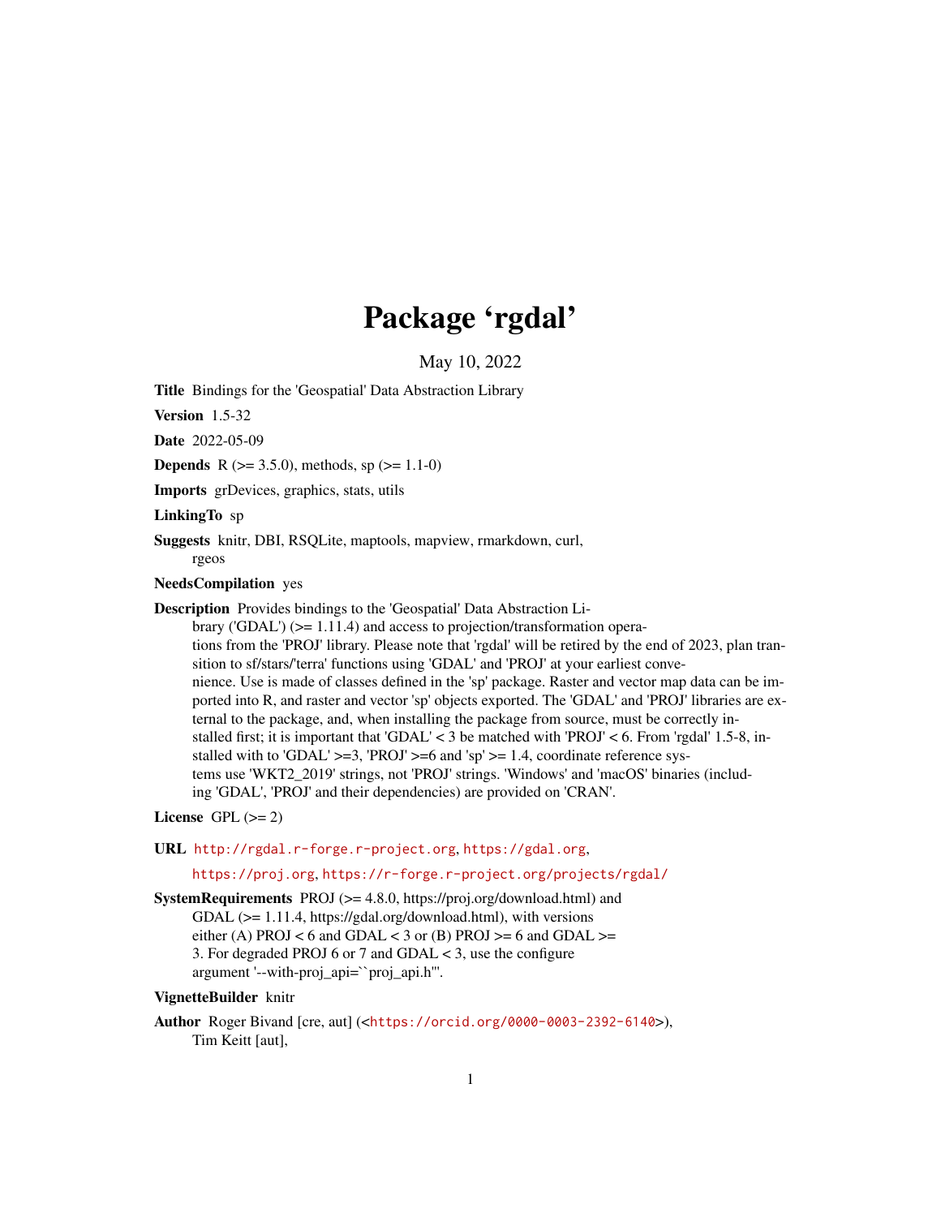# Package 'rgdal'

May 10, 2022

**Title** Bindings for the 'Geospatial' Data Abstraction Library

**Version** 1.5-32

**Date** 2022-05-09

**Depends** R (>= 3.5.0), methods, sp (>= 1.1-0)

**Imports** grDevices, graphics, stats, utils

**LinkingTo** sp

**Suggests** knitr, DBI, RSQLite, maptools, mapview, rmarkdown, curl, rgeos

**NeedsCompilation** yes

**Description** Provides bindings to the 'Geospatial' Data Abstraction Library ('GDAL') (>= 1.11.4) and access to projection/transformation operations from the 'PROJ' library. Please note that 'rgdal' will be retired by the end of 2023, plan transition to sf/stars/'terra' functions using 'GDAL' and 'PROJ' at your earliest convenience. Use is made of classes defined in the 'sp' package. Raster and vector map data can be imported into R, and raster and vector 'sp' objects exported. The 'GDAL' and 'PROJ' libraries are external to the package, and, when installing the package from source, must be correctly installed first; it is important that 'GDAL' < 3 be matched with 'PROJ' < 6. From 'rgdal' 1.5-8, installed with to 'GDAL' >=3, 'PROJ' >=6 and 'sp' >= 1.4, coordinate reference systems use 'WKT2_2019' strings, not 'PROJ' strings. 'Windows' and 'macOS' binaries (including 'GDAL', 'PROJ' and their dependencies) are provided on 'CRAN'.

**License** GPL (>= 2)

**URL** http://rgdal.r-forge.r-project.org, https://gdal.org, https://proj.org, https://r-forge.r-project.org/projects/rgdal/

**SystemRequirements** PROJ (>= 4.8.0, https://proj.org/download.html) and GDAL (>= 1.11.4, https://gdal.org/download.html), with versions either (A) PROJ < 6 and GDAL < 3 or (B) PROJ >= 6 and GDAL >= 3. For degraded PROJ 6 or 7 and GDAL < 3, use the configure argument '--with-proj_api=``proj_api.h"'.

**VignetteBuilder** knitr

**Author** Roger Bivand [cre, aut] (<https://orcid.org/0000-0003-2392-6140>), Tim Keitt [aut],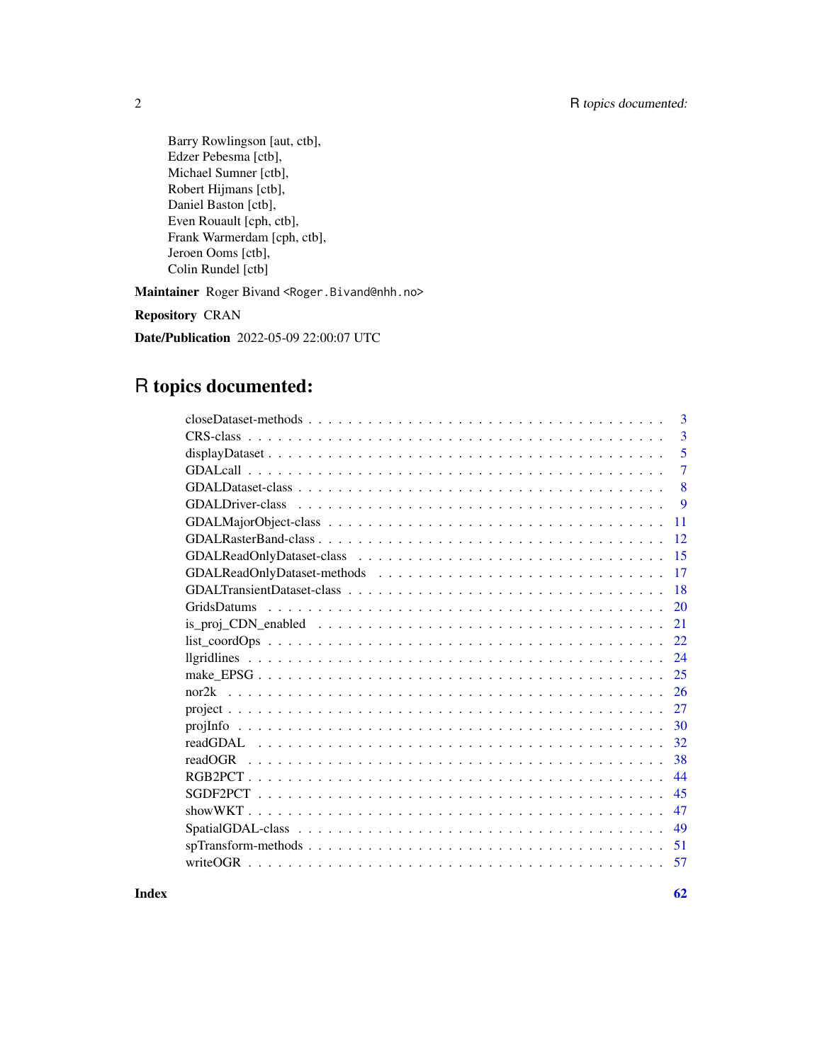Barry Rowlingson [aut, ctb],
Edzer Pebesma [ctb],
Michael Sumner [ctb],
Robert Hijmans [ctb],
Daniel Baston [ctb],
Even Rouault [cph, ctb],
Frank Warmerdam [cph, ctb],
Jeroen Ooms [ctb],
Colin Rundel [ctb]

**Maintainer** Roger Bivand <Roger.Bivand@nhh.no>

**Repository** CRAN

**Date/Publication** 2022-05-09 22:00:07 UTC

# R topics documented:

| | |
|---|---|
| closeDataset-methods | 3 |
| CRS-class | 3 |
| displayDataset | 5 |
| GDALcall | 7 |
| GDALDataset-class | 8 |
| GDALDriver-class | 9 |
| GDALMajorObject-class | 11 |
| GDALRasterBand-class | 12 |
| GDALReadOnlyDataset-class | 15 |
| GDALReadOnlyDataset-methods | 17 |
| GDALTransientDataset-class | 18 |
| GridsDatums | 20 |
| is_proj_CDN_enabled | 21 |
| list_coordOps | 22 |
| llgridlines | 24 |
| make_EPSG | 25 |
| nor2k | 26 |
| project | 27 |
| projInfo | 30 |
| readGDAL | 32 |
| readOGR | 38 |
| RGB2PCT | 44 |
| SGDF2PCT | 45 |
| showWKT | 47 |
| SpatialGDAL-class | 49 |
| spTransform-methods | 51 |
| writeOGR | 57 |
| **Index** | **62** |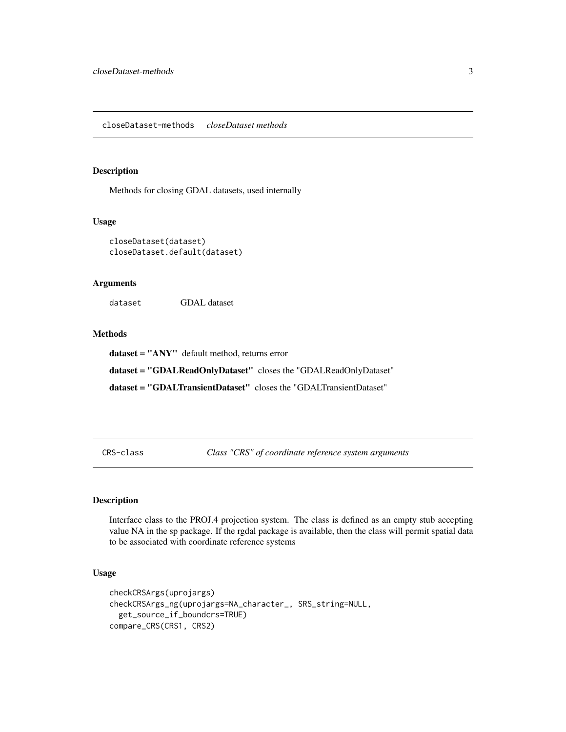## closeDataset-methods *closeDataset methods*

### Description

Methods for closing GDAL datasets, used internally

### Usage

```
closeDataset(dataset)
closeDataset.default(dataset)
```

### Arguments

| | |
|---|---|
| dataset | GDAL dataset |

### Methods

**dataset = "ANY"** default method, returns error

**dataset = "GDALReadOnlyDataset"** closes the "GDALReadOnlyDataset"

**dataset = "GDALTransientDataset"** closes the "GDALTransientDataset"

## CRS-class *Class "CRS" of coordinate reference system arguments*

### Description

Interface class to the PROJ.4 projection system. The class is defined as an empty stub accepting value NA in the sp package. If the rgdal package is available, then the class will permit spatial data to be associated with coordinate reference systems

### Usage

```
checkCRSArgs(uprojargs)
checkCRSArgs_ng(uprojargs=NA_character_, SRS_string=NULL,
  get_source_if_boundcrs=TRUE)
compare_CRS(CRS1, CRS2)
```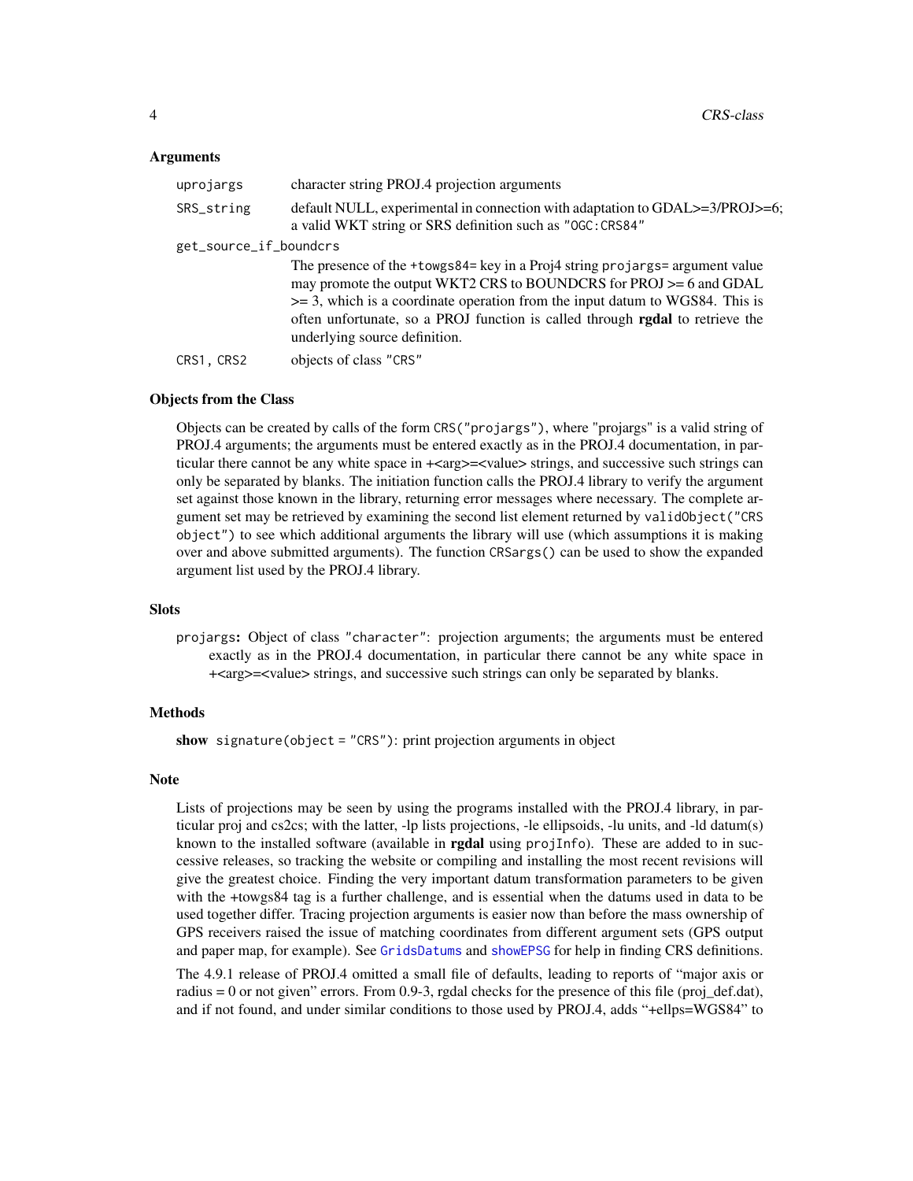### Arguments

| | |
|---|---|
| `uprojargs` | character string PROJ.4 projection arguments |
| `SRS_string` | default NULL, experimental in connection with adaptation to GDAL>=3/PROJ>=6; a valid WKT string or SRS definition such as `"OGC:CRS84"` |
| `get_source_if_boundcrs` | The presence of the `+towgs84=` key in a Proj4 string `projargs=` argument value may promote the output WKT2 CRS to BOUNDCRS for PROJ >= 6 and GDAL >= 3, which is a coordinate operation from the input datum to WGS84. This is often unfortunate, so a PROJ function is called through **rgdal** to retrieve the underlying source definition. |
| `CRS1, CRS2` | objects of class `"CRS"` |

### Objects from the Class

Objects can be created by calls of the form `CRS("projargs")`, where "projargs" is a valid string of PROJ.4 arguments; the arguments must be entered exactly as in the PROJ.4 documentation, in particular there cannot be any white space in +<arg>=<value> strings, and successive such strings can only be separated by blanks. The initiation function calls the PROJ.4 library to verify the argument set against those known in the library, returning error messages where necessary. The complete argument set may be retrieved by examining the second list element returned by `validObject("CRS object")` to see which additional arguments the library will use (which assumptions it is making over and above submitted arguments). The function `CRSargs()` can be used to show the expanded argument list used by the PROJ.4 library.

### Slots

`projargs`: Object of class `"character"`: projection arguments; the arguments must be entered exactly as in the PROJ.4 documentation, in particular there cannot be any white space in +<arg>=<value> strings, and successive such strings can only be separated by blanks.

### Methods

**show** `signature(object = "CRS")`: print projection arguments in object

### Note

Lists of projections may be seen by using the programs installed with the PROJ.4 library, in particular proj and cs2cs; with the latter, -lp lists projections, -le ellipsoids, -lu units, and -ld datum(s) known to the installed software (available in **rgdal** using `projInfo`). These are added to in successive releases, so tracking the website or compiling and installing the most recent revisions will give the greatest choice. Finding the very important datum transformation parameters to be given with the +towgs84 tag is a further challenge, and is essential when the datums used in data to be used together differ. Tracing projection arguments is easier now than before the mass ownership of GPS receivers raised the issue of matching coordinates from different argument sets (GPS output and paper map, for example). See `GridsDatums` and `showEPSG` for help in finding CRS definitions.

The 4.9.1 release of PROJ.4 omitted a small file of defaults, leading to reports of "major axis or radius = 0 or not given" errors. From 0.9-3, rgdal checks for the presence of this file (proj_def.dat), and if not found, and under similar conditions to those used by PROJ.4, adds "+ellps=WGS84" to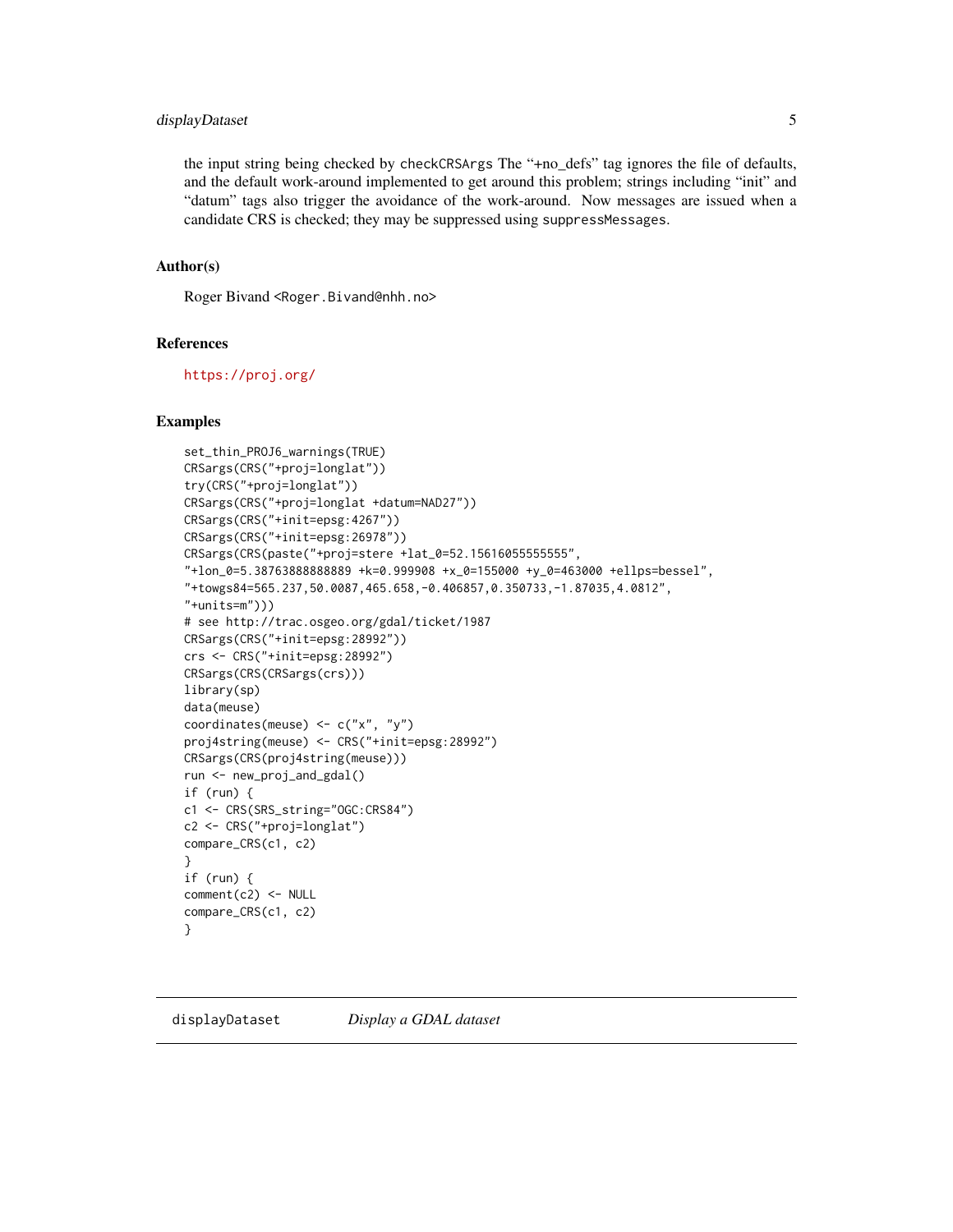the input string being checked by `checkCRSArgs` The "+no_defs" tag ignores the file of defaults, and the default work-around implemented to get around this problem; strings including "init" and "datum" tags also trigger the avoidance of the work-around. Now messages are issued when a candidate CRS is checked; they may be suppressed using `suppressMessages`.

### Author(s)

Roger Bivand <Roger.Bivand@nhh.no>

### References

https://proj.org/

### Examples

```
set_thin_PROJ6_warnings(TRUE)
CRSargs(CRS("+proj=longlat"))
try(CRS("+proj=longlat"))
CRSargs(CRS("+proj=longlat +datum=NAD27"))
CRSargs(CRS("+init=epsg:4267"))
CRSargs(CRS("+init=epsg:26978"))
CRSargs(CRS(paste("+proj=stere +lat_0=52.15616055555555",
"+lon_0=5.38763888888889 +k=0.999908 +x_0=155000 +y_0=463000 +ellps=bessel",
"+towgs84=565.237,50.0087,465.658,-0.406857,0.350733,-1.87035,4.0812",
"+units=m")))
# see http://trac.osgeo.org/gdal/ticket/1987
CRSargs(CRS("+init=epsg:28992"))
crs <- CRS("+init=epsg:28992")
CRSargs(CRS(CRSargs(crs)))
library(sp)
data(meuse)
coordinates(meuse) <- c("x", "y")
proj4string(meuse) <- CRS("+init=epsg:28992")
CRSargs(CRS(proj4string(meuse)))
run <- new_proj_and_gdal()
if (run) {
c1 <- CRS(SRS_string="OGC:CRS84")
c2 <- CRS("+proj=longlat")
compare_CRS(c1, c2)
}
if (run) {
comment(c2) <- NULL
compare_CRS(c1, c2)
}
```

## displayDataset *Display a GDAL dataset*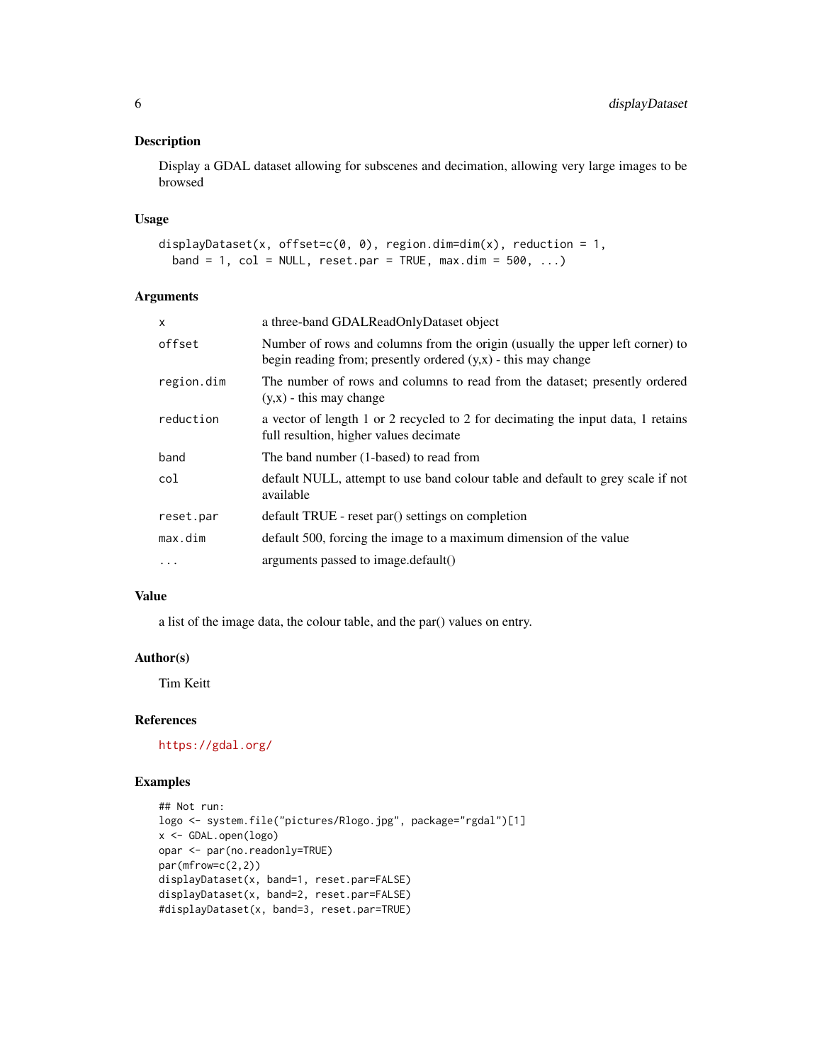## Description

Display a GDAL dataset allowing for subscenes and decimation, allowing very large images to be browsed

## Usage

```
displayDataset(x, offset=c(0, 0), region.dim=dim(x), reduction = 1,
  band = 1, col = NULL, reset.par = TRUE, max.dim = 500, ...)
```

## Arguments

| | |
|---|---|
| `x` | a three-band GDALReadOnlyDataset object |
| `offset` | Number of rows and columns from the origin (usually the upper left corner) to begin reading from; presently ordered (y,x) - this may change |
| `region.dim` | The number of rows and columns to read from the dataset; presently ordered (y,x) - this may change |
| `reduction` | a vector of length 1 or 2 recycled to 2 for decimating the input data, 1 retains full resultion, higher values decimate |
| `band` | The band number (1-based) to read from |
| `col` | default NULL, attempt to use band colour table and default to grey scale if not available |
| `reset.par` | default TRUE - reset par() settings on completion |
| `max.dim` | default 500, forcing the image to a maximum dimension of the value |
| `...` | arguments passed to image.default() |

## Value

a list of the image data, the colour table, and the par() values on entry.

## Author(s)

Tim Keitt

## References

https://gdal.org/

## Examples

```
## Not run:
logo <- system.file("pictures/Rlogo.jpg", package="rgdal")[1]
x <- GDAL.open(logo)
opar <- par(no.readonly=TRUE)
par(mfrow=c(2,2))
displayDataset(x, band=1, reset.par=FALSE)
displayDataset(x, band=2, reset.par=FALSE)
#displayDataset(x, band=3, reset.par=TRUE)
```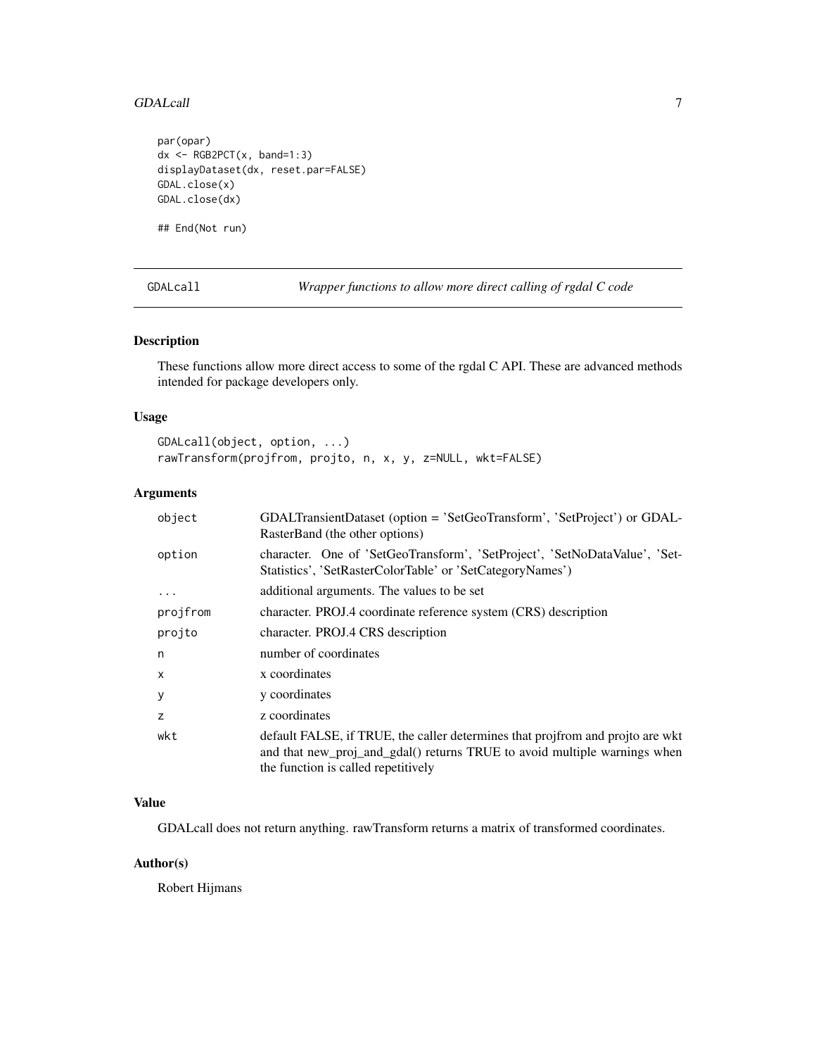```
par(opar)
dx <- RGB2PCT(x, band=1:3)
displayDataset(dx, reset.par=FALSE)
GDAL.close(x)
GDAL.close(dx)

## End(Not run)
```

---

## GDALcall — *Wrapper functions to allow more direct calling of rgdal C code*

### Description

These functions allow more direct access to some of the rgdal C API. These are advanced methods intended for package developers only.

### Usage

```
GDALcall(object, option, ...)
rawTransform(projfrom, projto, n, x, y, z=NULL, wkt=FALSE)
```

### Arguments

| | |
|---|---|
| `object` | GDALTransientDataset (option = 'SetGeoTransform', 'SetProject') or GDAL-RasterBand (the other options) |
| `option` | character. One of 'SetGeoTransform', 'SetProject', 'SetNoDataValue', 'Set-Statistics', 'SetRasterColorTable' or 'SetCategoryNames') |
| `...` | additional arguments. The values to be set |
| `projfrom` | character. PROJ.4 coordinate reference system (CRS) description |
| `projto` | character. PROJ.4 CRS description |
| `n` | number of coordinates |
| `x` | x coordinates |
| `y` | y coordinates |
| `z` | z coordinates |
| `wkt` | default FALSE, if TRUE, the caller determines that projfrom and projto are wkt and that new_proj_and_gdal() returns TRUE to avoid multiple warnings when the function is called repetitively |

### Value

GDALcall does not return anything. rawTransform returns a matrix of transformed coordinates.

### Author(s)

Robert Hijmans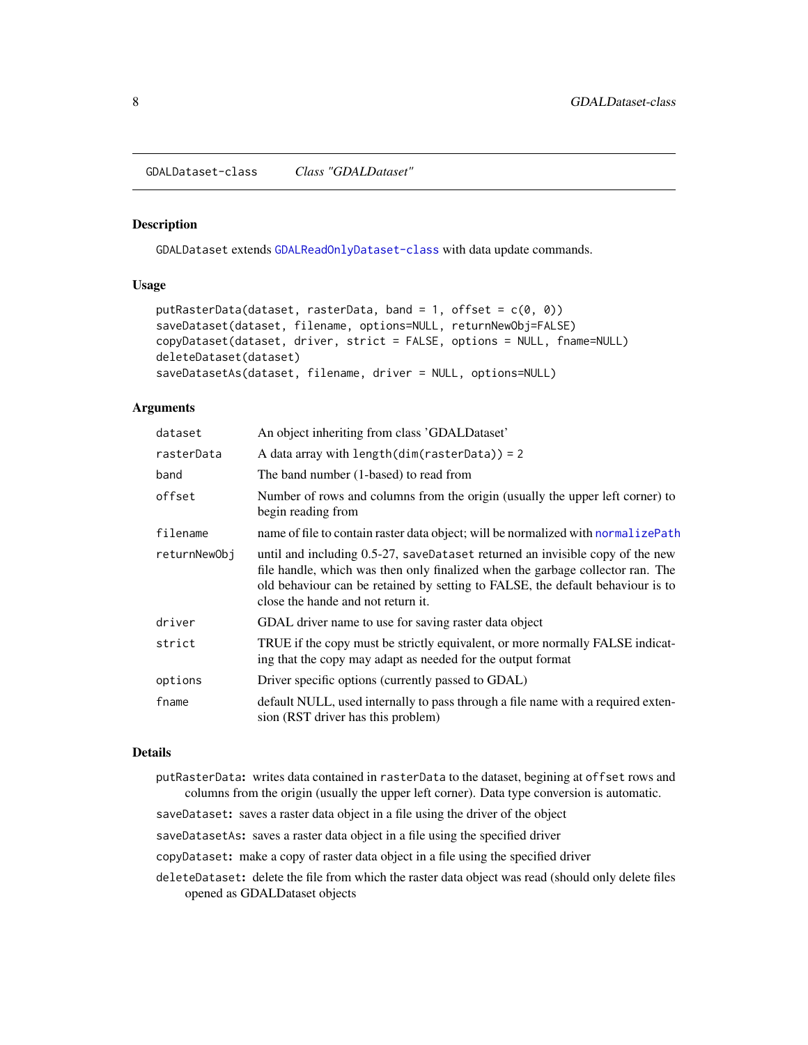GDALDataset-class *Class "GDALDataset"*

## Description

GDALDataset extends GDALReadOnlyDataset-class with data update commands.

## Usage

```
putRasterData(dataset, rasterData, band = 1, offset = c(0, 0))
saveDataset(dataset, filename, options=NULL, returnNewObj=FALSE)
copyDataset(dataset, driver, strict = FALSE, options = NULL, fname=NULL)
deleteDataset(dataset)
saveDatasetAs(dataset, filename, driver = NULL, options=NULL)
```

## Arguments

| | |
|---|---|
| dataset | An object inheriting from class 'GDALDataset' |
| rasterData | A data array with length(dim(rasterData)) = 2 |
| band | The band number (1-based) to read from |
| offset | Number of rows and columns from the origin (usually the upper left corner) to begin reading from |
| filename | name of file to contain raster data object; will be normalized with normalizePath |
| returnNewObj | until and including 0.5-27, saveDataset returned an invisible copy of the new file handle, which was then only finalized when the garbage collector ran. The old behaviour can be retained by setting to FALSE, the default behaviour is to close the hande and not return it. |
| driver | GDAL driver name to use for saving raster data object |
| strict | TRUE if the copy must be strictly equivalent, or more normally FALSE indicating that the copy may adapt as needed for the output format |
| options | Driver specific options (currently passed to GDAL) |
| fname | default NULL, used internally to pass through a file name with a required extension (RST driver has this problem) |

## Details

**putRasterData:** writes data contained in rasterData to the dataset, begining at offset rows and columns from the origin (usually the upper left corner). Data type conversion is automatic.

**saveDataset:** saves a raster data object in a file using the driver of the object

**saveDatasetAs:** saves a raster data object in a file using the specified driver

**copyDataset:** make a copy of raster data object in a file using the specified driver

**deleteDataset:** delete the file from which the raster data object was read (should only delete files opened as GDALDataset objects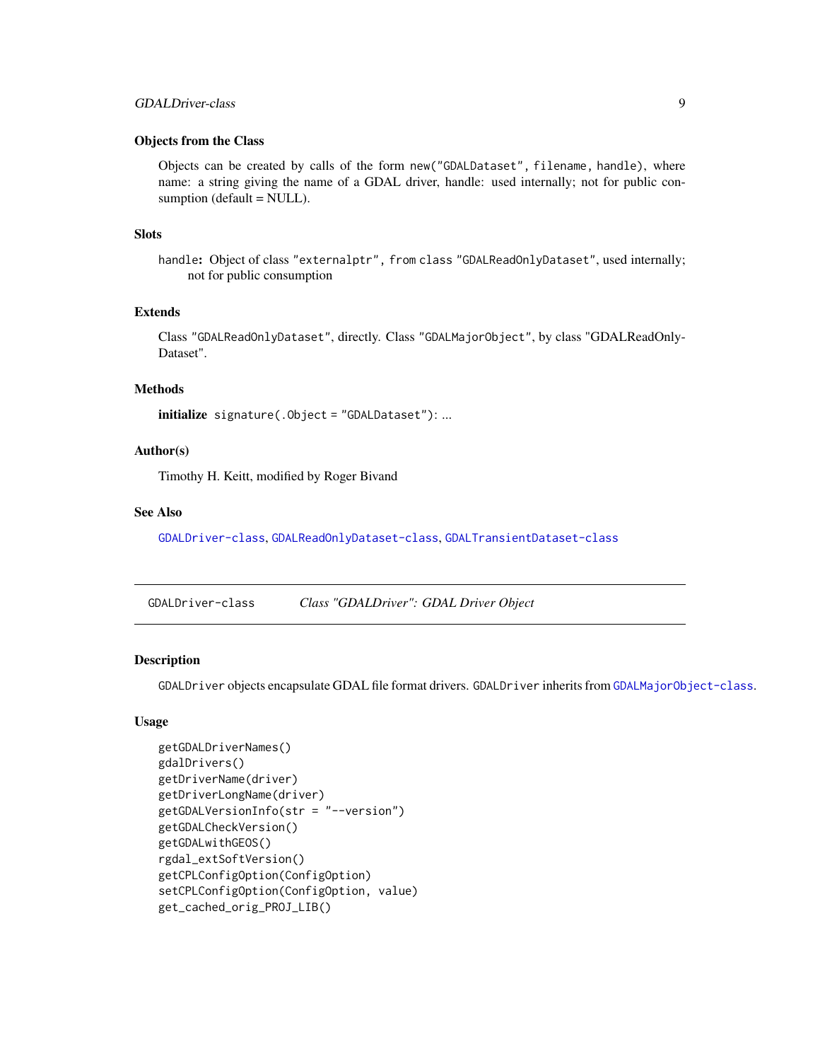### Objects from the Class

Objects can be created by calls of the form `new("GDALDataset", filename, handle)`, where name: a string giving the name of a GDAL driver, handle: used internally; not for public consumption (default = NULL).

### Slots

**`handle`:** Object of class `"externalptr"`, from class `"GDALReadOnlyDataset"`, used internally; not for public consumption

### Extends

Class `"GDALReadOnlyDataset"`, directly. Class `"GDALMajorObject"`, by class "GDALReadOnlyDataset".

### Methods

**initialize** `signature(.Object = "GDALDataset")`: ...

### Author(s)

Timothy H. Keitt, modified by Roger Bivand

### See Also

`GDALDriver-class`, `GDALReadOnlyDataset-class`, `GDALTransientDataset-class`

---

## `GDALDriver-class` *Class "GDALDriver": GDAL Driver Object*

---

### Description

`GDALDriver` objects encapsulate GDAL file format drivers. `GDALDriver` inherits from `GDALMajorObject-class`.

### Usage

```
getGDALDriverNames()
gdalDrivers()
getDriverName(driver)
getDriverLongName(driver)
getGDALVersionInfo(str = "--version")
getGDALCheckVersion()
getGDALwithGEOS()
rgdal_extSoftVersion()
getCPLConfigOption(ConfigOption)
setCPLConfigOption(ConfigOption, value)
get_cached_orig_PROJ_LIB()
```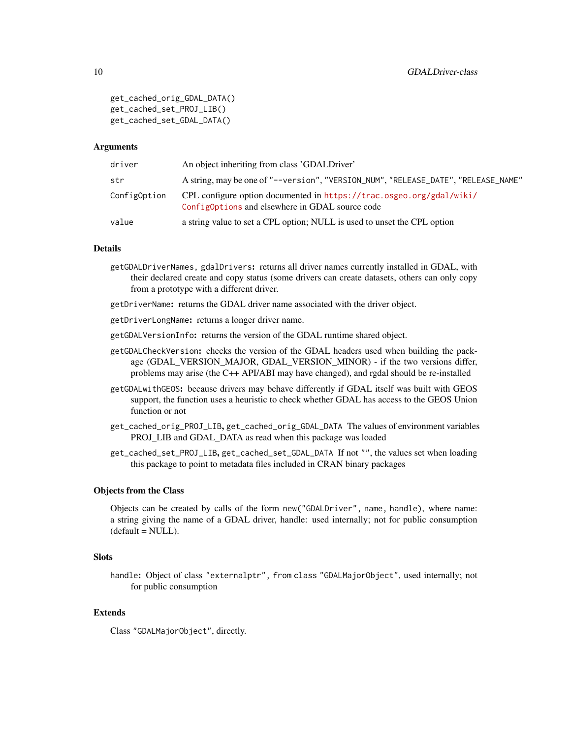```
get_cached_orig_GDAL_DATA()
get_cached_set_PROJ_LIB()
get_cached_set_GDAL_DATA()
```

## Arguments

| | |
|---|---|
| driver | An object inheriting from class 'GDALDriver' |
| str | A string, may be one of "--version", "VERSION_NUM", "RELEASE_DATE", "RELEASE_NAME" |
| ConfigOption | CPL configure option documented in https://trac.osgeo.org/gdal/wiki/ConfigOptions and elsewhere in GDAL source code |
| value | a string value to set a CPL option; NULL is used to unset the CPL option |

## Details

**getGDALDriverNames, gdalDrivers:** returns all driver names currently installed in GDAL, with their declared create and copy status (some drivers can create datasets, others can only copy from a prototype with a different driver.

**getDriverName:** returns the GDAL driver name associated with the driver object.

**getDriverLongName:** returns a longer driver name.

**getGDALVersionInfo:** returns the version of the GDAL runtime shared object.

**getGDALCheckVersion:** checks the version of the GDAL headers used when building the package (GDAL_VERSION_MAJOR, GDAL_VERSION_MINOR) - if the two versions differ, problems may arise (the C++ API/ABI may have changed), and rgdal should be re-installed

**getGDALwithGEOS:** because drivers may behave differently if GDAL itself was built with GEOS support, the function uses a heuristic to check whether GDAL has access to the GEOS Union function or not

**get_cached_orig_PROJ_LIB, get_cached_orig_GDAL_DATA** The values of environment variables PROJ_LIB and GDAL_DATA as read when this package was loaded

**get_cached_set_PROJ_LIB, get_cached_set_GDAL_DATA** If not "", the values set when loading this package to point to metadata files included in CRAN binary packages

## Objects from the Class

Objects can be created by calls of the form `new("GDALDriver", name, handle)`, where name: a string giving the name of a GDAL driver, handle: used internally; not for public consumption (default = NULL).

## Slots

**handle:** Object of class "externalptr", from class "GDALMajorObject", used internally; not for public consumption

## Extends

Class "GDALMajorObject", directly.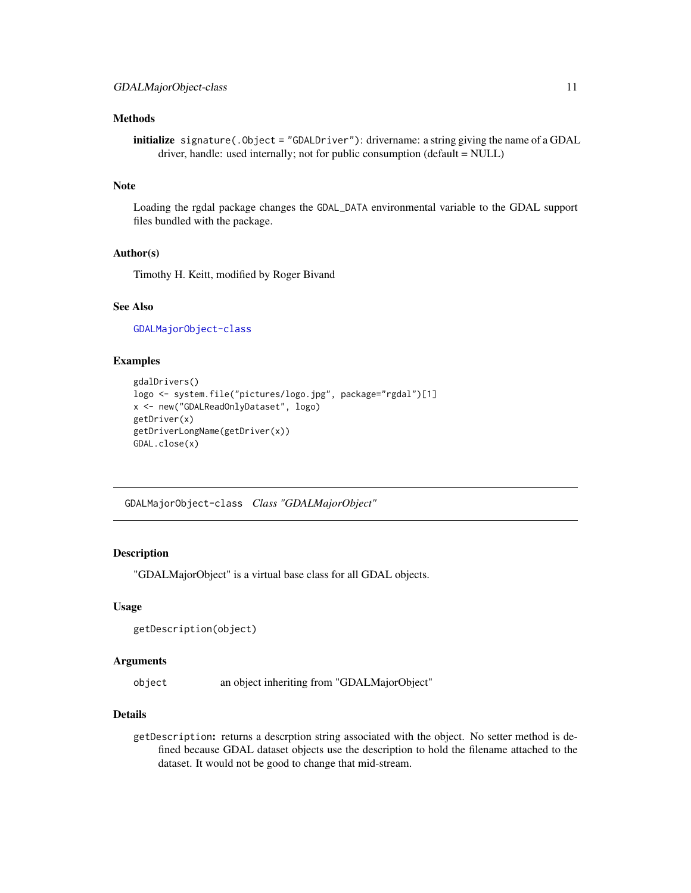### Methods

**initialize** `signature(.Object = "GDALDriver")`: drivername: a string giving the name of a GDAL driver, handle: used internally; not for public consumption (default = NULL)

### Note

Loading the rgdal package changes the `GDAL_DATA` environmental variable to the GDAL support files bundled with the package.

### Author(s)

Timothy H. Keitt, modified by Roger Bivand

### See Also

`GDALMajorObject-class`

### Examples

```
gdalDrivers()
logo <- system.file("pictures/logo.jpg", package="rgdal")[1]
x <- new("GDALReadOnlyDataset", logo)
getDriver(x)
getDriverLongName(getDriver(x))
GDAL.close(x)
```

---

## GDALMajorObject-class *Class "GDALMajorObject"*

### Description

"GDALMajorObject" is a virtual base class for all GDAL objects.

### Usage

```
getDescription(object)
```

### Arguments

| | |
|---|---|
| `object` | an object inheriting from "GDALMajorObject" |

### Details

`getDescription`**:** returns a descrption string associated with the object. No setter method is defined because GDAL dataset objects use the description to hold the filename attached to the dataset. It would not be good to change that mid-stream.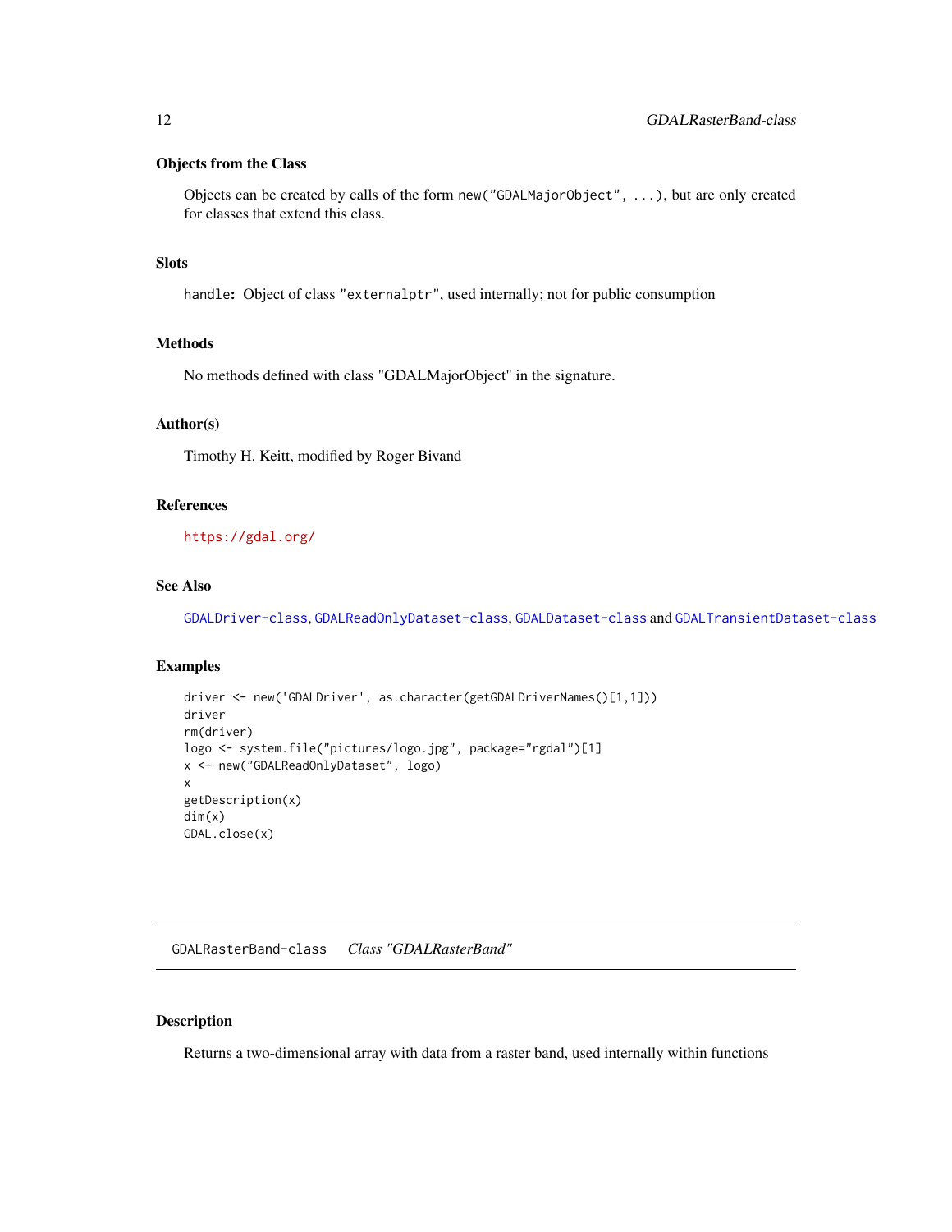### Objects from the Class

Objects can be created by calls of the form `new("GDALMajorObject", ...)`, but are only created for classes that extend this class.

### Slots

`handle`**:** Object of class `"externalptr"`, used internally; not for public consumption

### Methods

No methods defined with class "GDALMajorObject" in the signature.

### Author(s)

Timothy H. Keitt, modified by Roger Bivand

### References

https://gdal.org/

### See Also

`GDALDriver-class`, `GDALReadOnlyDataset-class`, `GDALDataset-class` and `GDALTransientDataset-class`

### Examples

```
driver <- new('GDALDriver', as.character(getGDALDriverNames()[1,1]))
driver
rm(driver)
logo <- system.file("pictures/logo.jpg", package="rgdal")[1]
x <- new("GDALReadOnlyDataset", logo)
x
getDescription(x)
dim(x)
GDAL.close(x)
```

---

## GDALRasterBand-class    *Class "GDALRasterBand"*

---

### Description

Returns a two-dimensional array with data from a raster band, used internally within functions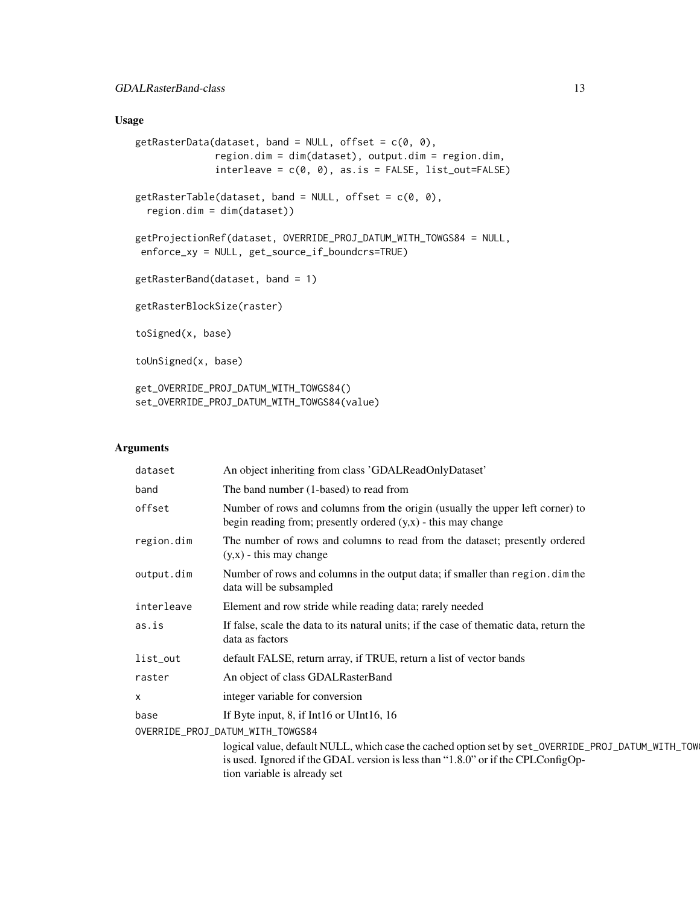## Usage

```
getRasterData(dataset, band = NULL, offset = c(0, 0),
              region.dim = dim(dataset), output.dim = region.dim,
              interleave = c(0, 0), as.is = FALSE, list_out=FALSE)

getRasterTable(dataset, band = NULL, offset = c(0, 0),
  region.dim = dim(dataset))

getProjectionRef(dataset, OVERRIDE_PROJ_DATUM_WITH_TOWGS84 = NULL,
 enforce_xy = NULL, get_source_if_boundcrs=TRUE)

getRasterBand(dataset, band = 1)

getRasterBlockSize(raster)

toSigned(x, base)

toUnSigned(x, base)

get_OVERRIDE_PROJ_DATUM_WITH_TOWGS84()
set_OVERRIDE_PROJ_DATUM_WITH_TOWGS84(value)
```

## Arguments

| | |
|---|---|
| dataset | An object inheriting from class 'GDALReadOnlyDataset' |
| band | The band number (1-based) to read from |
| offset | Number of rows and columns from the origin (usually the upper left corner) to begin reading from; presently ordered (y,x) - this may change |
| region.dim | The number of rows and columns to read from the dataset; presently ordered (y,x) - this may change |
| output.dim | Number of rows and columns in the output data; if smaller than region.dim the data will be subsampled |
| interleave | Element and row stride while reading data; rarely needed |
| as.is | If false, scale the data to its natural units; if the case of thematic data, return the data as factors |
| list_out | default FALSE, return array, if TRUE, return a list of vector bands |
| raster | An object of class GDALRasterBand |
| x | integer variable for conversion |
| base | If Byte input, 8, if Int16 or UInt16, 16 |
| OVERRIDE_PROJ_DATUM_WITH_TOWGS84 | logical value, default NULL, which case the cached option set by set_OVERRIDE_PROJ_DATUM_WITH_TOWGS84 is used. Ignored if the GDAL version is less than "1.8.0" or if the CPLConfigOption variable is already set |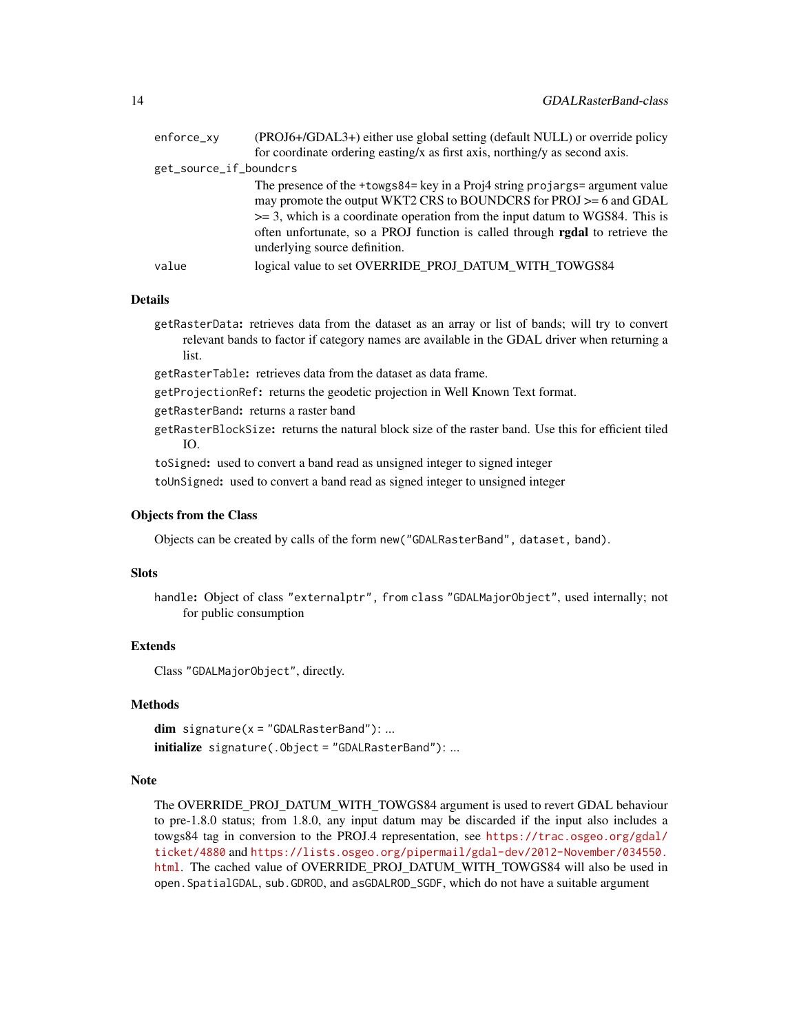enforce_xy
: (PROJ6+/GDAL3+) either use global setting (default NULL) or override policy for coordinate ordering easting/x as first axis, northing/y as second axis.

get_source_if_boundcrs
: The presence of the `+towgs84=` key in a Proj4 string `projargs=` argument value may promote the output WKT2 CRS to BOUNDCRS for PROJ >= 6 and GDAL >= 3, which is a coordinate operation from the input datum to WGS84. This is often unfortunate, so a PROJ function is called through **rgdal** to retrieve the underlying source definition.

value
: logical value to set OVERRIDE_PROJ_DATUM_WITH_TOWGS84

### Details

`getRasterData`: retrieves data from the dataset as an array or list of bands; will try to convert relevant bands to factor if category names are available in the GDAL driver when returning a list.

`getRasterTable`: retrieves data from the dataset as data frame.

`getProjectionRef`: returns the geodetic projection in Well Known Text format.

`getRasterBand`: returns a raster band

`getRasterBlockSize`: returns the natural block size of the raster band. Use this for efficient tiled IO.

`toSigned`: used to convert a band read as unsigned integer to signed integer

`toUnSigned`: used to convert a band read as signed integer to unsigned integer

### Objects from the Class

Objects can be created by calls of the form `new("GDALRasterBand", dataset, band)`.

### Slots

`handle`: Object of class `"externalptr"`, from class `"GDALMajorObject"`, used internally; not for public consumption

### Extends

Class `"GDALMajorObject"`, directly.

### Methods

**dim** `signature(x = "GDALRasterBand")`: ...

**initialize** `signature(.Object = "GDALRasterBand")`: ...

### Note

The OVERRIDE_PROJ_DATUM_WITH_TOWGS84 argument is used to revert GDAL behaviour to pre-1.8.0 status; from 1.8.0, any input datum may be discarded if the input also includes a towgs84 tag in conversion to the PROJ.4 representation, see https://trac.osgeo.org/gdal/ticket/4880 and https://lists.osgeo.org/pipermail/gdal-dev/2012-November/034550.html. The cached value of OVERRIDE_PROJ_DATUM_WITH_TOWGS84 will also be used in `open.SpatialGDAL`, `sub.GDROD`, and `asGDALROD_SGDF`, which do not have a suitable argument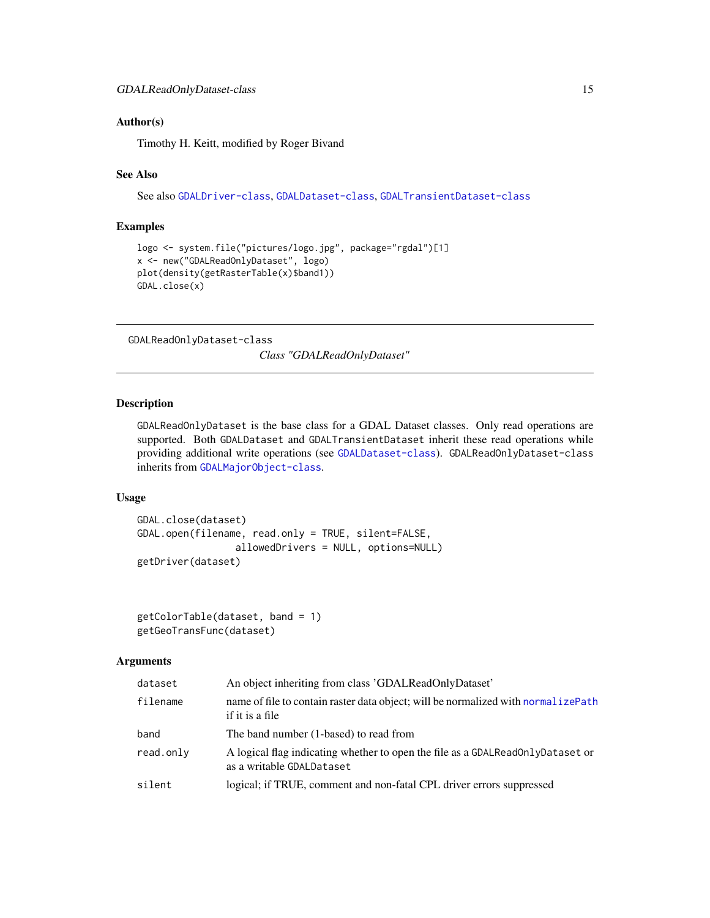## Author(s)

Timothy H. Keitt, modified by Roger Bivand

## See Also

See also GDALDriver-class, GDALDataset-class, GDALTransientDataset-class

## Examples

```
logo <- system.file("pictures/logo.jpg", package="rgdal")[1]
x <- new("GDALReadOnlyDataset", logo)
plot(density(getRasterTable(x)$band1))
GDAL.close(x)
```

---

GDALReadOnlyDataset-class

# *Class "GDALReadOnlyDataset"*

---

## Description

GDALReadOnlyDataset is the base class for a GDAL Dataset classes. Only read operations are supported. Both GDALDataset and GDALTransientDataset inherit these read operations while providing additional write operations (see GDALDataset-class). GDALReadOnlyDataset-class inherits from GDALMajorObject-class.

## Usage

```
GDAL.close(dataset)
GDAL.open(filename, read.only = TRUE, silent=FALSE,
               allowedDrivers = NULL, options=NULL)
getDriver(dataset)



getColorTable(dataset, band = 1)
getGeoTransFunc(dataset)
```

## Arguments

| | |
|---|---|
| dataset | An object inheriting from class 'GDALReadOnlyDataset' |
| filename | name of file to contain raster data object; will be normalized with normalizePath if it is a file |
| band | The band number (1-based) to read from |
| read.only | A logical flag indicating whether to open the file as a GDALReadOnlyDataset or as a writable GDALDataset |
| silent | logical; if TRUE, comment and non-fatal CPL driver errors suppressed |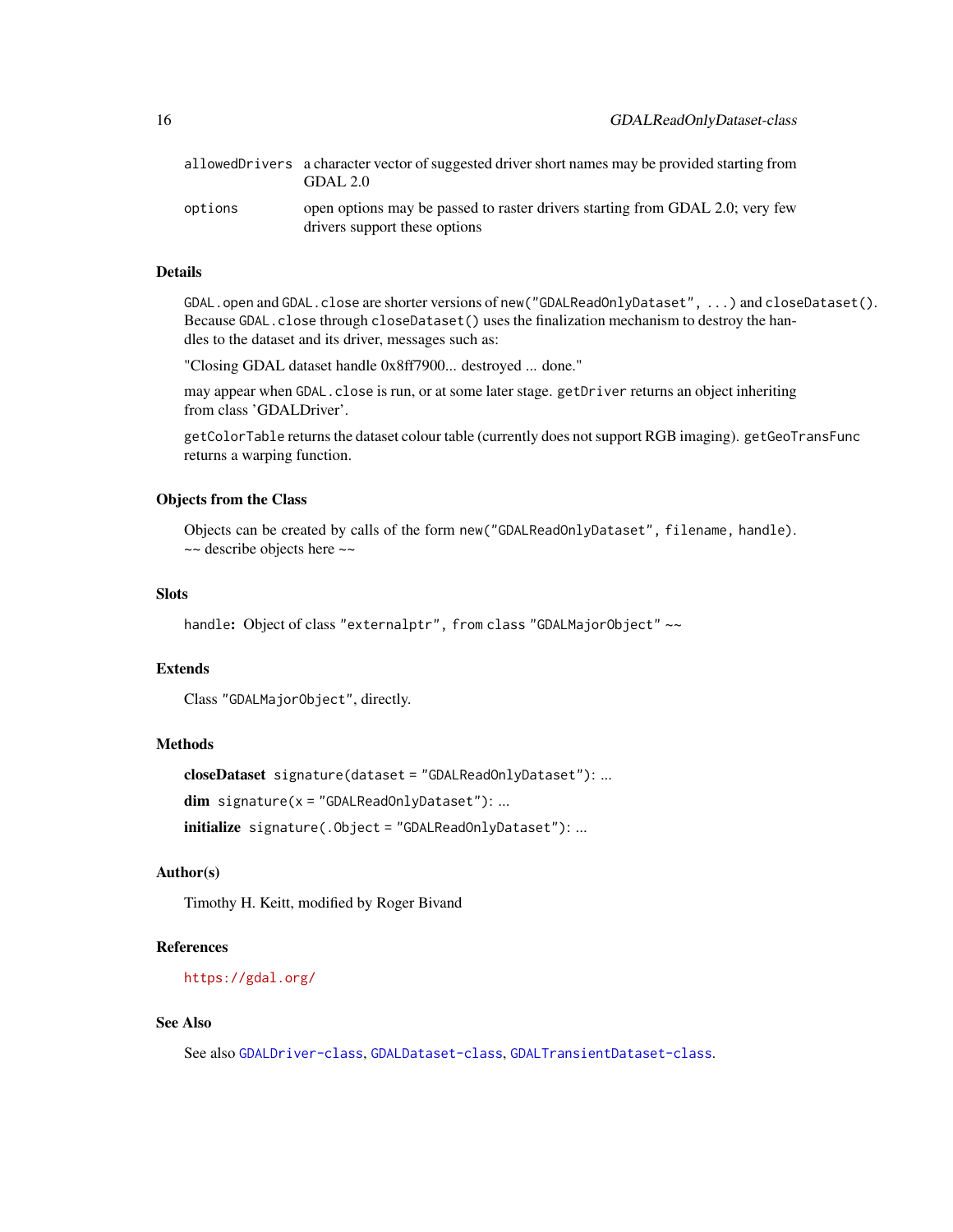| | |
|---|---|
| `allowedDrivers` | a character vector of suggested driver short names may be provided starting from GDAL 2.0 |
| `options` | open options may be passed to raster drivers starting from GDAL 2.0; very few drivers support these options |

### Details

`GDAL.open` and `GDAL.close` are shorter versions of `new("GDALReadOnlyDataset", ...)` and `closeDataset()`. Because `GDAL.close` through `closeDataset()` uses the finalization mechanism to destroy the handles to the dataset and its driver, messages such as:

"Closing GDAL dataset handle 0x8ff7900... destroyed ... done."

may appear when `GDAL.close` is run, or at some later stage. `getDriver` returns an object inheriting from class 'GDALDriver'.

`getColorTable` returns the dataset colour table (currently does not support RGB imaging). `getGeoTransFunc` returns a warping function.

### Objects from the Class

Objects can be created by calls of the form `new("GDALReadOnlyDataset", filename, handle)`. ~~ describe objects here ~~

### Slots

`handle`**:** Object of class `"externalptr"`, from class `"GDALMajorObject"` ~~

### Extends

Class `"GDALMajorObject"`, directly.

### Methods

**closeDataset** `signature(dataset = "GDALReadOnlyDataset")`: ...

**dim** `signature(x = "GDALReadOnlyDataset")`: ...

**initialize** `signature(.Object = "GDALReadOnlyDataset")`: ...

### Author(s)

Timothy H. Keitt, modified by Roger Bivand

### References

https://gdal.org/

### See Also

See also `GDALDriver-class`, `GDALDataset-class`, `GDALTransientDataset-class`.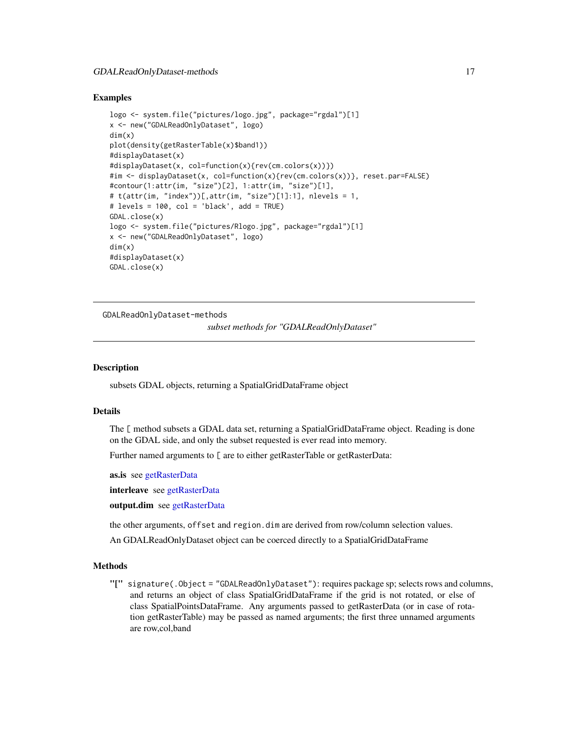### Examples

```
logo <- system.file("pictures/logo.jpg", package="rgdal")[1]
x <- new("GDALReadOnlyDataset", logo)
dim(x)
plot(density(getRasterTable(x)$band1))
#displayDataset(x)
#displayDataset(x, col=function(x){rev(cm.colors(x))})
#im <- displayDataset(x, col=function(x){rev(cm.colors(x))}, reset.par=FALSE)
#contour(1:attr(im, "size")[2], 1:attr(im, "size")[1],
# t(attr(im, "index"))[,attr(im, "size")[1]:1], nlevels = 1,
# levels = 100, col = 'black', add = TRUE)
GDAL.close(x)
logo <- system.file("pictures/Rlogo.jpg", package="rgdal")[1]
x <- new("GDALReadOnlyDataset", logo)
dim(x)
#displayDataset(x)
GDAL.close(x)
```

---

## GDALReadOnlyDataset-methods

*subset methods for "GDALReadOnlyDataset"*

---

### Description

subsets GDAL objects, returning a SpatialGridDataFrame object

### Details

The `[` method subsets a GDAL data set, returning a SpatialGridDataFrame object. Reading is done on the GDAL side, and only the subset requested is ever read into memory.

Further named arguments to `[` are to either getRasterTable or getRasterData:

**as.is** see getRasterData

**interleave** see getRasterData

**output.dim** see getRasterData

the other arguments, `offset` and `region.dim` are derived from row/column selection values.

An GDALReadOnlyDataset object can be coerced directly to a SpatialGridDataFrame

### Methods

**"["** `signature(.Object = "GDALReadOnlyDataset")`: requires package sp; selects rows and columns, and returns an object of class SpatialGridDataFrame if the grid is not rotated, or else of class SpatialPointsDataFrame. Any arguments passed to getRasterData (or in case of rotation getRasterTable) may be passed as named arguments; the first three unnamed arguments are row,col,band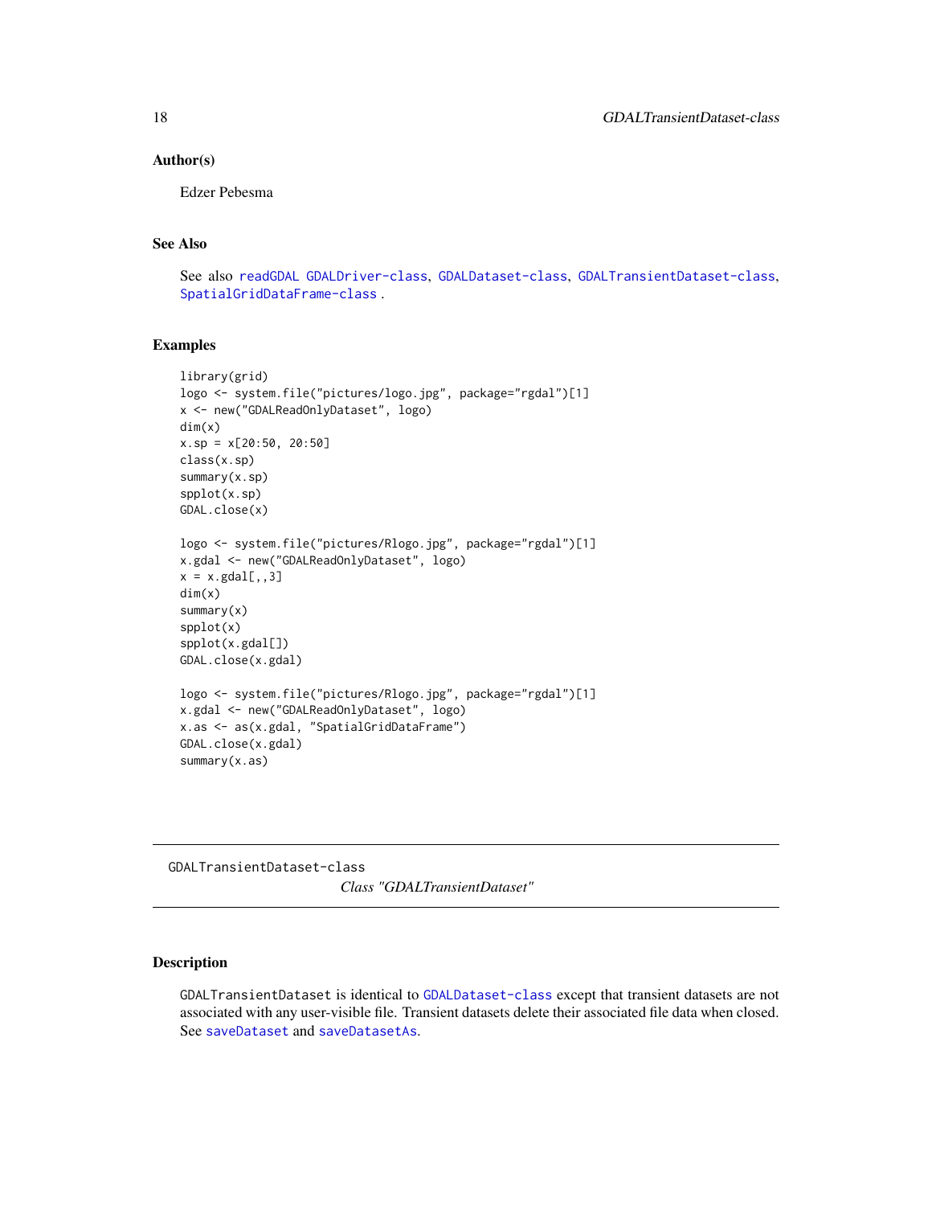### Author(s)

Edzer Pebesma

### See Also

See also `readGDAL` `GDALDriver-class`, `GDALDataset-class`, `GDALTransientDataset-class`, `SpatialGridDataFrame-class` .

### Examples

```
library(grid)
logo <- system.file("pictures/logo.jpg", package="rgdal")[1]
x <- new("GDALReadOnlyDataset", logo)
dim(x)
x.sp = x[20:50, 20:50]
class(x.sp)
summary(x.sp)
spplot(x.sp)
GDAL.close(x)

logo <- system.file("pictures/Rlogo.jpg", package="rgdal")[1]
x.gdal <- new("GDALReadOnlyDataset", logo)
x = x.gdal[,,3]
dim(x)
summary(x)
spplot(x)
spplot(x.gdal[])
GDAL.close(x.gdal)

logo <- system.file("pictures/Rlogo.jpg", package="rgdal")[1]
x.gdal <- new("GDALReadOnlyDataset", logo)
x.as <- as(x.gdal, "SpatialGridDataFrame")
GDAL.close(x.gdal)
summary(x.as)
```

---

## GDALTransientDataset-class — *Class "GDALTransientDataset"*

### Description

`GDALTransientDataset` is identical to `GDALDataset-class` except that transient datasets are not associated with any user-visible file. Transient datasets delete their associated file data when closed. See `saveDataset` and `saveDatasetAs`.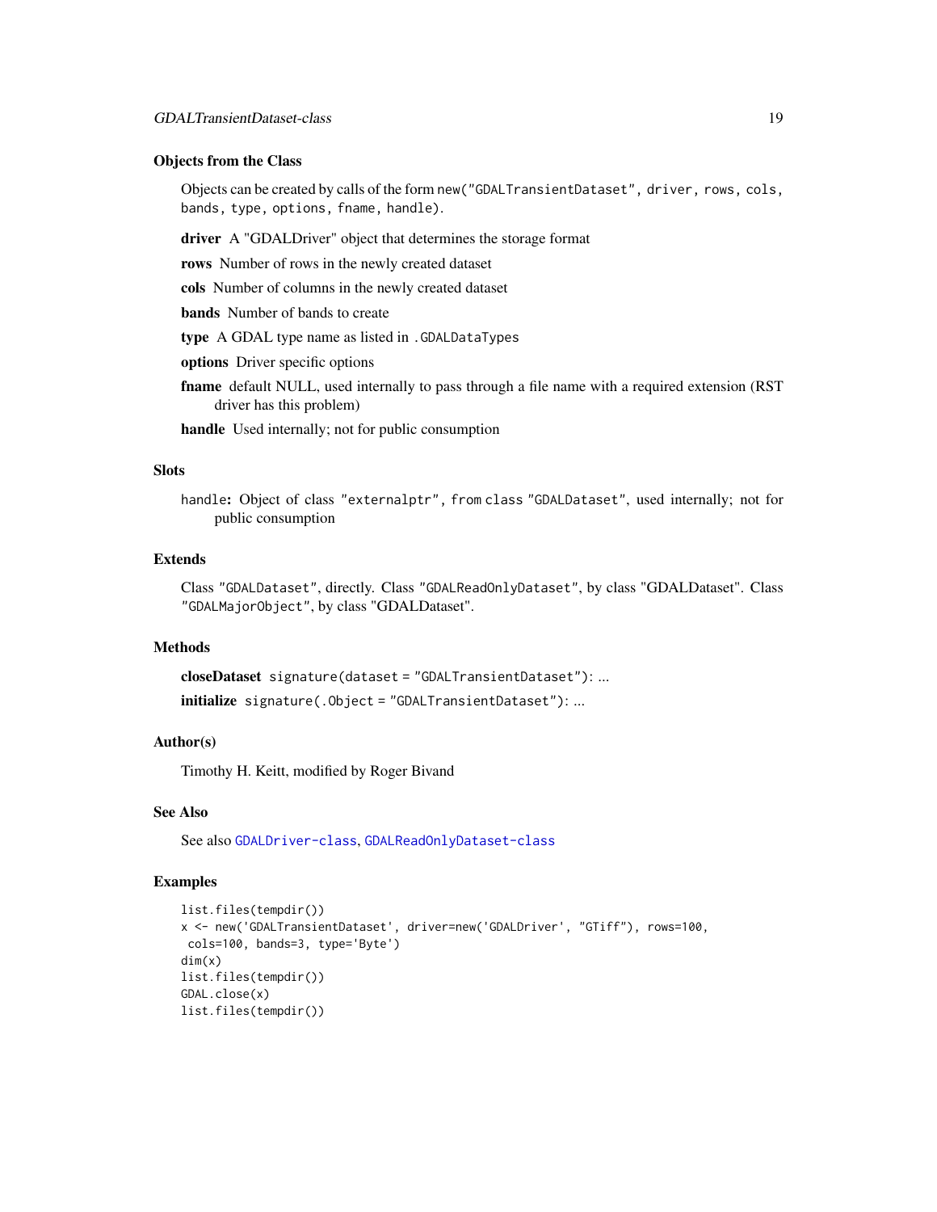### Objects from the Class

Objects can be created by calls of the form `new("GDALTransientDataset", driver, rows, cols, bands, type, options, fname, handle)`.

**driver** A "GDALDriver" object that determines the storage format

**rows** Number of rows in the newly created dataset

**cols** Number of columns in the newly created dataset

**bands** Number of bands to create

**type** A GDAL type name as listed in `.GDALDataTypes`

**options** Driver specific options

**fname** default NULL, used internally to pass through a file name with a required extension (RST driver has this problem)

**handle** Used internally; not for public consumption

### Slots

`handle`**:** Object of class `"externalptr"`, `from class` `"GDALDataset"`, used internally; not for public consumption

### Extends

Class `"GDALDataset"`, directly. Class `"GDALReadOnlyDataset"`, by class "GDALDataset". Class `"GDALMajorObject"`, by class "GDALDataset".

### Methods

**closeDataset** `signature(dataset = "GDALTransientDataset")`: ...

**initialize** `signature(.Object = "GDALTransientDataset")`: ...

### Author(s)

Timothy H. Keitt, modified by Roger Bivand

### See Also

See also `GDALDriver-class`, `GDALReadOnlyDataset-class`

### Examples

```
list.files(tempdir())
x <- new('GDALTransientDataset', driver=new('GDALDriver', "GTiff"), rows=100,
 cols=100, bands=3, type='Byte')
dim(x)
list.files(tempdir())
GDAL.close(x)
list.files(tempdir())
```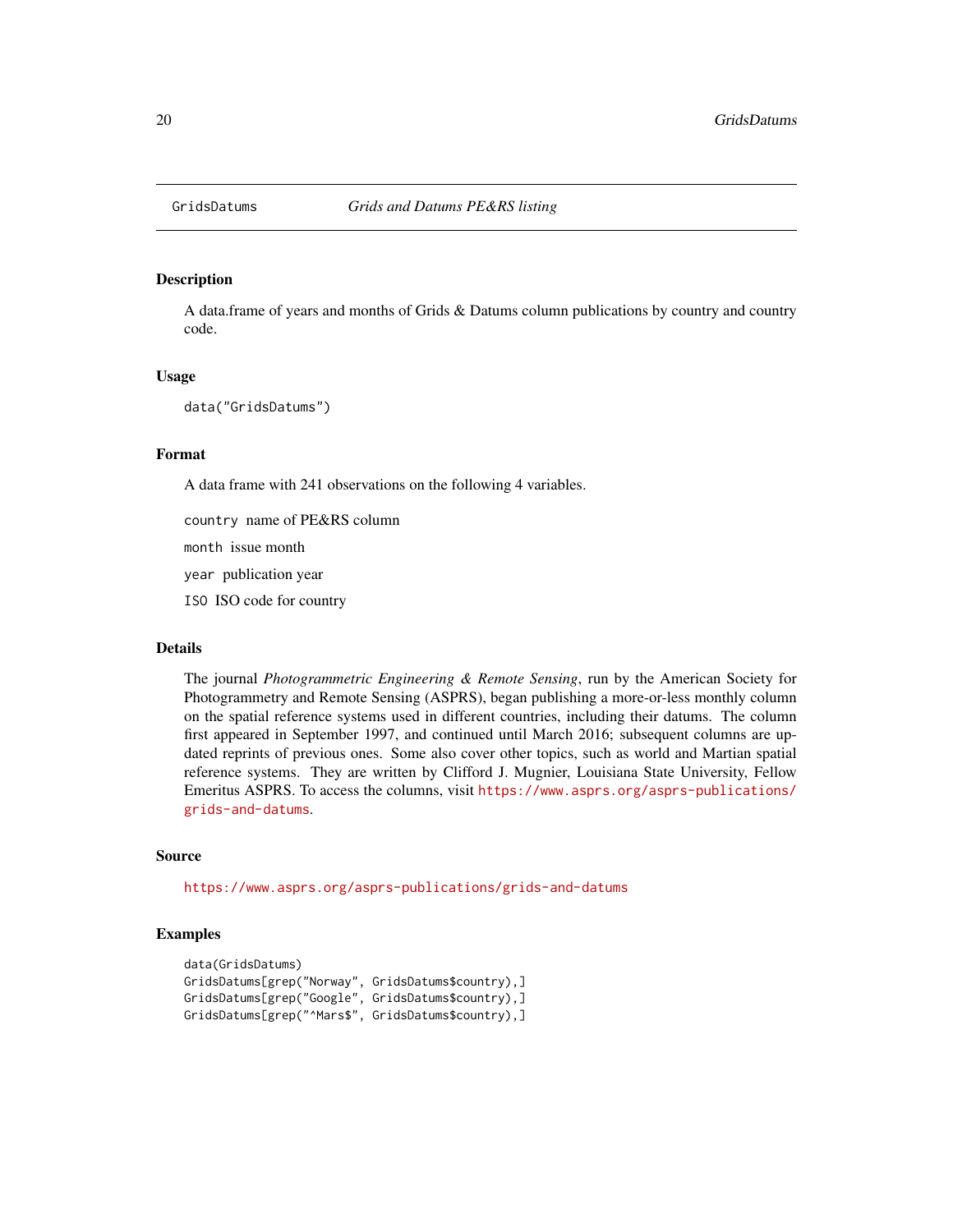# GridsDatums *Grids and Datums PE&RS listing*

## Description

A data.frame of years and months of Grids & Datums column publications by country and country code.

## Usage

```
data("GridsDatums")
```

## Format

A data frame with 241 observations on the following 4 variables.

`country` name of PE&RS column

`month` issue month

`year` publication year

`ISO` ISO code for country

## Details

The journal *Photogrammetric Engineering & Remote Sensing*, run by the American Society for Photogrammetry and Remote Sensing (ASPRS), began publishing a more-or-less monthly column on the spatial reference systems used in different countries, including their datums. The column first appeared in September 1997, and continued until March 2016; subsequent columns are updated reprints of previous ones. Some also cover other topics, such as world and Martian spatial reference systems. They are written by Clifford J. Mugnier, Louisiana State University, Fellow Emeritus ASPRS. To access the columns, visit https://www.asprs.org/asprs-publications/grids-and-datums.

## Source

https://www.asprs.org/asprs-publications/grids-and-datums

## Examples

```
data(GridsDatums)
GridsDatums[grep("Norway", GridsDatums$country),]
GridsDatums[grep("Google", GridsDatums$country),]
GridsDatums[grep("^Mars$", GridsDatums$country),]
```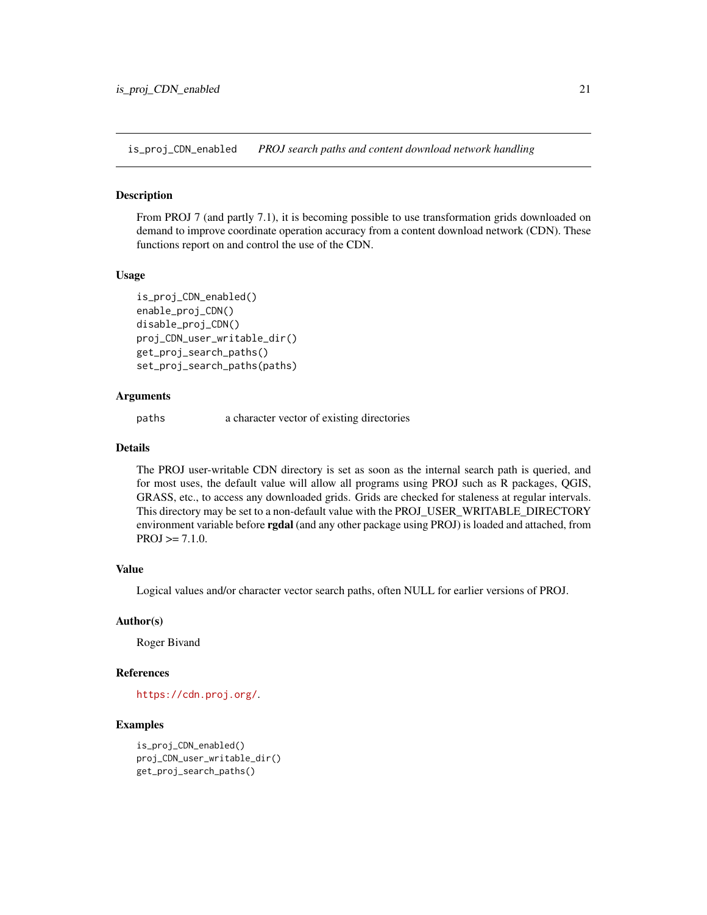## is_proj_CDN_enabled *PROJ search paths and content download network handling*

### Description

From PROJ 7 (and partly 7.1), it is becoming possible to use transformation grids downloaded on demand to improve coordinate operation accuracy from a content download network (CDN). These functions report on and control the use of the CDN.

### Usage

```
is_proj_CDN_enabled()
enable_proj_CDN()
disable_proj_CDN()
proj_CDN_user_writable_dir()
get_proj_search_paths()
set_proj_search_paths(paths)
```

### Arguments

| | |
|---|---|
| paths | a character vector of existing directories |

### Details

The PROJ user-writable CDN directory is set as soon as the internal search path is queried, and for most uses, the default value will allow all programs using PROJ such as R packages, QGIS, GRASS, etc., to access any downloaded grids. Grids are checked for staleness at regular intervals. This directory may be set to a non-default value with the PROJ_USER_WRITABLE_DIRECTORY environment variable before **rgdal** (and any other package using PROJ) is loaded and attached, from PROJ >= 7.1.0.

### Value

Logical values and/or character vector search paths, often NULL for earlier versions of PROJ.

### Author(s)

Roger Bivand

### References

https://cdn.proj.org/.

### Examples

```
is_proj_CDN_enabled()
proj_CDN_user_writable_dir()
get_proj_search_paths()
```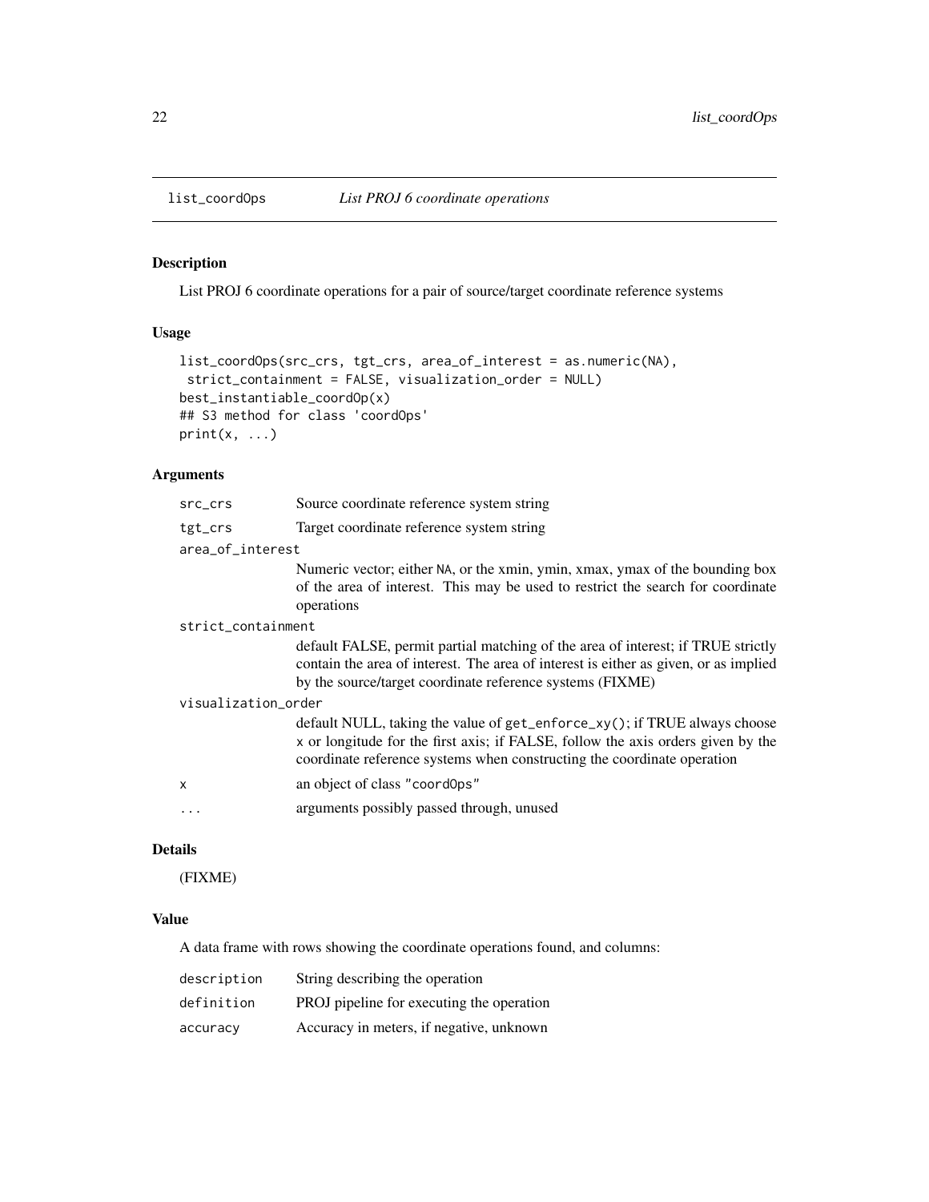## list_coordOps — *List PROJ 6 coordinate operations*

### Description

List PROJ 6 coordinate operations for a pair of source/target coordinate reference systems

### Usage

```
list_coordOps(src_crs, tgt_crs, area_of_interest = as.numeric(NA),
 strict_containment = FALSE, visualization_order = NULL)
best_instantiable_coordOp(x)
## S3 method for class 'coordOps'
print(x, ...)
```

### Arguments

| | |
|---|---|
| `src_crs` | Source coordinate reference system string |
| `tgt_crs` | Target coordinate reference system string |
| `area_of_interest` | Numeric vector; either `NA`, or the xmin, ymin, xmax, ymax of the bounding box of the area of interest. This may be used to restrict the search for coordinate operations |
| `strict_containment` | default FALSE, permit partial matching of the area of interest; if TRUE strictly contain the area of interest. The area of interest is either as given, or as implied by the source/target coordinate reference systems (FIXME) |
| `visualization_order` | default NULL, taking the value of `get_enforce_xy()`; if TRUE always choose `x` or longitude for the first axis; if FALSE, follow the axis orders given by the coordinate reference systems when constructing the coordinate operation |
| `x` | an object of class `"coordOps"` |
| `...` | arguments possibly passed through, unused |

### Details

(FIXME)

### Value

A data frame with rows showing the coordinate operations found, and columns:

| | |
|---|---|
| `description` | String describing the operation |
| `definition` | PROJ pipeline for executing the operation |
| `accuracy` | Accuracy in meters, if negative, unknown |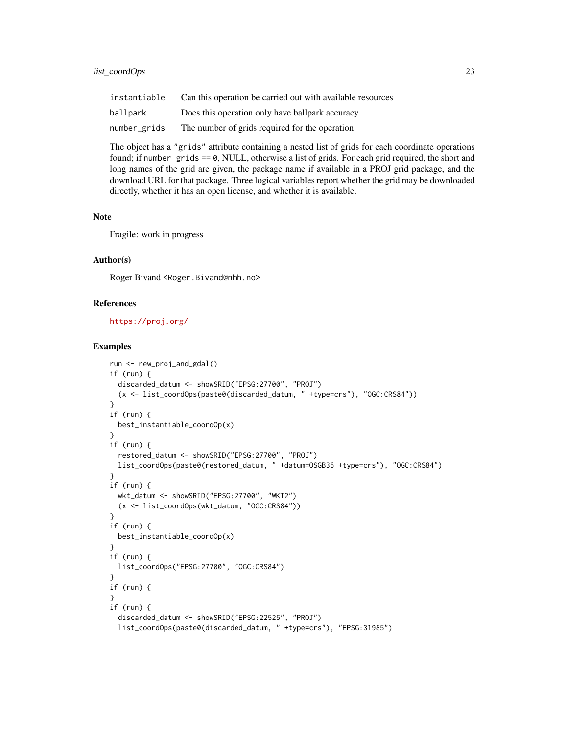| | |
|---|---|
| instantiable | Can this operation be carried out with available resources |
| ballpark | Does this operation only have ballpark accuracy |
| number_grids | The number of grids required for the operation |

The object has a "grids" attribute containing a nested list of grids for each coordinate operations found; if number_grids == 0, NULL, otherwise a list of grids. For each grid required, the short and long names of the grid are given, the package name if available in a PROJ grid package, and the download URL for that package. Three logical variables report whether the grid may be downloaded directly, whether it has an open license, and whether it is available.

## Note

Fragile: work in progress

## Author(s)

Roger Bivand <Roger.Bivand@nhh.no>

## References

https://proj.org/

## Examples

```
run <- new_proj_and_gdal()
if (run) {
  discarded_datum <- showSRID("EPSG:27700", "PROJ")
  (x <- list_coordOps(paste0(discarded_datum, " +type=crs"), "OGC:CRS84"))
}
if (run) {
  best_instantiable_coordOp(x)
}
if (run) {
  restored_datum <- showSRID("EPSG:27700", "PROJ")
  list_coordOps(paste0(restored_datum, " +datum=OSGB36 +type=crs"), "OGC:CRS84")
}
if (run) {
  wkt_datum <- showSRID("EPSG:27700", "WKT2")
  (x <- list_coordOps(wkt_datum, "OGC:CRS84"))
}
if (run) {
  best_instantiable_coordOp(x)
}
if (run) {
  list_coordOps("EPSG:27700", "OGC:CRS84")
}
if (run) {
}
if (run) {
  discarded_datum <- showSRID("EPSG:22525", "PROJ")
  list_coordOps(paste0(discarded_datum, " +type=crs"), "EPSG:31985")
```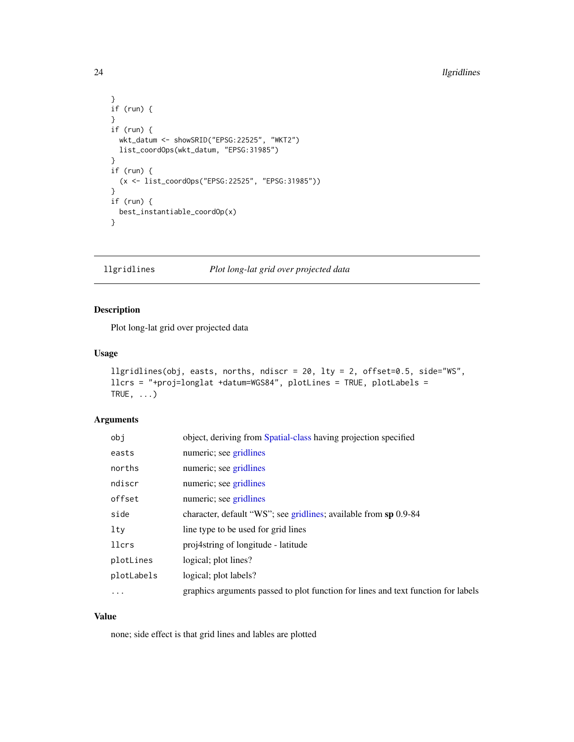```
}
if (run) {
}
if (run) {
  wkt_datum <- showSRID("EPSG:22525", "WKT2")
  list_coordOps(wkt_datum, "EPSG:31985")
}
if (run) {
  (x <- list_coordOps("EPSG:22525", "EPSG:31985"))
}
if (run) {
  best_instantiable_coordOp(x)
}
```

## llgridlines — *Plot long-lat grid over projected data*

### Description

Plot long-lat grid over projected data

### Usage

```
llgridlines(obj, easts, norths, ndiscr = 20, lty = 2, offset=0.5, side="WS",
llcrs = "+proj=longlat +datum=WGS84", plotLines = TRUE, plotLabels =
TRUE, ...)
```

### Arguments

| | |
|---|---|
| `obj` | object, deriving from Spatial-class having projection specified |
| `easts` | numeric; see gridlines |
| `norths` | numeric; see gridlines |
| `ndiscr` | numeric; see gridlines |
| `offset` | numeric; see gridlines |
| `side` | character, default “WS”; see gridlines; available from **sp** 0.9-84 |
| `lty` | line type to be used for grid lines |
| `llcrs` | proj4string of longitude - latitude |
| `plotLines` | logical; plot lines? |
| `plotLabels` | logical; plot labels? |
| `...` | graphics arguments passed to plot function for lines and text function for labels |

### Value

none; side effect is that grid lines and lables are plotted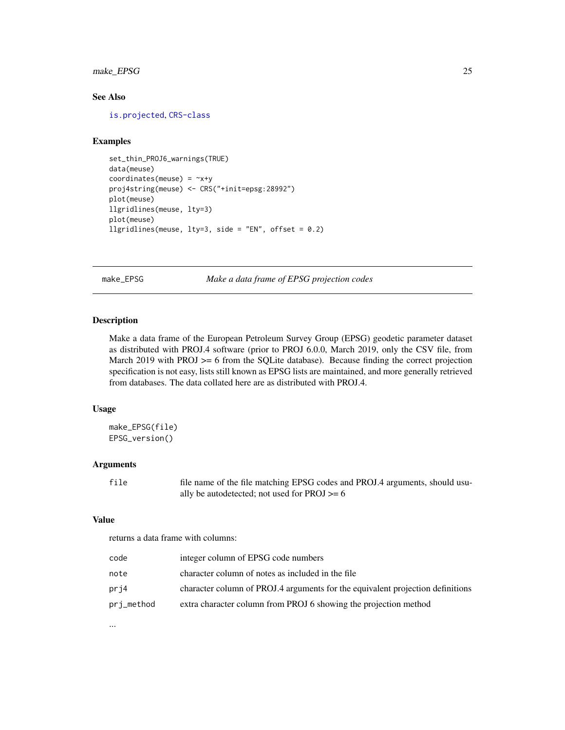### See Also

is.projected, CRS-class

### Examples

```
set_thin_PROJ6_warnings(TRUE)
data(meuse)
coordinates(meuse) = ~x+y
proj4string(meuse) <- CRS("+init=epsg:28992")
plot(meuse)
llgridlines(meuse, lty=3)
plot(meuse)
llgridlines(meuse, lty=3, side = "EN", offset = 0.2)
```

---

## make_EPSG *Make a data frame of EPSG projection codes*

### Description

Make a data frame of the European Petroleum Survey Group (EPSG) geodetic parameter dataset as distributed with PROJ.4 software (prior to PROJ 6.0.0, March 2019, only the CSV file, from March 2019 with PROJ >= 6 from the SQLite database). Because finding the correct projection specification is not easy, lists still known as EPSG lists are maintained, and more generally retrieved from databases. The data collated here are as distributed with PROJ.4.

### Usage

```
make_EPSG(file)
EPSG_version()
```

### Arguments

| | |
|---|---|
| `file` | file name of the file matching EPSG codes and PROJ.4 arguments, should usually be autodetected; not used for PROJ >= 6 |

### Value

returns a data frame with columns:

| | |
|---|---|
| `code` | integer column of EPSG code numbers |
| `note` | character column of notes as included in the file |
| `prj4` | character column of PROJ.4 arguments for the equivalent projection definitions |
| `prj_method` | extra character column from PROJ 6 showing the projection method |

...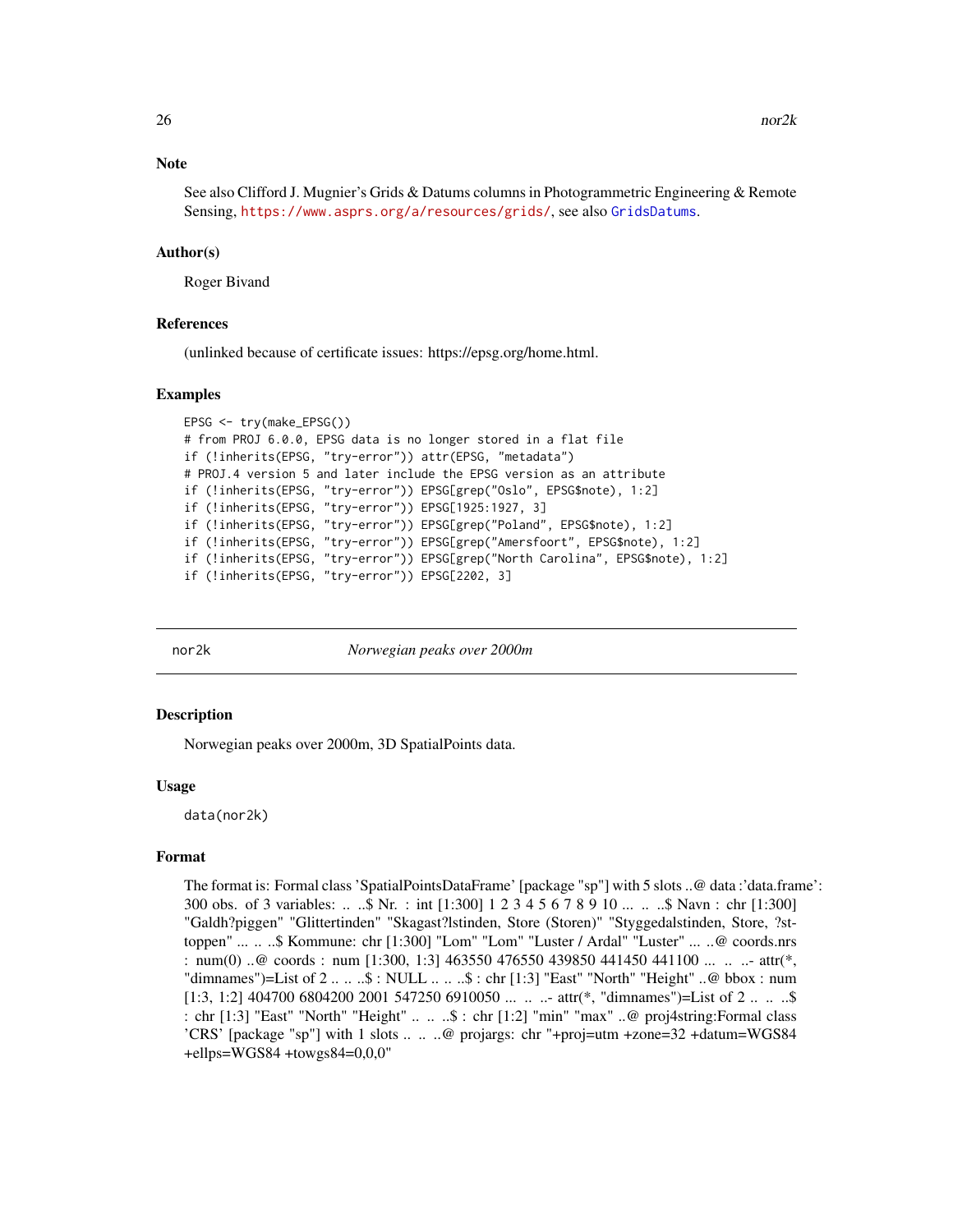### Note

See also Clifford J. Mugnier's Grids & Datums columns in Photogrammetric Engineering & Remote Sensing, https://www.asprs.org/a/resources/grids/, see also GridsDatums.

### Author(s)

Roger Bivand

### References

(unlinked because of certificate issues: https://epsg.org/home.html.

### Examples

```
EPSG <- try(make_EPSG())
# from PROJ 6.0.0, EPSG data is no longer stored in a flat file
if (!inherits(EPSG, "try-error")) attr(EPSG, "metadata")
# PROJ.4 version 5 and later include the EPSG version as an attribute
if (!inherits(EPSG, "try-error")) EPSG[grep("Oslo", EPSG$note), 1:2]
if (!inherits(EPSG, "try-error")) EPSG[1925:1927, 3]
if (!inherits(EPSG, "try-error")) EPSG[grep("Poland", EPSG$note), 1:2]
if (!inherits(EPSG, "try-error")) EPSG[grep("Amersfoort", EPSG$note), 1:2]
if (!inherits(EPSG, "try-error")) EPSG[grep("North Carolina", EPSG$note), 1:2]
if (!inherits(EPSG, "try-error")) EPSG[2202, 3]
```

---

## nor2k *Norwegian peaks over 2000m*

### Description

Norwegian peaks over 2000m, 3D SpatialPoints data.

### Usage

```
data(nor2k)
```

### Format

The format is: Formal class 'SpatialPointsDataFrame' [package "sp"] with 5 slots ..@ data :'data.frame': 300 obs. of 3 variables: .. ..$ Nr. : int [1:300] 1 2 3 4 5 6 7 8 9 10 ... .. ..$ Navn : chr [1:300] "Galdh?piggen" "Glittertinden" "Skagast?lstinden, Store (Storen)" "Styggedalstinden, Store, ?sttoppen" ... .. ..$ Kommune: chr [1:300] "Lom" "Lom" "Luster / Ardal" "Luster" ... ..@ coords.nrs : num(0) ..@ coords : num [1:300, 1:3] 463550 476550 439850 441450 441100 ... .. ..- attr(*, "dimnames")=List of 2 .. .. ..$ : NULL .. .. ..$ : chr [1:3] "East" "North" "Height" ..@ bbox : num [1:3, 1:2] 404700 6804200 2001 547250 6910050 ... .. ..- attr(*, "dimnames")=List of 2 .. .. ..$ : chr [1:3] "East" "North" "Height" .. .. ..$ : chr [1:2] "min" "max" ..@ proj4string:Formal class 'CRS' [package "sp"] with 1 slots .. .. ..@ projargs: chr "+proj=utm +zone=32 +datum=WGS84 +ellps=WGS84 +towgs84=0,0,0"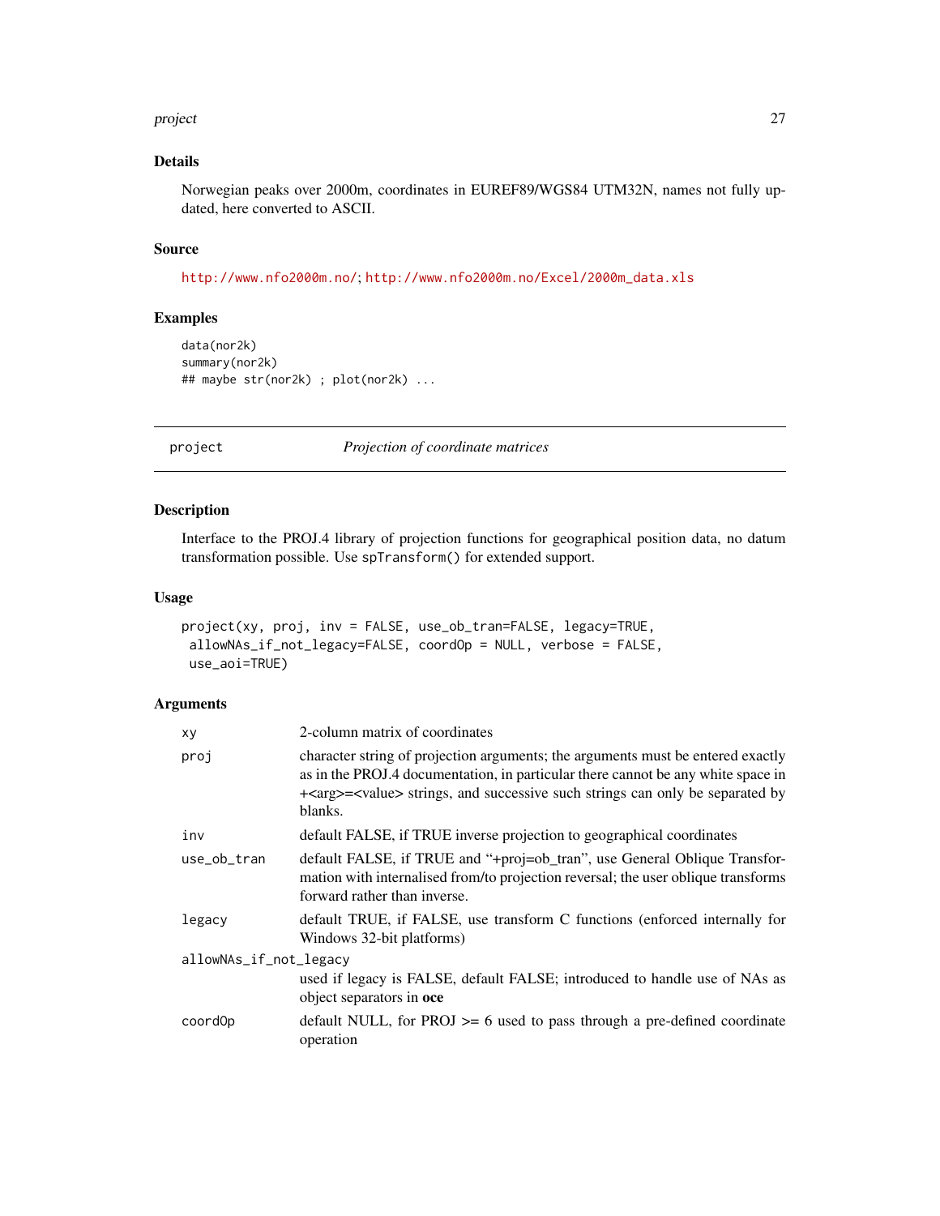## Details

Norwegian peaks over 2000m, coordinates in EUREF89/WGS84 UTM32N, names not fully updated, here converted to ASCII.

## Source

http://www.nfo2000m.no/; http://www.nfo2000m.no/Excel/2000m_data.xls

## Examples

```
data(nor2k)
summary(nor2k)
## maybe str(nor2k) ; plot(nor2k) ...
```

---

# project — *Projection of coordinate matrices*

## Description

Interface to the PROJ.4 library of projection functions for geographical position data, no datum transformation possible. Use `spTransform()` for extended support.

## Usage

```
project(xy, proj, inv = FALSE, use_ob_tran=FALSE, legacy=TRUE,
 allowNAs_if_not_legacy=FALSE, coordOp = NULL, verbose = FALSE,
 use_aoi=TRUE)
```

## Arguments

| | |
|---|---|
| `xy` | 2-column matrix of coordinates |
| `proj` | character string of projection arguments; the arguments must be entered exactly as in the PROJ.4 documentation, in particular there cannot be any white space in +<arg>=<value> strings, and successive such strings can only be separated by blanks. |
| `inv` | default FALSE, if TRUE inverse projection to geographical coordinates |
| `use_ob_tran` | default FALSE, if TRUE and "+proj=ob_tran", use General Oblique Transformation with internalised from/to projection reversal; the user oblique transforms forward rather than inverse. |
| `legacy` | default TRUE, if FALSE, use transform C functions (enforced internally for Windows 32-bit platforms) |
| `allowNAs_if_not_legacy` | used if legacy is FALSE, default FALSE; introduced to handle use of NAs as object separators in **oce** |
| `coordOp` | default NULL, for PROJ >= 6 used to pass through a pre-defined coordinate operation |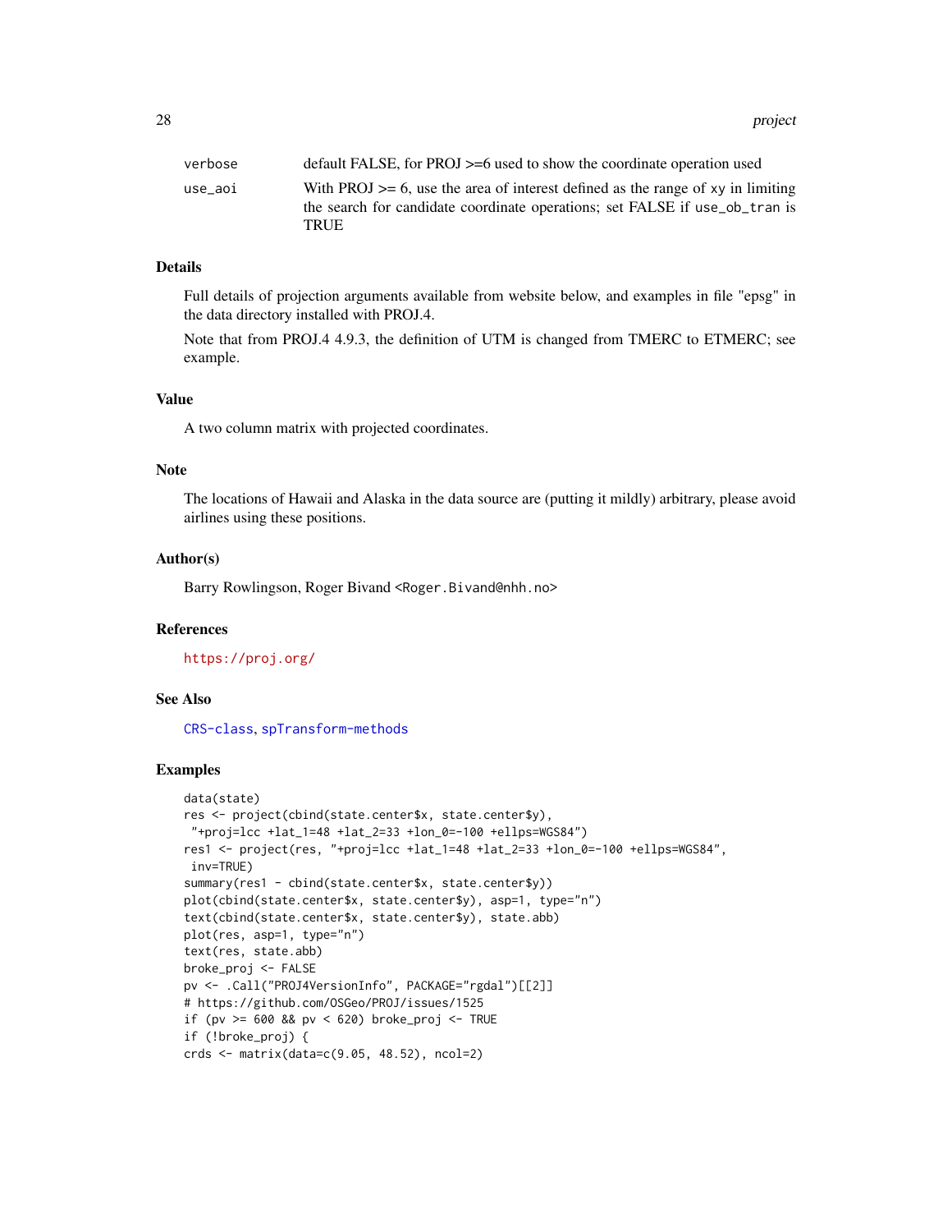| | |
|---|---|
| `verbose` | default FALSE, for PROJ >=6 used to show the coordinate operation used |
| `use_aoi` | With PROJ >= 6, use the area of interest defined as the range of `xy` in limiting the search for candidate coordinate operations; set FALSE if `use_ob_tran` is TRUE |

### Details

Full details of projection arguments available from website below, and examples in file "epsg" in the data directory installed with PROJ.4.

Note that from PROJ.4 4.9.3, the definition of UTM is changed from TMERC to ETMERC; see example.

### Value

A two column matrix with projected coordinates.

### Note

The locations of Hawaii and Alaska in the data source are (putting it mildly) arbitrary, please avoid airlines using these positions.

### Author(s)

Barry Rowlingson, Roger Bivand <Roger.Bivand@nhh.no>

### References

https://proj.org/

### See Also

CRS-class, spTransform-methods

### Examples

```
data(state)
res <- project(cbind(state.center$x, state.center$y),
 "+proj=lcc +lat_1=48 +lat_2=33 +lon_0=-100 +ellps=WGS84")
res1 <- project(res, "+proj=lcc +lat_1=48 +lat_2=33 +lon_0=-100 +ellps=WGS84",
 inv=TRUE)
summary(res1 - cbind(state.center$x, state.center$y))
plot(cbind(state.center$x, state.center$y), asp=1, type="n")
text(cbind(state.center$x, state.center$y), state.abb)
plot(res, asp=1, type="n")
text(res, state.abb)
broke_proj <- FALSE
pv <- .Call("PROJ4VersionInfo", PACKAGE="rgdal")[[2]]
# https://github.com/OSGeo/PROJ/issues/1525
if (pv >= 600 && pv < 620) broke_proj <- TRUE
if (!broke_proj) {
crds <- matrix(data=c(9.05, 48.52), ncol=2)
```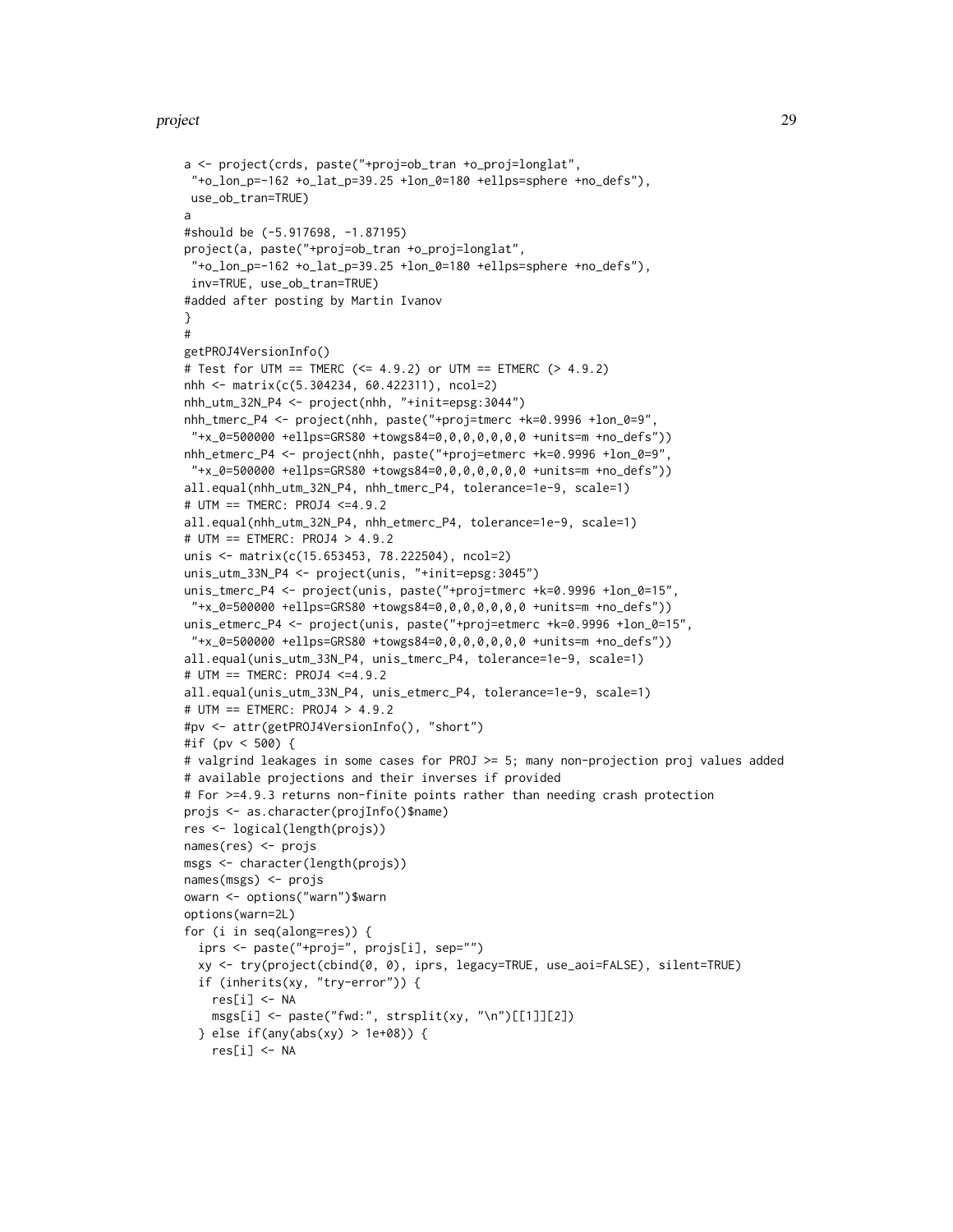```
a <- project(crds, paste("+proj=ob_tran +o_proj=longlat",
 "+o_lon_p=-162 +o_lat_p=39.25 +lon_0=180 +ellps=sphere +no_defs"),
 use_ob_tran=TRUE)
a
#should be (-5.917698, -1.87195)
project(a, paste("+proj=ob_tran +o_proj=longlat",
 "+o_lon_p=-162 +o_lat_p=39.25 +lon_0=180 +ellps=sphere +no_defs"),
 inv=TRUE, use_ob_tran=TRUE)
#added after posting by Martin Ivanov
}
#
getPROJ4VersionInfo()
# Test for UTM == TMERC (<= 4.9.2) or UTM == ETMERC (> 4.9.2)
nhh <- matrix(c(5.304234, 60.422311), ncol=2)
nhh_utm_32N_P4 <- project(nhh, "+init=epsg:3044")
nhh_tmerc_P4 <- project(nhh, paste("+proj=tmerc +k=0.9996 +lon_0=9",
 "+x_0=500000 +ellps=GRS80 +towgs84=0,0,0,0,0,0,0 +units=m +no_defs"))
nhh_etmerc_P4 <- project(nhh, paste("+proj=etmerc +k=0.9996 +lon_0=9",
 "+x_0=500000 +ellps=GRS80 +towgs84=0,0,0,0,0,0,0 +units=m +no_defs"))
all.equal(nhh_utm_32N_P4, nhh_tmerc_P4, tolerance=1e-9, scale=1)
# UTM == TMERC: PROJ4 <=4.9.2
all.equal(nhh_utm_32N_P4, nhh_etmerc_P4, tolerance=1e-9, scale=1)
# UTM == ETMERC: PROJ4 > 4.9.2
unis <- matrix(c(15.653453, 78.222504), ncol=2)
unis_utm_33N_P4 <- project(unis, "+init=epsg:3045")
unis_tmerc_P4 <- project(unis, paste("+proj=tmerc +k=0.9996 +lon_0=15",
 "+x_0=500000 +ellps=GRS80 +towgs84=0,0,0,0,0,0,0 +units=m +no_defs"))
unis_etmerc_P4 <- project(unis, paste("+proj=etmerc +k=0.9996 +lon_0=15",
 "+x_0=500000 +ellps=GRS80 +towgs84=0,0,0,0,0,0,0 +units=m +no_defs"))
all.equal(unis_utm_33N_P4, unis_tmerc_P4, tolerance=1e-9, scale=1)
# UTM == TMERC: PROJ4 <=4.9.2
all.equal(unis_utm_33N_P4, unis_etmerc_P4, tolerance=1e-9, scale=1)
# UTM == ETMERC: PROJ4 > 4.9.2
#pv <- attr(getPROJ4VersionInfo(), "short")
#if (pv < 500) {
# valgrind leakages in some cases for PROJ >= 5; many non-projection proj values added
# available projections and their inverses if provided
# For >=4.9.3 returns non-finite points rather than needing crash protection
projs <- as.character(projInfo()$name)
res <- logical(length(projs))
names(res) <- projs
msgs <- character(length(projs))
names(msgs) <- projs
owarn <- options("warn")$warn
options(warn=2L)
for (i in seq(along=res)) {
  iprs <- paste("+proj=", projs[i], sep="")
  xy <- try(project(cbind(0, 0), iprs, legacy=TRUE, use_aoi=FALSE), silent=TRUE)
  if (inherits(xy, "try-error")) {
    res[i] <- NA
    msgs[i] <- paste("fwd:", strsplit(xy, "\n")[[1]][2])
  } else if(any(abs(xy) > 1e+08)) {
    res[i] <- NA
```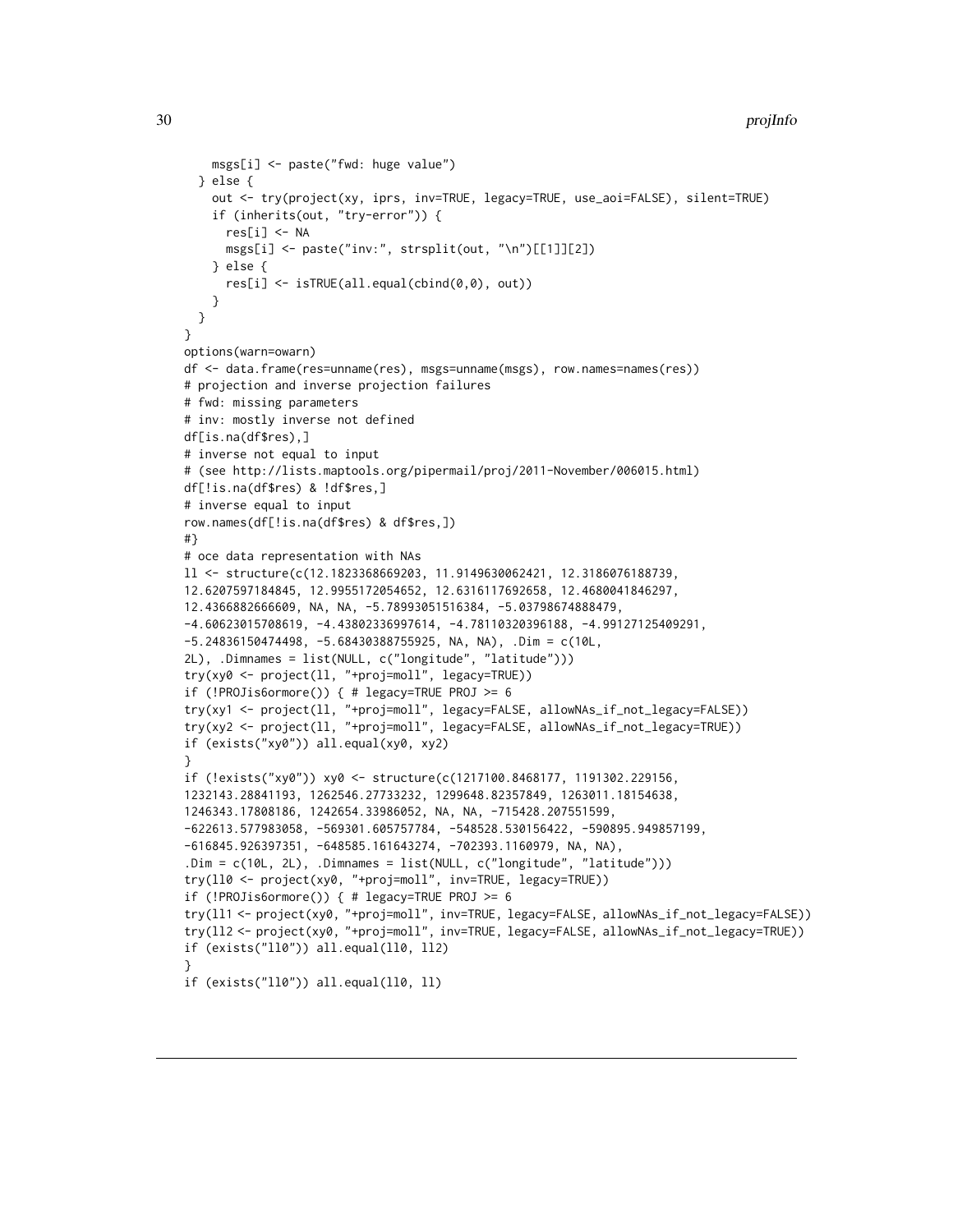```
    msgs[i] <- paste("fwd: huge value")
  } else {
    out <- try(project(xy, iprs, inv=TRUE, legacy=TRUE, use_aoi=FALSE), silent=TRUE)
    if (inherits(out, "try-error")) {
      res[i] <- NA
      msgs[i] <- paste("inv:", strsplit(out, "\n")[[1]][2])
    } else {
      res[i] <- isTRUE(all.equal(cbind(0,0), out))
    }
  }
}
options(warn=owarn)
df <- data.frame(res=unname(res), msgs=unname(msgs), row.names=names(res))
# projection and inverse projection failures
# fwd: missing parameters
# inv: mostly inverse not defined
df[is.na(df$res),]
# inverse not equal to input
# (see http://lists.maptools.org/pipermail/proj/2011-November/006015.html)
df[!is.na(df$res) & !df$res,]
# inverse equal to input
row.names(df[!is.na(df$res) & df$res,])
#}
# oce data representation with NAs
ll <- structure(c(12.1823368669203, 11.9149630062421, 12.3186076188739,
12.6207597184845, 12.9955172054652, 12.6316117692658, 12.4680041846297,
12.4366882666609, NA, NA, -5.78993051516384, -5.03798674888479,
-4.60623015708619, -4.43802336997614, -4.78110320396188, -4.99127125409291,
-5.24836150474498, -5.68430388755925, NA, NA), .Dim = c(10L,
2L), .Dimnames = list(NULL, c("longitude", "latitude")))
try(xy0 <- project(ll, "+proj=moll", legacy=TRUE))
if (!PROJis6ormore()) { # legacy=TRUE PROJ >= 6
try(xy1 <- project(ll, "+proj=moll", legacy=FALSE, allowNAs_if_not_legacy=FALSE))
try(xy2 <- project(ll, "+proj=moll", legacy=FALSE, allowNAs_if_not_legacy=TRUE))
if (exists("xy0")) all.equal(xy0, xy2)
}
if (!exists("xy0")) xy0 <- structure(c(1217100.8468177, 1191302.229156,
1232143.28841193, 1262546.27733232, 1299648.82357849, 1263011.18154638,
1246343.17808186, 1242654.33986052, NA, NA, -715428.207551599,
-622613.577983058, -569301.605757784, -548528.530156422, -590895.949857199,
-616845.926397351, -648585.161643274, -702393.1160979, NA, NA),
.Dim = c(10L, 2L), .Dimnames = list(NULL, c("longitude", "latitude")))
try(ll0 <- project(xy0, "+proj=moll", inv=TRUE, legacy=TRUE))
if (!PROJis6ormore()) { # legacy=TRUE PROJ >= 6
try(ll1 <- project(xy0, "+proj=moll", inv=TRUE, legacy=FALSE, allowNAs_if_not_legacy=FALSE))
try(ll2 <- project(xy0, "+proj=moll", inv=TRUE, legacy=FALSE, allowNAs_if_not_legacy=TRUE))
if (exists("ll0")) all.equal(ll0, ll2)
}
if (exists("ll0")) all.equal(ll0, ll)
```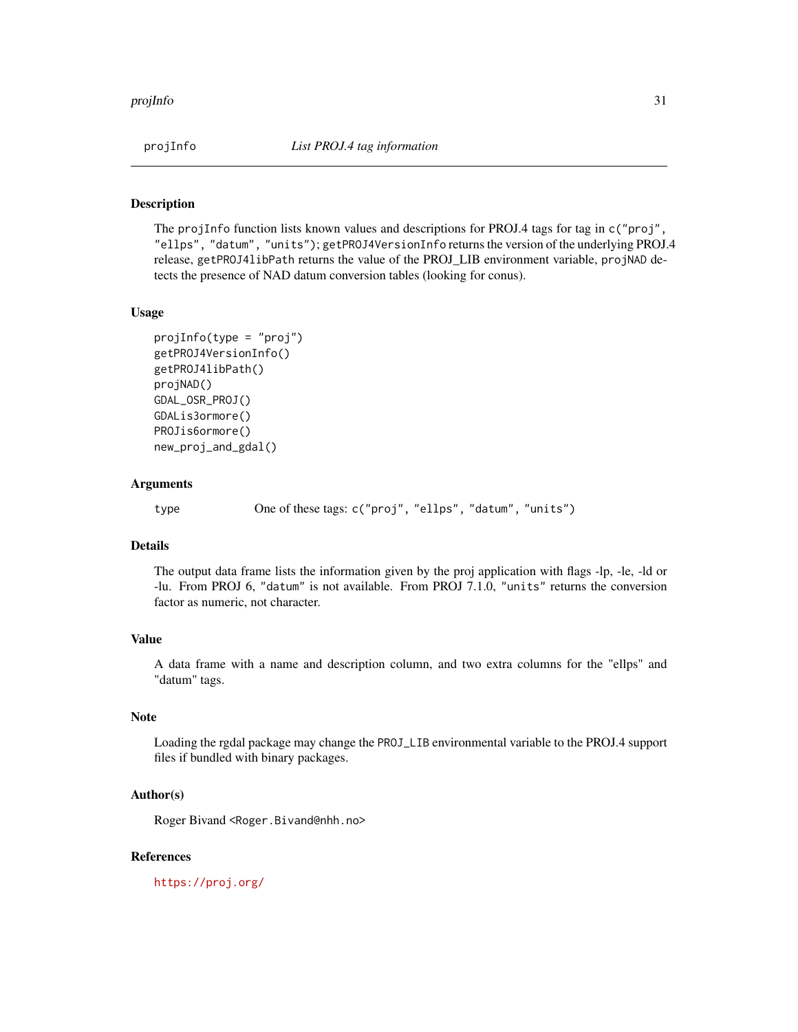# projInfo — *List PROJ.4 tag information*

## Description

The `projInfo` function lists known values and descriptions for PROJ.4 tags for tag in `c("proj", "ellps", "datum", "units")`; `getPROJ4VersionInfo` returns the version of the underlying PROJ.4 release, `getPROJ4libPath` returns the value of the PROJ_LIB environment variable, `projNAD` detects the presence of NAD datum conversion tables (looking for conus).

## Usage

```
projInfo(type = "proj")
getPROJ4VersionInfo()
getPROJ4libPath()
projNAD()
GDAL_OSR_PROJ()
GDALis3ormore()
PROJis6ormore()
new_proj_and_gdal()
```

## Arguments

| | |
|---|---|
| type | One of these tags: `c("proj", "ellps", "datum", "units")` |

## Details

The output data frame lists the information given by the proj application with flags -lp, -le, -ld or -lu. From PROJ 6, `"datum"` is not available. From PROJ 7.1.0, `"units"` returns the conversion factor as numeric, not character.

## Value

A data frame with a name and description column, and two extra columns for the "ellps" and "datum" tags.

## Note

Loading the rgdal package may change the `PROJ_LIB` environmental variable to the PROJ.4 support files if bundled with binary packages.

## Author(s)

Roger Bivand <Roger.Bivand@nhh.no>

## References

https://proj.org/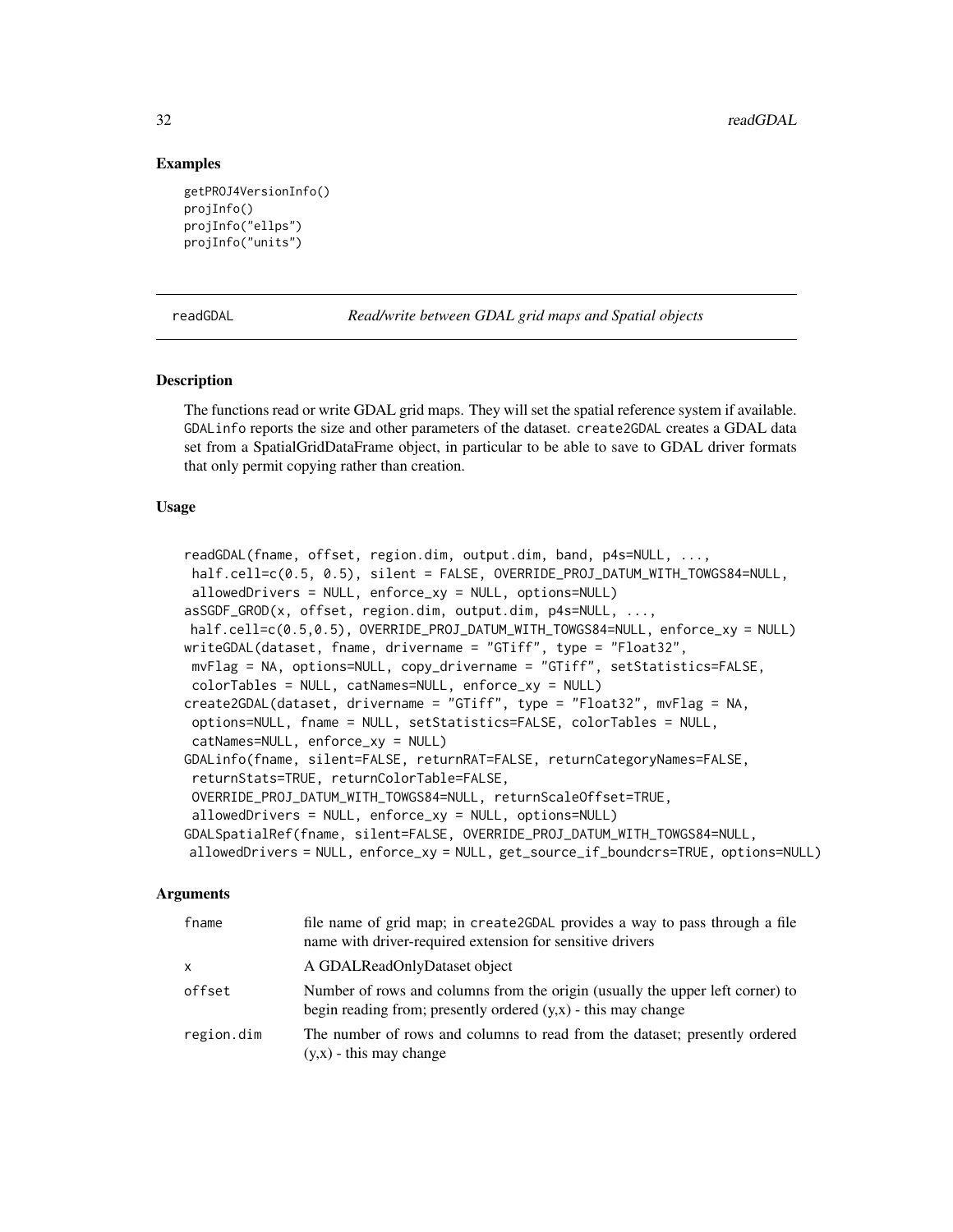## Examples

```
getPROJ4VersionInfo()
projInfo()
projInfo("ellps")
projInfo("units")
```

---

readGDAL *Read/write between GDAL grid maps and Spatial objects*

---

### Description

The functions read or write GDAL grid maps. They will set the spatial reference system if available. `GDALinfo` reports the size and other parameters of the dataset. `create2GDAL` creates a GDAL data set from a SpatialGridDataFrame object, in particular to be able to save to GDAL driver formats that only permit copying rather than creation.

### Usage

```
readGDAL(fname, offset, region.dim, output.dim, band, p4s=NULL, ...,
 half.cell=c(0.5, 0.5), silent = FALSE, OVERRIDE_PROJ_DATUM_WITH_TOWGS84=NULL,
 allowedDrivers = NULL, enforce_xy = NULL, options=NULL)
asSGDF_GROD(x, offset, region.dim, output.dim, p4s=NULL, ...,
 half.cell=c(0.5,0.5), OVERRIDE_PROJ_DATUM_WITH_TOWGS84=NULL, enforce_xy = NULL)
writeGDAL(dataset, fname, drivername = "GTiff", type = "Float32",
 mvFlag = NA, options=NULL, copy_drivername = "GTiff", setStatistics=FALSE,
 colorTables = NULL, catNames=NULL, enforce_xy = NULL)
create2GDAL(dataset, drivername = "GTiff", type = "Float32", mvFlag = NA,
 options=NULL, fname = NULL, setStatistics=FALSE, colorTables = NULL,
 catNames=NULL, enforce_xy = NULL)
GDALinfo(fname, silent=FALSE, returnRAT=FALSE, returnCategoryNames=FALSE,
 returnStats=TRUE, returnColorTable=FALSE,
 OVERRIDE_PROJ_DATUM_WITH_TOWGS84=NULL, returnScaleOffset=TRUE,
 allowedDrivers = NULL, enforce_xy = NULL, options=NULL)
GDALSpatialRef(fname, silent=FALSE, OVERRIDE_PROJ_DATUM_WITH_TOWGS84=NULL,
 allowedDrivers = NULL, enforce_xy = NULL, get_source_if_boundcrs=TRUE, options=NULL)
```

### Arguments

| | |
|---|---|
| fname | file name of grid map; in `create2GDAL` provides a way to pass through a file name with driver-required extension for sensitive drivers |
| x | A GDALReadOnlyDataset object |
| offset | Number of rows and columns from the origin (usually the upper left corner) to begin reading from; presently ordered (y,x) - this may change |
| region.dim | The number of rows and columns to read from the dataset; presently ordered (y,x) - this may change |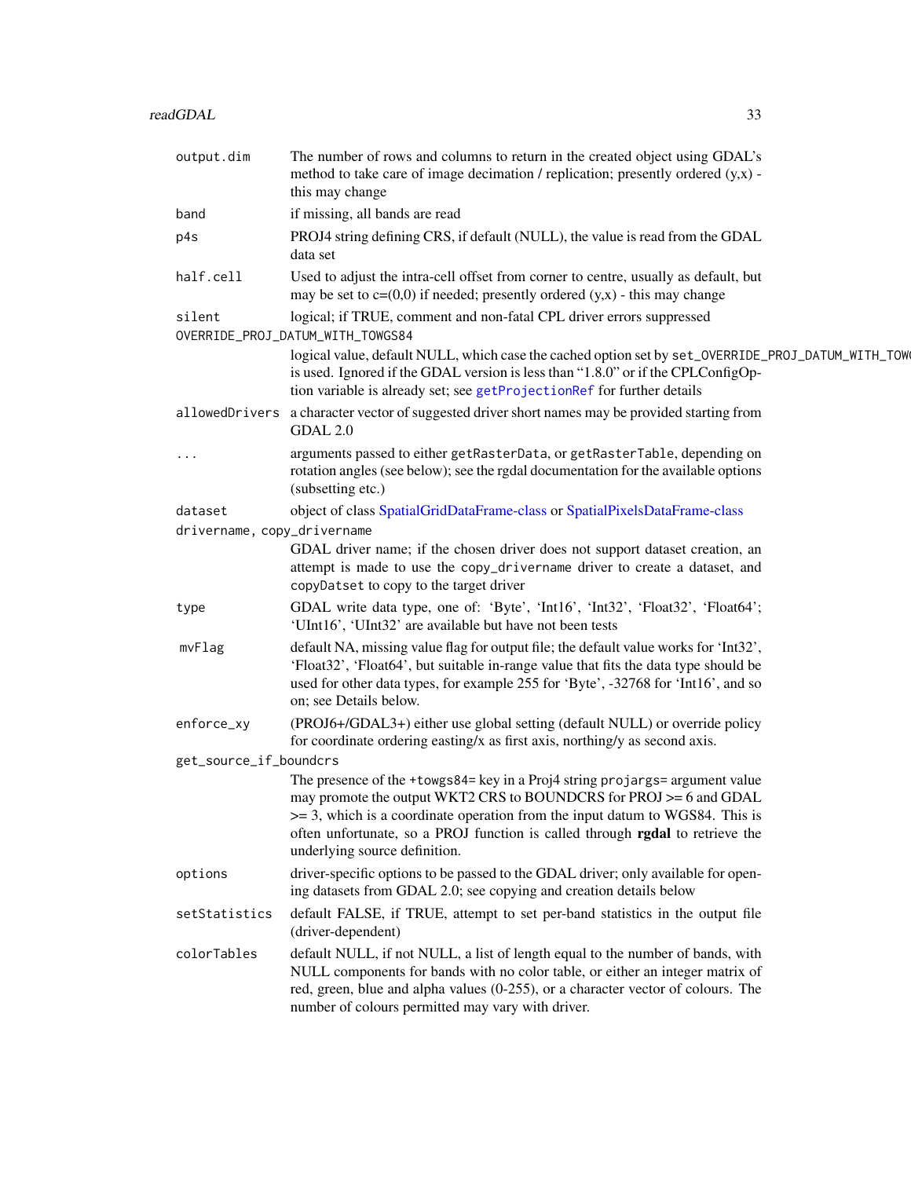| | |
|---|---|
| `output.dim` | The number of rows and columns to return in the created object using GDAL's method to take care of image decimation / replication; presently ordered (y,x) - this may change |
| `band` | if missing, all bands are read |
| `p4s` | PROJ4 string defining CRS, if default (NULL), the value is read from the GDAL data set |
| `half.cell` | Used to adjust the intra-cell offset from corner to centre, usually as default, but may be set to c=(0,0) if needed; presently ordered (y,x) - this may change |
| `silent` | logical; if TRUE, comment and non-fatal CPL driver errors suppressed |
| `OVERRIDE_PROJ_DATUM_WITH_TOWGS84` | logical value, default NULL, which case the cached option set by `set_OVERRIDE_PROJ_DATUM_WITH_TOWGS84` is used. Ignored if the GDAL version is less than "1.8.0" or if the CPLConfigOption variable is already set; see `getProjectionRef` for further details |
| `allowedDrivers` | a character vector of suggested driver short names may be provided starting from GDAL 2.0 |
| `...` | arguments passed to either `getRasterData`, or `getRasterTable`, depending on rotation angles (see below); see the rgdal documentation for the available options (subsetting etc.) |
| `dataset` | object of class SpatialGridDataFrame-class or SpatialPixelsDataFrame-class |
| `drivername, copy_drivername` | GDAL driver name; if the chosen driver does not support dataset creation, an attempt is made to use the `copy_drivername` driver to create a dataset, and `copyDatset` to copy to the target driver |
| `type` | GDAL write data type, one of: 'Byte', 'Int16', 'Int32', 'Float32', 'Float64'; 'UInt16', 'UInt32' are available but have not been tests |
| `mvFlag` | default NA, missing value flag for output file; the default value works for 'Int32', 'Float32', 'Float64', but suitable in-range value that fits the data type should be used for other data types, for example 255 for 'Byte', -32768 for 'Int16', and so on; see Details below. |
| `enforce_xy` | (PROJ6+/GDAL3+) either use global setting (default NULL) or override policy for coordinate ordering easting/x as first axis, northing/y as second axis. |
| `get_source_if_boundcrs` | The presence of the `+towgs84=` key in a Proj4 string `projargs=` argument value may promote the output WKT2 CRS to BOUNDCRS for PROJ >= 6 and GDAL >= 3, which is a coordinate operation from the input datum to WGS84. This is often unfortunate, so a PROJ function is called through **rgdal** to retrieve the underlying source definition. |
| `options` | driver-specific options to be passed to the GDAL driver; only available for opening datasets from GDAL 2.0; see copying and creation details below |
| `setStatistics` | default FALSE, if TRUE, attempt to set per-band statistics in the output file (driver-dependent) |
| `colorTables` | default NULL, if not NULL, a list of length equal to the number of bands, with NULL components for bands with no color table, or either an integer matrix of red, green, blue and alpha values (0-255), or a character vector of colours. The number of colours permitted may vary with driver. |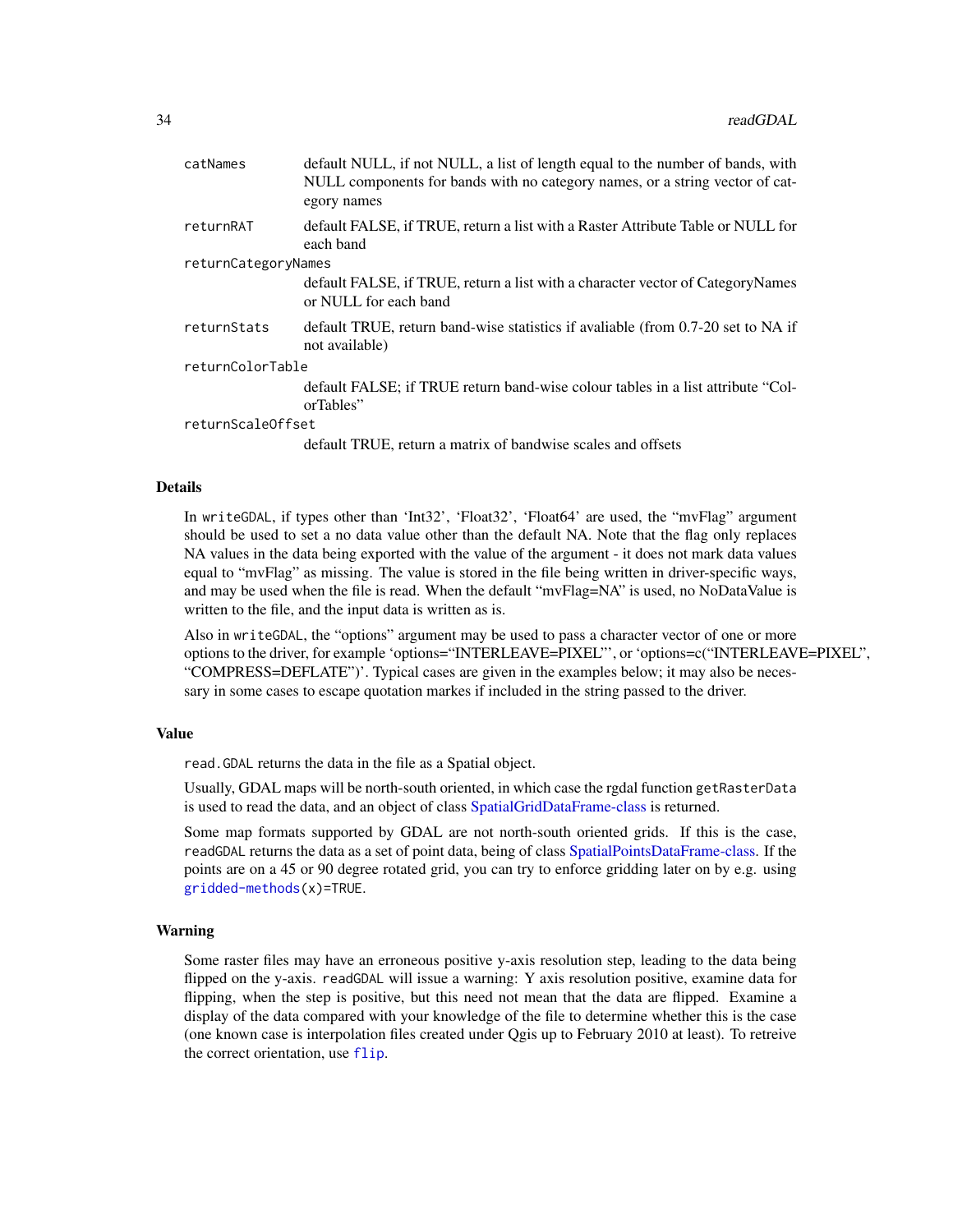| | |
|---|---|
| `catNames` | default NULL, if not NULL, a list of length equal to the number of bands, with NULL components for bands with no category names, or a string vector of category names |
| `returnRAT` | default FALSE, if TRUE, return a list with a Raster Attribute Table or NULL for each band |
| `returnCategoryNames` | default FALSE, if TRUE, return a list with a character vector of CategoryNames or NULL for each band |
| `returnStats` | default TRUE, return band-wise statistics if avaliable (from 0.7-20 set to NA if not available) |
| `returnColorTable` | default FALSE; if TRUE return band-wise colour tables in a list attribute "ColorTables" |
| `returnScaleOffset` | default TRUE, return a matrix of bandwise scales and offsets |

### Details

In `writeGDAL`, if types other than 'Int32', 'Float32', 'Float64' are used, the "mvFlag" argument should be used to set a no data value other than the default NA. Note that the flag only replaces NA values in the data being exported with the value of the argument - it does not mark data values equal to "mvFlag" as missing. The value is stored in the file being written in driver-specific ways, and may be used when the file is read. When the default "mvFlag=NA" is used, no NoDataValue is written to the file, and the input data is written as is.

Also in `writeGDAL`, the "options" argument may be used to pass a character vector of one or more options to the driver, for example 'options="INTERLEAVE=PIXEL"', or 'options=c("INTERLEAVE=PIXEL", "COMPRESS=DEFLATE")'. Typical cases are given in the examples below; it may also be necessary in some cases to escape quotation markes if included in the string passed to the driver.

### Value

`read.GDAL` returns the data in the file as a Spatial object.

Usually, GDAL maps will be north-south oriented, in which case the rgdal function `getRasterData` is used to read the data, and an object of class SpatialGridDataFrame-class is returned.

Some map formats supported by GDAL are not north-south oriented grids. If this is the case, `readGDAL` returns the data as a set of point data, being of class SpatialPointsDataFrame-class. If the points are on a 45 or 90 degree rotated grid, you can try to enforce gridding later on by e.g. using `gridded-methods(x)=TRUE`.

### Warning

Some raster files may have an erroneous positive y-axis resolution step, leading to the data being flipped on the y-axis. `readGDAL` will issue a warning: Y axis resolution positive, examine data for flipping, when the step is positive, but this need not mean that the data are flipped. Examine a display of the data compared with your knowledge of the file to determine whether this is the case (one known case is interpolation files created under Qgis up to February 2010 at least). To retreive the correct orientation, use `flip`.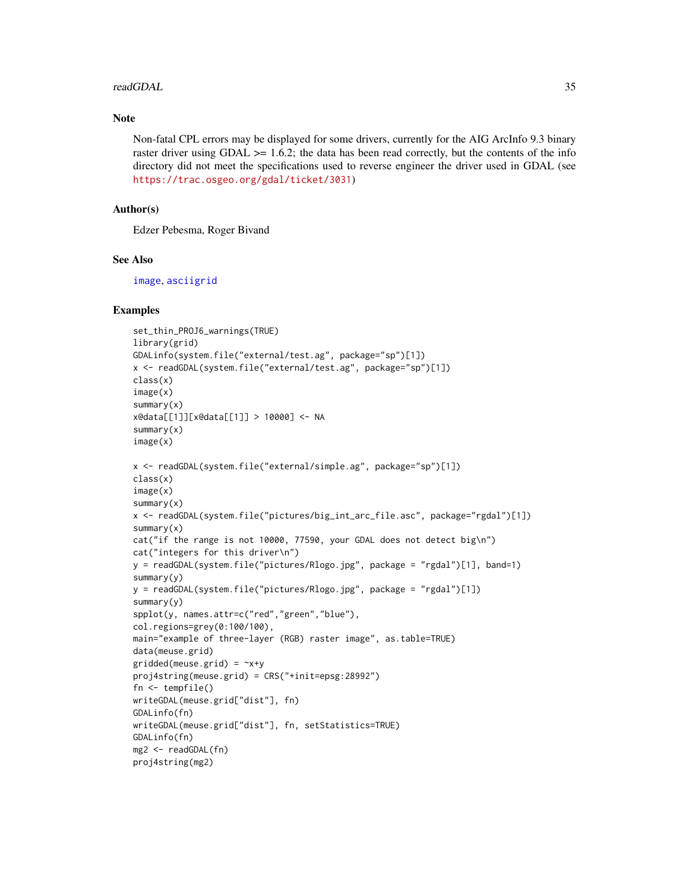## Note

Non-fatal CPL errors may be displayed for some drivers, currently for the AIG ArcInfo 9.3 binary raster driver using GDAL >= 1.6.2; the data has been read correctly, but the contents of the info directory did not meet the specifications used to reverse engineer the driver used in GDAL (see https://trac.osgeo.org/gdal/ticket/3031)

## Author(s)

Edzer Pebesma, Roger Bivand

## See Also

image, asciigrid

## Examples

```
set_thin_PROJ6_warnings(TRUE)
library(grid)
GDALinfo(system.file("external/test.ag", package="sp")[1])
x <- readGDAL(system.file("external/test.ag", package="sp")[1])
class(x)
image(x)
summary(x)
x@data[[1]][x@data[[1]] > 10000] <- NA
summary(x)
image(x)

x <- readGDAL(system.file("external/simple.ag", package="sp")[1])
class(x)
image(x)
summary(x)
x <- readGDAL(system.file("pictures/big_int_arc_file.asc", package="rgdal")[1])
summary(x)
cat("if the range is not 10000, 77590, your GDAL does not detect big\n")
cat("integers for this driver\n")
y = readGDAL(system.file("pictures/Rlogo.jpg", package = "rgdal")[1], band=1)
summary(y)
y = readGDAL(system.file("pictures/Rlogo.jpg", package = "rgdal")[1])
summary(y)
spplot(y, names.attr=c("red","green","blue"),
col.regions=grey(0:100/100),
main="example of three-layer (RGB) raster image", as.table=TRUE)
data(meuse.grid)
gridded(meuse.grid) = ~x+y
proj4string(meuse.grid) = CRS("+init=epsg:28992")
fn <- tempfile()
writeGDAL(meuse.grid["dist"], fn)
GDALinfo(fn)
writeGDAL(meuse.grid["dist"], fn, setStatistics=TRUE)
GDALinfo(fn)
mg2 <- readGDAL(fn)
proj4string(mg2)
```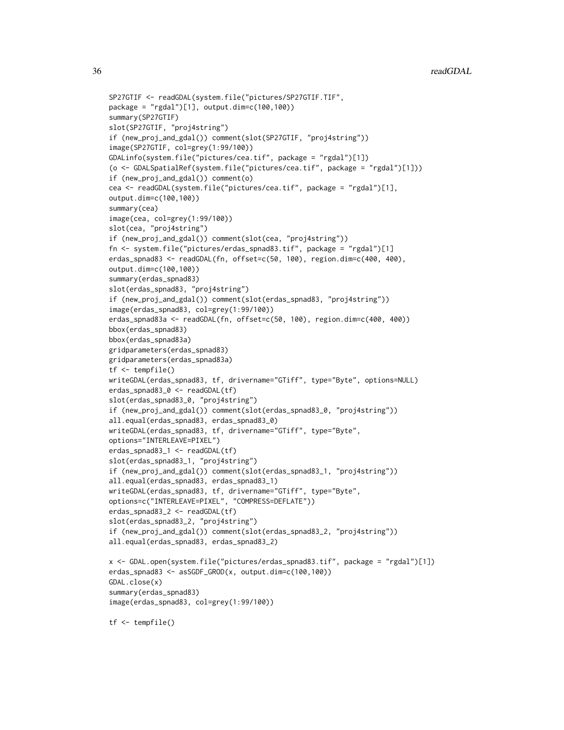```
SP27GTIF <- readGDAL(system.file("pictures/SP27GTIF.TIF",
package = "rgdal")[1], output.dim=c(100,100))
summary(SP27GTIF)
slot(SP27GTIF, "proj4string")
if (new_proj_and_gdal()) comment(slot(SP27GTIF, "proj4string"))
image(SP27GTIF, col=grey(1:99/100))
GDALinfo(system.file("pictures/cea.tif", package = "rgdal")[1])
(o <- GDALSpatialRef(system.file("pictures/cea.tif", package = "rgdal")[1]))
if (new_proj_and_gdal()) comment(o)
cea <- readGDAL(system.file("pictures/cea.tif", package = "rgdal")[1],
output.dim=c(100,100))
summary(cea)
image(cea, col=grey(1:99/100))
slot(cea, "proj4string")
if (new_proj_and_gdal()) comment(slot(cea, "proj4string"))
fn <- system.file("pictures/erdas_spnad83.tif", package = "rgdal")[1]
erdas_spnad83 <- readGDAL(fn, offset=c(50, 100), region.dim=c(400, 400),
output.dim=c(100,100))
summary(erdas_spnad83)
slot(erdas_spnad83, "proj4string")
if (new_proj_and_gdal()) comment(slot(erdas_spnad83, "proj4string"))
image(erdas_spnad83, col=grey(1:99/100))
erdas_spnad83a <- readGDAL(fn, offset=c(50, 100), region.dim=c(400, 400))
bbox(erdas_spnad83)
bbox(erdas_spnad83a)
gridparameters(erdas_spnad83)
gridparameters(erdas_spnad83a)
tf <- tempfile()
writeGDAL(erdas_spnad83, tf, drivername="GTiff", type="Byte", options=NULL)
erdas_spnad83_0 <- readGDAL(tf)
slot(erdas_spnad83_0, "proj4string")
if (new_proj_and_gdal()) comment(slot(erdas_spnad83_0, "proj4string"))
all.equal(erdas_spnad83, erdas_spnad83_0)
writeGDAL(erdas_spnad83, tf, drivername="GTiff", type="Byte",
options="INTERLEAVE=PIXEL")
erdas_spnad83_1 <- readGDAL(tf)
slot(erdas_spnad83_1, "proj4string")
if (new_proj_and_gdal()) comment(slot(erdas_spnad83_1, "proj4string"))
all.equal(erdas_spnad83, erdas_spnad83_1)
writeGDAL(erdas_spnad83, tf, drivername="GTiff", type="Byte",
options=c("INTERLEAVE=PIXEL", "COMPRESS=DEFLATE"))
erdas_spnad83_2 <- readGDAL(tf)
slot(erdas_spnad83_2, "proj4string")
if (new_proj_and_gdal()) comment(slot(erdas_spnad83_2, "proj4string"))
all.equal(erdas_spnad83, erdas_spnad83_2)

x <- GDAL.open(system.file("pictures/erdas_spnad83.tif", package = "rgdal")[1])
erdas_spnad83 <- asSGDF_GROD(x, output.dim=c(100,100))
GDAL.close(x)
summary(erdas_spnad83)
image(erdas_spnad83, col=grey(1:99/100))

tf <- tempfile()
```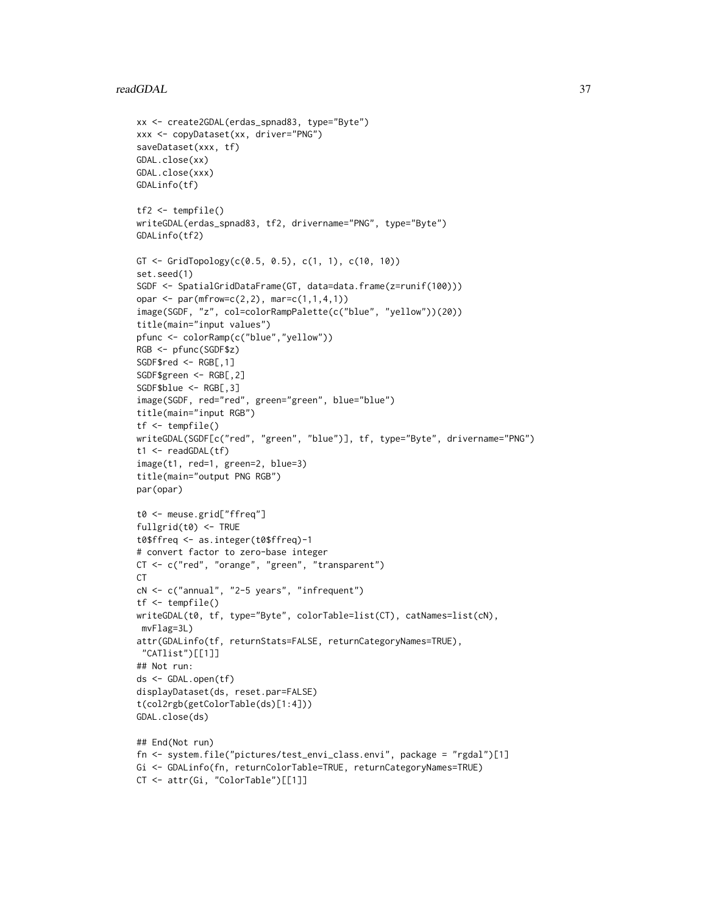```
xx <- create2GDAL(erdas_spnad83, type="Byte")
xxx <- copyDataset(xx, driver="PNG")
saveDataset(xxx, tf)
GDAL.close(xx)
GDAL.close(xxx)
GDALinfo(tf)

tf2 <- tempfile()
writeGDAL(erdas_spnad83, tf2, drivername="PNG", type="Byte")
GDALinfo(tf2)

GT <- GridTopology(c(0.5, 0.5), c(1, 1), c(10, 10))
set.seed(1)
SGDF <- SpatialGridDataFrame(GT, data=data.frame(z=runif(100)))
opar <- par(mfrow=c(2,2), mar=c(1,1,4,1))
image(SGDF, "z", col=colorRampPalette(c("blue", "yellow"))(20))
title(main="input values")
pfunc <- colorRamp(c("blue","yellow"))
RGB <- pfunc(SGDF$z)
SGDF$red <- RGB[,1]
SGDF$green <- RGB[,2]
SGDF$blue <- RGB[,3]
image(SGDF, red="red", green="green", blue="blue")
title(main="input RGB")
tf <- tempfile()
writeGDAL(SGDF[c("red", "green", "blue")], tf, type="Byte", drivername="PNG")
t1 <- readGDAL(tf)
image(t1, red=1, green=2, blue=3)
title(main="output PNG RGB")
par(opar)

t0 <- meuse.grid["ffreq"]
fullgrid(t0) <- TRUE
t0$ffreq <- as.integer(t0$ffreq)-1
# convert factor to zero-base integer
CT <- c("red", "orange", "green", "transparent")
CT
cN <- c("annual", "2-5 years", "infrequent")
tf <- tempfile()
writeGDAL(t0, tf, type="Byte", colorTable=list(CT), catNames=list(cN),
 mvFlag=3L)
attr(GDALinfo(tf, returnStats=FALSE, returnCategoryNames=TRUE),
 "CATlist")[[1]]
## Not run:
ds <- GDAL.open(tf)
displayDataset(ds, reset.par=FALSE)
t(col2rgb(getColorTable(ds)[1:4]))
GDAL.close(ds)

## End(Not run)
fn <- system.file("pictures/test_envi_class.envi", package = "rgdal")[1]
Gi <- GDALinfo(fn, returnColorTable=TRUE, returnCategoryNames=TRUE)
CT <- attr(Gi, "ColorTable")[[1]]
```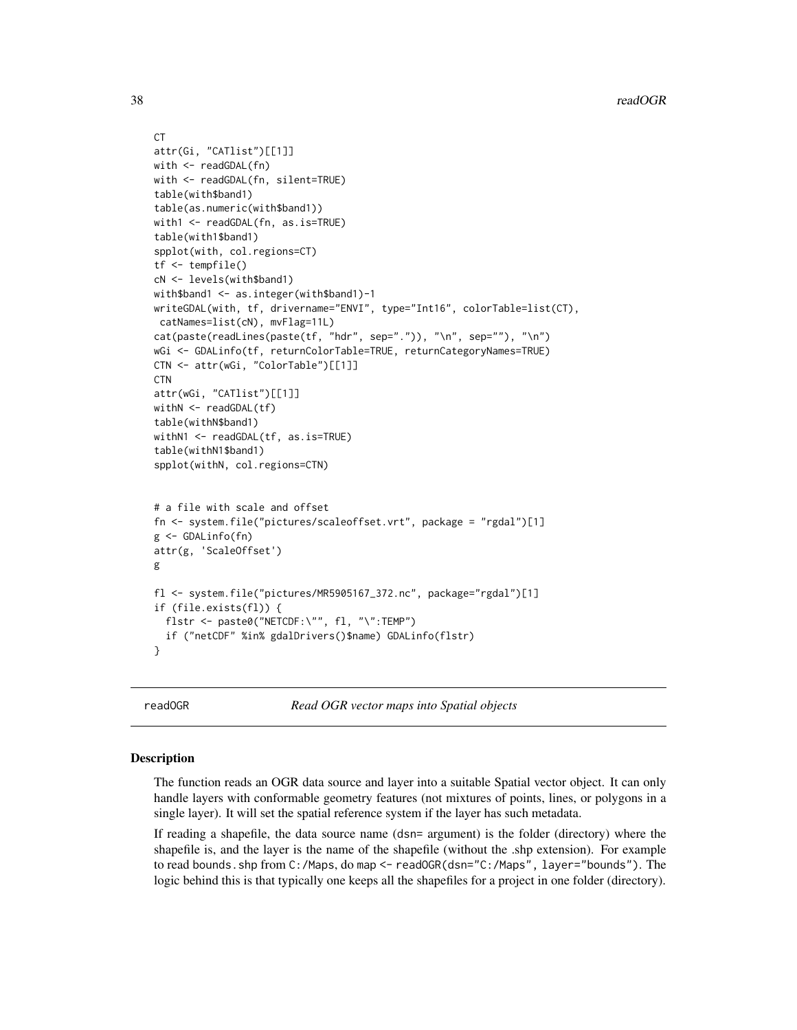```
CT
attr(Gi, "CATlist")[[1]]
with <- readGDAL(fn)
with <- readGDAL(fn, silent=TRUE)
table(with$band1)
table(as.numeric(with$band1))
with1 <- readGDAL(fn, as.is=TRUE)
table(with1$band1)
spplot(with, col.regions=CT)
tf <- tempfile()
cN <- levels(with$band1)
with$band1 <- as.integer(with$band1)-1
writeGDAL(with, tf, drivername="ENVI", type="Int16", colorTable=list(CT),
 catNames=list(cN), mvFlag=11L)
cat(paste(readLines(paste(tf, "hdr", sep=".")), "\n", sep=""), "\n")
wGi <- GDALinfo(tf, returnColorTable=TRUE, returnCategoryNames=TRUE)
CTN <- attr(wGi, "ColorTable")[[1]]
CTN
attr(wGi, "CATlist")[[1]]
withN <- readGDAL(tf)
table(withN$band1)
withN1 <- readGDAL(tf, as.is=TRUE)
table(withN1$band1)
spplot(withN, col.regions=CTN)


# a file with scale and offset
fn <- system.file("pictures/scaleoffset.vrt", package = "rgdal")[1]
g <- GDALinfo(fn)
attr(g, 'ScaleOffset')
g

fl <- system.file("pictures/MR5905167_372.nc", package="rgdal")[1]
if (file.exists(fl)) {
  flstr <- paste0("NETCDF:\"", fl, "\":TEMP")
  if ("netCDF" %in% gdalDrivers()$name) GDALinfo(flstr)
}
```

---

readOGR    *Read OGR vector maps into Spatial objects*

---

### Description

The function reads an OGR data source and layer into a suitable Spatial vector object. It can only handle layers with conformable geometry features (not mixtures of points, lines, or polygons in a single layer). It will set the spatial reference system if the layer has such metadata.

If reading a shapefile, the data source name (`dsn=` argument) is the folder (directory) where the shapefile is, and the layer is the name of the shapefile (without the .shp extension). For example to read `bounds.shp` from `C:/Maps`, do `map <- readOGR(dsn="C:/Maps", layer="bounds")`. The logic behind this is that typically one keeps all the shapefiles for a project in one folder (directory).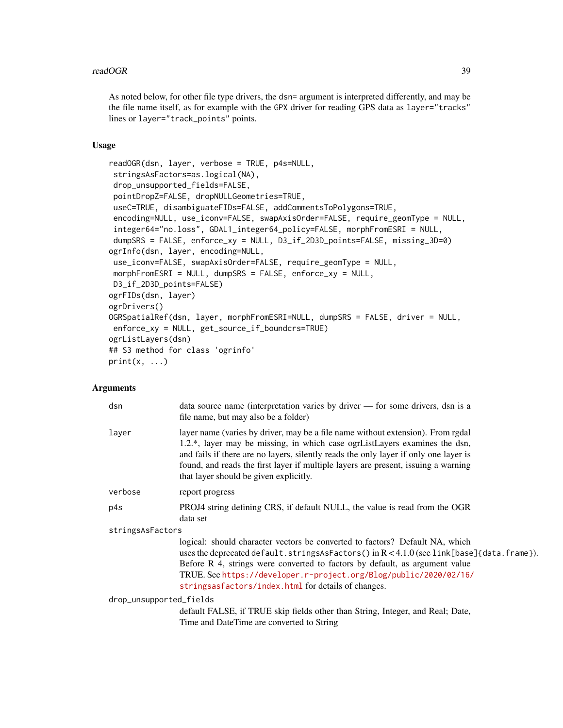As noted below, for other file type drivers, the `dsn=` argument is interpreted differently, and may be the file name itself, as for example with the `GPX` driver for reading GPS data as `layer="tracks"` lines or `layer="track_points"` points.

## Usage

```
readOGR(dsn, layer, verbose = TRUE, p4s=NULL,
 stringsAsFactors=as.logical(NA),
 drop_unsupported_fields=FALSE,
 pointDropZ=FALSE, dropNULLGeometries=TRUE,
 useC=TRUE, disambiguateFIDs=FALSE, addCommentsToPolygons=TRUE,
 encoding=NULL, use_iconv=FALSE, swapAxisOrder=FALSE, require_geomType = NULL,
 integer64="no.loss", GDAL1_integer64_policy=FALSE, morphFromESRI = NULL,
 dumpSRS = FALSE, enforce_xy = NULL, D3_if_2D3D_points=FALSE, missing_3D=0)
ogrInfo(dsn, layer, encoding=NULL,
 use_iconv=FALSE, swapAxisOrder=FALSE, require_geomType = NULL,
 morphFromESRI = NULL, dumpSRS = FALSE, enforce_xy = NULL,
 D3_if_2D3D_points=FALSE)
ogrFIDs(dsn, layer)
ogrDrivers()
OGRSpatialRef(dsn, layer, morphFromESRI=NULL, dumpSRS = FALSE, driver = NULL,
 enforce_xy = NULL, get_source_if_boundcrs=TRUE)
ogrListLayers(dsn)
## S3 method for class 'ogrinfo'
print(x, ...)
```

## Arguments

`dsn`
: data source name (interpretation varies by driver — for some drivers, dsn is a file name, but may also be a folder)

`layer`
: layer name (varies by driver, may be a file name without extension). From rgdal 1.2.*, layer may be missing, in which case ogrListLayers examines the dsn, and fails if there are no layers, silently reads the only layer if only one layer is found, and reads the first layer if multiple layers are present, issuing a warning that layer should be given explicitly.

`verbose`
: report progress

`p4s`
: PROJ4 string defining CRS, if default NULL, the value is read from the OGR data set

`stringsAsFactors`
: logical: should character vectors be converted to factors? Default NA, which uses the deprecated `default.stringsAsFactors()` in R < 4.1.0 (see `link[base]{data.frame}`). Before R 4, strings were converted to factors by default, as argument value TRUE. See https://developer.r-project.org/Blog/public/2020/02/16/stringsasfactors/index.html for details of changes.

`drop_unsupported_fields`
: default FALSE, if TRUE skip fields other than String, Integer, and Real; Date, Time and DateTime are converted to String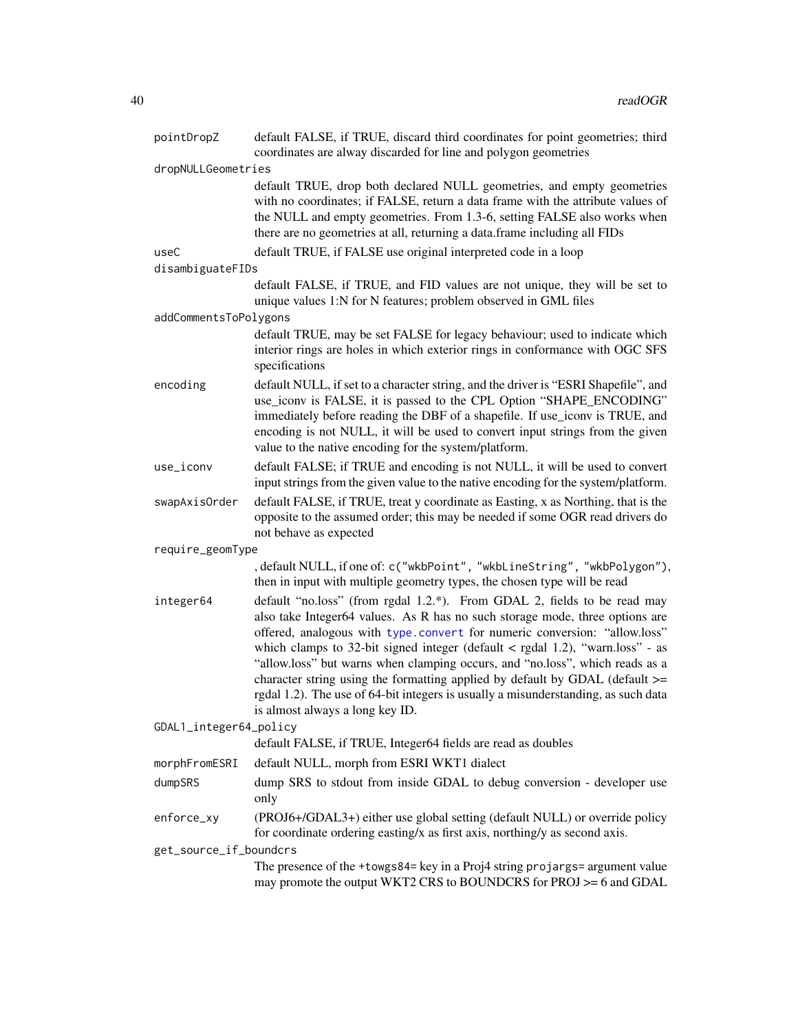pointDropZ
: default FALSE, if TRUE, discard third coordinates for point geometries; third coordinates are alway discarded for line and polygon geometries

dropNULLGeometries
: default TRUE, drop both declared NULL geometries, and empty geometries with no coordinates; if FALSE, return a data frame with the attribute values of the NULL and empty geometries. From 1.3-6, setting FALSE also works when there are no geometries at all, returning a data.frame including all FIDs

useC
: default TRUE, if FALSE use original interpreted code in a loop

disambiguateFIDs
: default FALSE, if TRUE, and FID values are not unique, they will be set to unique values 1:N for N features; problem observed in GML files

addCommentsToPolygons
: default TRUE, may be set FALSE for legacy behaviour; used to indicate which interior rings are holes in which exterior rings in conformance with OGC SFS specifications

encoding
: default NULL, if set to a character string, and the driver is "ESRI Shapefile", and use_iconv is FALSE, it is passed to the CPL Option "SHAPE_ENCODING" immediately before reading the DBF of a shapefile. If use_iconv is TRUE, and encoding is not NULL, it will be used to convert input strings from the given value to the native encoding for the system/platform.

use_iconv
: default FALSE; if TRUE and encoding is not NULL, it will be used to convert input strings from the given value to the native encoding for the system/platform.

swapAxisOrder
: default FALSE, if TRUE, treat y coordinate as Easting, x as Northing, that is the opposite to the assumed order; this may be needed if some OGR read drivers do not behave as expected

require_geomType
: , default NULL, if one of: `c("wkbPoint", "wkbLineString", "wkbPolygon")`, then in input with multiple geometry types, the chosen type will be read

integer64
: default "no.loss" (from rgdal 1.2.*). From GDAL 2, fields to be read may also take Integer64 values. As R has no such storage mode, three options are offered, analogous with `type.convert` for numeric conversion: "allow.loss" which clamps to 32-bit signed integer (default < rgdal 1.2), "warn.loss" - as "allow.loss" but warns when clamping occurs, and "no.loss", which reads as a character string using the formatting applied by default by GDAL (default >= rgdal 1.2). The use of 64-bit integers is usually a misunderstanding, as such data is almost always a long key ID.

GDAL1_integer64_policy
: default FALSE, if TRUE, Integer64 fields are read as doubles

morphFromESRI
: default NULL, morph from ESRI WKT1 dialect

dumpSRS
: dump SRS to stdout from inside GDAL to debug conversion - developer use only

enforce_xy
: (PROJ6+/GDAL3+) either use global setting (default NULL) or override policy for coordinate ordering easting/x as first axis, northing/y as second axis.

get_source_if_boundcrs
: The presence of the `+towgs84=` key in a Proj4 string `projargs=` argument value may promote the output WKT2 CRS to BOUNDCRS for PROJ >= 6 and GDAL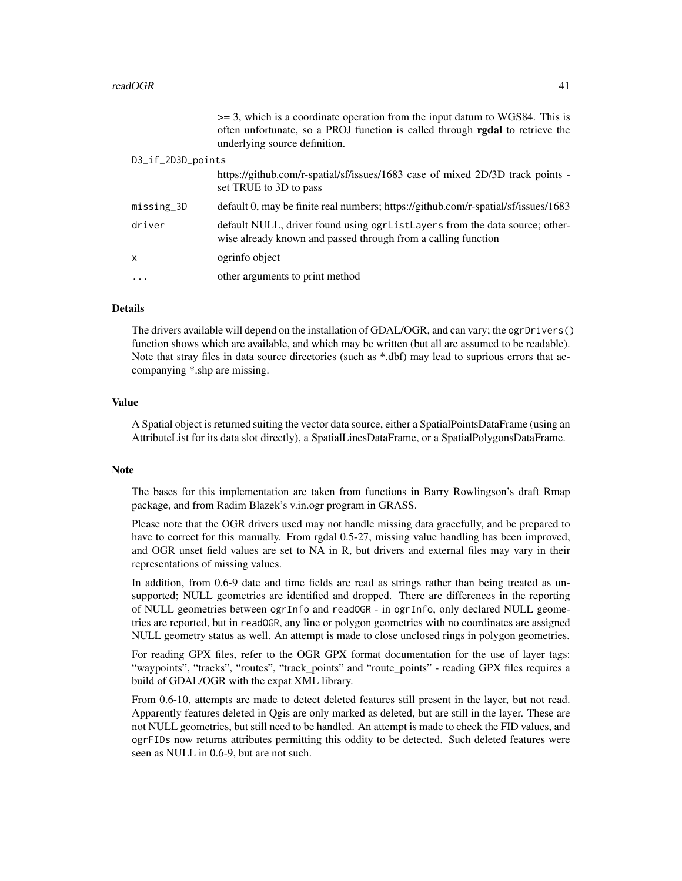|  |  |
| --- | --- |
|  | >= 3, which is a coordinate operation from the input datum to WGS84. This is often unfortunate, so a PROJ function is called through **rgdal** to retrieve the underlying source definition. |
| D3_if_2D3D_points | https://github.com/r-spatial/sf/issues/1683 case of mixed 2D/3D track points - set TRUE to 3D to pass |
| missing_3D | default 0, may be finite real numbers; https://github.com/r-spatial/sf/issues/1683 |
| driver | default NULL, driver found using `ogrListLayers` from the data source; otherwise already known and passed through from a calling function |
| x | ogrinfo object |
| ... | other arguments to print method |

## Details

The drivers available will depend on the installation of GDAL/OGR, and can vary; the `ogrDrivers()` function shows which are available, and which may be written (but all are assumed to be readable). Note that stray files in data source directories (such as *.dbf) may lead to suprious errors that accompanying *.shp are missing.

## Value

A Spatial object is returned suiting the vector data source, either a SpatialPointsDataFrame (using an AttributeList for its data slot directly), a SpatialLinesDataFrame, or a SpatialPolygonsDataFrame.

## Note

The bases for this implementation are taken from functions in Barry Rowlingson's draft Rmap package, and from Radim Blazek's v.in.ogr program in GRASS.

Please note that the OGR drivers used may not handle missing data gracefully, and be prepared to have to correct for this manually. From rgdal 0.5-27, missing value handling has been improved, and OGR unset field values are set to NA in R, but drivers and external files may vary in their representations of missing values.

In addition, from 0.6-9 date and time fields are read as strings rather than being treated as unsupported; NULL geometries are identified and dropped. There are differences in the reporting of NULL geometries between `ogrInfo` and `readOGR` - in `ogrInfo`, only declared NULL geometries are reported, but in `readOGR`, any line or polygon geometries with no coordinates are assigned NULL geometry status as well. An attempt is made to close unclosed rings in polygon geometries.

For reading GPX files, refer to the OGR GPX format documentation for the use of layer tags: "waypoints", "tracks", "routes", "track_points" and "route_points" - reading GPX files requires a build of GDAL/OGR with the expat XML library.

From 0.6-10, attempts are made to detect deleted features still present in the layer, but not read. Apparently features deleted in Qgis are only marked as deleted, but are still in the layer. These are not NULL geometries, but still need to be handled. An attempt is made to check the FID values, and `ogrFIDs` now returns attributes permitting this oddity to be detected. Such deleted features were seen as NULL in 0.6-9, but are not such.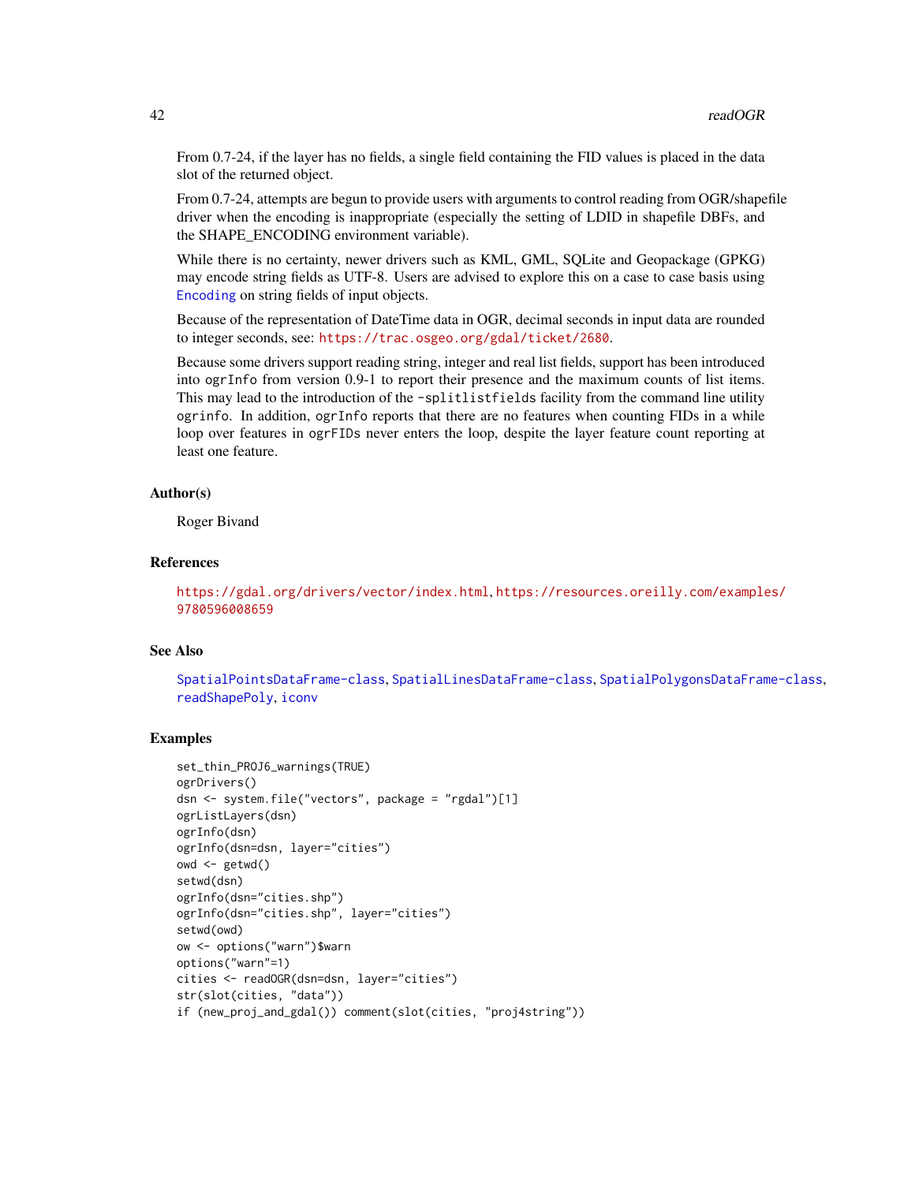From 0.7-24, if the layer has no fields, a single field containing the FID values is placed in the data slot of the returned object.

From 0.7-24, attempts are begun to provide users with arguments to control reading from OGR/shapefile driver when the encoding is inappropriate (especially the setting of LDID in shapefile DBFs, and the SHAPE_ENCODING environment variable).

While there is no certainty, newer drivers such as KML, GML, SQLite and Geopackage (GPKG) may encode string fields as UTF-8. Users are advised to explore this on a case to case basis using `Encoding` on string fields of input objects.

Because of the representation of DateTime data in OGR, decimal seconds in input data are rounded to integer seconds, see: https://trac.osgeo.org/gdal/ticket/2680.

Because some drivers support reading string, integer and real list fields, support has been introduced into `ogrInfo` from version 0.9-1 to report their presence and the maximum counts of list items. This may lead to the introduction of the `-splitlistfields` facility from the command line utility `ogrinfo`. In addition, `ogrInfo` reports that there are no features when counting FIDs in a while loop over features in `ogrFIDs` never enters the loop, despite the layer feature count reporting at least one feature.

## Author(s)

Roger Bivand

## References

https://gdal.org/drivers/vector/index.html, https://resources.oreilly.com/examples/9780596008659

## See Also

`SpatialPointsDataFrame-class`, `SpatialLinesDataFrame-class`, `SpatialPolygonsDataFrame-class`, `readShapePoly`, `iconv`

## Examples

```
set_thin_PROJ6_warnings(TRUE)
ogrDrivers()
dsn <- system.file("vectors", package = "rgdal")[1]
ogrListLayers(dsn)
ogrInfo(dsn)
ogrInfo(dsn=dsn, layer="cities")
owd <- getwd()
setwd(dsn)
ogrInfo(dsn="cities.shp")
ogrInfo(dsn="cities.shp", layer="cities")
setwd(owd)
ow <- options("warn")$warn
options("warn"=1)
cities <- readOGR(dsn=dsn, layer="cities")
str(slot(cities, "data"))
if (new_proj_and_gdal()) comment(slot(cities, "proj4string"))
```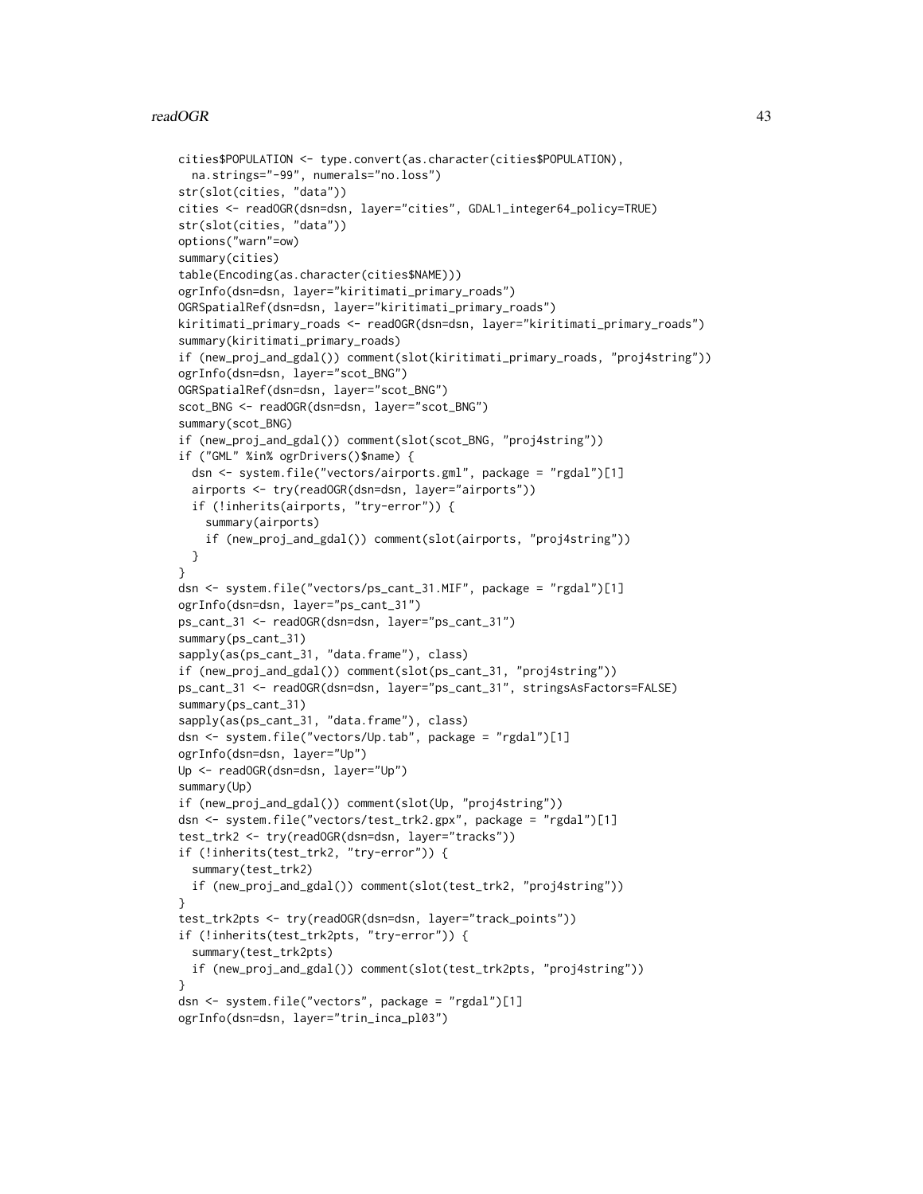```
cities$POPULATION <- type.convert(as.character(cities$POPULATION),
  na.strings="-99", numerals="no.loss")
str(slot(cities, "data"))
cities <- readOGR(dsn=dsn, layer="cities", GDAL1_integer64_policy=TRUE)
str(slot(cities, "data"))
options("warn"=ow)
summary(cities)
table(Encoding(as.character(cities$NAME)))
ogrInfo(dsn=dsn, layer="kiritimati_primary_roads")
OGRSpatialRef(dsn=dsn, layer="kiritimati_primary_roads")
kiritimati_primary_roads <- readOGR(dsn=dsn, layer="kiritimati_primary_roads")
summary(kiritimati_primary_roads)
if (new_proj_and_gdal()) comment(slot(kiritimati_primary_roads, "proj4string"))
ogrInfo(dsn=dsn, layer="scot_BNG")
OGRSpatialRef(dsn=dsn, layer="scot_BNG")
scot_BNG <- readOGR(dsn=dsn, layer="scot_BNG")
summary(scot_BNG)
if (new_proj_and_gdal()) comment(slot(scot_BNG, "proj4string"))
if ("GML" %in% ogrDrivers()$name) {
  dsn <- system.file("vectors/airports.gml", package = "rgdal")[1]
  airports <- try(readOGR(dsn=dsn, layer="airports"))
  if (!inherits(airports, "try-error")) {
    summary(airports)
    if (new_proj_and_gdal()) comment(slot(airports, "proj4string"))
  }
}
dsn <- system.file("vectors/ps_cant_31.MIF", package = "rgdal")[1]
ogrInfo(dsn=dsn, layer="ps_cant_31")
ps_cant_31 <- readOGR(dsn=dsn, layer="ps_cant_31")
summary(ps_cant_31)
sapply(as(ps_cant_31, "data.frame"), class)
if (new_proj_and_gdal()) comment(slot(ps_cant_31, "proj4string"))
ps_cant_31 <- readOGR(dsn=dsn, layer="ps_cant_31", stringsAsFactors=FALSE)
summary(ps_cant_31)
sapply(as(ps_cant_31, "data.frame"), class)
dsn <- system.file("vectors/Up.tab", package = "rgdal")[1]
ogrInfo(dsn=dsn, layer="Up")
Up <- readOGR(dsn=dsn, layer="Up")
summary(Up)
if (new_proj_and_gdal()) comment(slot(Up, "proj4string"))
dsn <- system.file("vectors/test_trk2.gpx", package = "rgdal")[1]
test_trk2 <- try(readOGR(dsn=dsn, layer="tracks"))
if (!inherits(test_trk2, "try-error")) {
  summary(test_trk2)
  if (new_proj_and_gdal()) comment(slot(test_trk2, "proj4string"))
}
test_trk2pts <- try(readOGR(dsn=dsn, layer="track_points"))
if (!inherits(test_trk2pts, "try-error")) {
  summary(test_trk2pts)
  if (new_proj_and_gdal()) comment(slot(test_trk2pts, "proj4string"))
}
dsn <- system.file("vectors", package = "rgdal")[1]
ogrInfo(dsn=dsn, layer="trin_inca_pl03")
```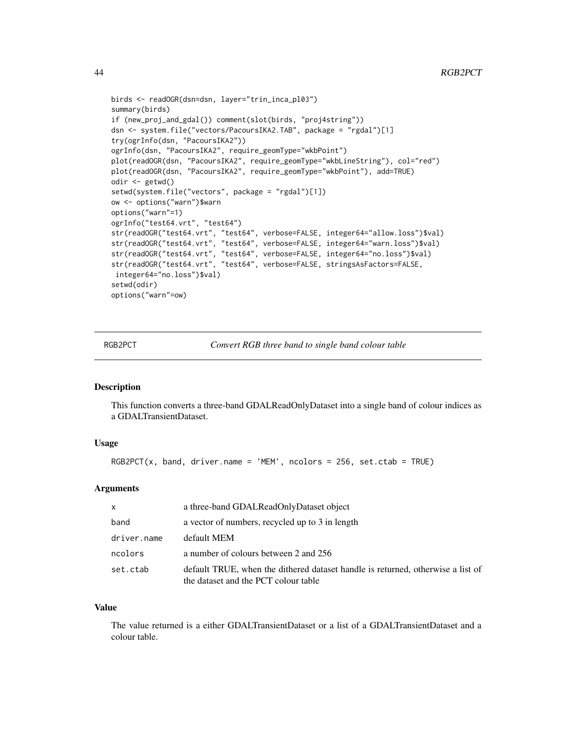```
birds <- readOGR(dsn=dsn, layer="trin_inca_pl03")
summary(birds)
if (new_proj_and_gdal()) comment(slot(birds, "proj4string"))
dsn <- system.file("vectors/PacoursIKA2.TAB", package = "rgdal")[1]
try(ogrInfo(dsn, "PacoursIKA2"))
ogrInfo(dsn, "PacoursIKA2", require_geomType="wkbPoint")
plot(readOGR(dsn, "PacoursIKA2", require_geomType="wkbLineString"), col="red")
plot(readOGR(dsn, "PacoursIKA2", require_geomType="wkbPoint"), add=TRUE)
odir <- getwd()
setwd(system.file("vectors", package = "rgdal")[1])
ow <- options("warn")$warn
options("warn"=1)
ogrInfo("test64.vrt", "test64")
str(readOGR("test64.vrt", "test64", verbose=FALSE, integer64="allow.loss")$val)
str(readOGR("test64.vrt", "test64", verbose=FALSE, integer64="warn.loss")$val)
str(readOGR("test64.vrt", "test64", verbose=FALSE, integer64="no.loss")$val)
str(readOGR("test64.vrt", "test64", verbose=FALSE, stringsAsFactors=FALSE,
 integer64="no.loss")$val)
setwd(odir)
options("warn"=ow)
```

---

## RGB2PCT — *Convert RGB three band to single band colour table*

---

### Description

This function converts a three-band GDALReadOnlyDataset into a single band of colour indices as a GDALTransientDataset.

### Usage

```
RGB2PCT(x, band, driver.name = 'MEM', ncolors = 256, set.ctab = TRUE)
```

### Arguments

| | |
|---|---|
| `x` | a three-band GDALReadOnlyDataset object |
| `band` | a vector of numbers, recycled up to 3 in length |
| `driver.name` | default MEM |
| `ncolors` | a number of colours between 2 and 256 |
| `set.ctab` | default TRUE, when the dithered dataset handle is returned, otherwise a list of the dataset and the PCT colour table |

### Value

The value returned is a either GDALTransientDataset or a list of a GDALTransientDataset and a colour table.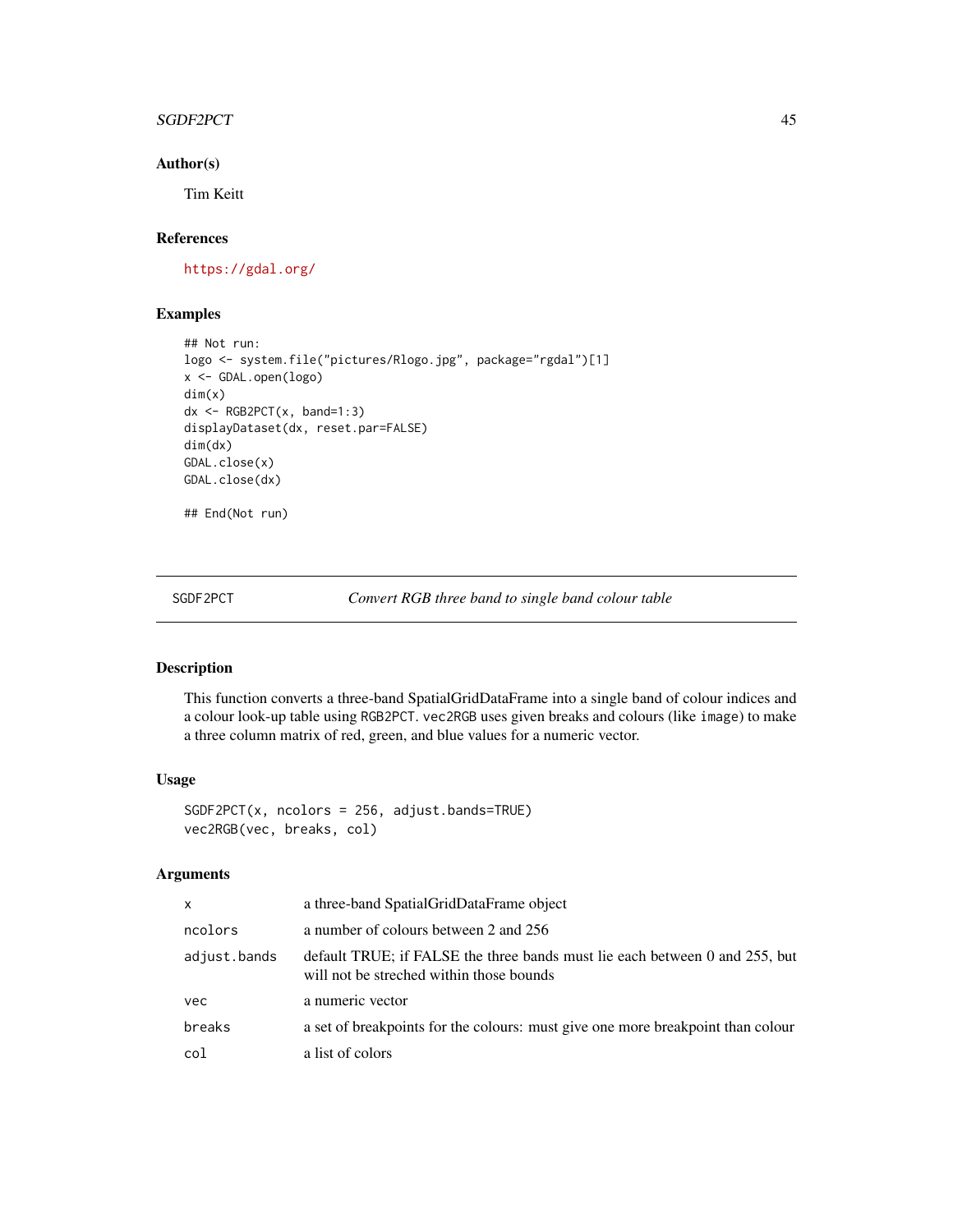## Author(s)

Tim Keitt

## References

https://gdal.org/

## Examples

```
## Not run:
logo <- system.file("pictures/Rlogo.jpg", package="rgdal")[1]
x <- GDAL.open(logo)
dim(x)
dx <- RGB2PCT(x, band=1:3)
displayDataset(dx, reset.par=FALSE)
dim(dx)
GDAL.close(x)
GDAL.close(dx)

## End(Not run)
```

---

# SGDF2PCT — *Convert RGB three band to single band colour table*

---

## Description

This function converts a three-band SpatialGridDataFrame into a single band of colour indices and a colour look-up table using `RGB2PCT`. `vec2RGB` uses given breaks and colours (like `image`) to make a three column matrix of red, green, and blue values for a numeric vector.

## Usage

```
SGDF2PCT(x, ncolors = 256, adjust.bands=TRUE)
vec2RGB(vec, breaks, col)
```

## Arguments

| | |
|---|---|
| `x` | a three-band SpatialGridDataFrame object |
| `ncolors` | a number of colours between 2 and 256 |
| `adjust.bands` | default TRUE; if FALSE the three bands must lie each between 0 and 255, but will not be streched within those bounds |
| `vec` | a numeric vector |
| `breaks` | a set of breakpoints for the colours: must give one more breakpoint than colour |
| `col` | a list of colors |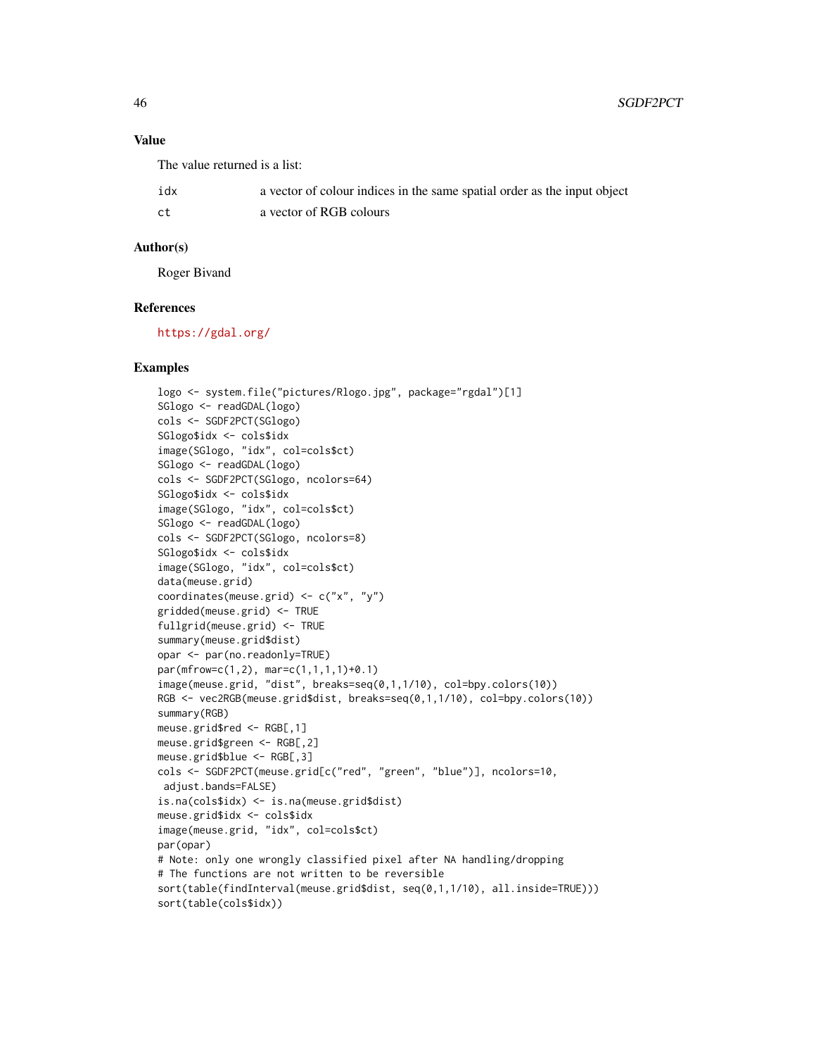## Value

The value returned is a list:

- `idx` a vector of colour indices in the same spatial order as the input object
- `ct` a vector of RGB colours

## Author(s)

Roger Bivand

## References

https://gdal.org/

## Examples

```
logo <- system.file("pictures/Rlogo.jpg", package="rgdal")[1]
SGlogo <- readGDAL(logo)
cols <- SGDF2PCT(SGlogo)
SGlogo$idx <- cols$idx
image(SGlogo, "idx", col=cols$ct)
SGlogo <- readGDAL(logo)
cols <- SGDF2PCT(SGlogo, ncolors=64)
SGlogo$idx <- cols$idx
image(SGlogo, "idx", col=cols$ct)
SGlogo <- readGDAL(logo)
cols <- SGDF2PCT(SGlogo, ncolors=8)
SGlogo$idx <- cols$idx
image(SGlogo, "idx", col=cols$ct)
data(meuse.grid)
coordinates(meuse.grid) <- c("x", "y")
gridded(meuse.grid) <- TRUE
fullgrid(meuse.grid) <- TRUE
summary(meuse.grid$dist)
opar <- par(no.readonly=TRUE)
par(mfrow=c(1,2), mar=c(1,1,1,1)+0.1)
image(meuse.grid, "dist", breaks=seq(0,1,1/10), col=bpy.colors(10))
RGB <- vec2RGB(meuse.grid$dist, breaks=seq(0,1,1/10), col=bpy.colors(10))
summary(RGB)
meuse.grid$red <- RGB[,1]
meuse.grid$green <- RGB[,2]
meuse.grid$blue <- RGB[,3]
cols <- SGDF2PCT(meuse.grid[c("red", "green", "blue")], ncolors=10,
 adjust.bands=FALSE)
is.na(cols$idx) <- is.na(meuse.grid$dist)
meuse.grid$idx <- cols$idx
image(meuse.grid, "idx", col=cols$ct)
par(opar)
# Note: only one wrongly classified pixel after NA handling/dropping
# The functions are not written to be reversible
sort(table(findInterval(meuse.grid$dist, seq(0,1,1/10), all.inside=TRUE)))
sort(table(cols$idx))
```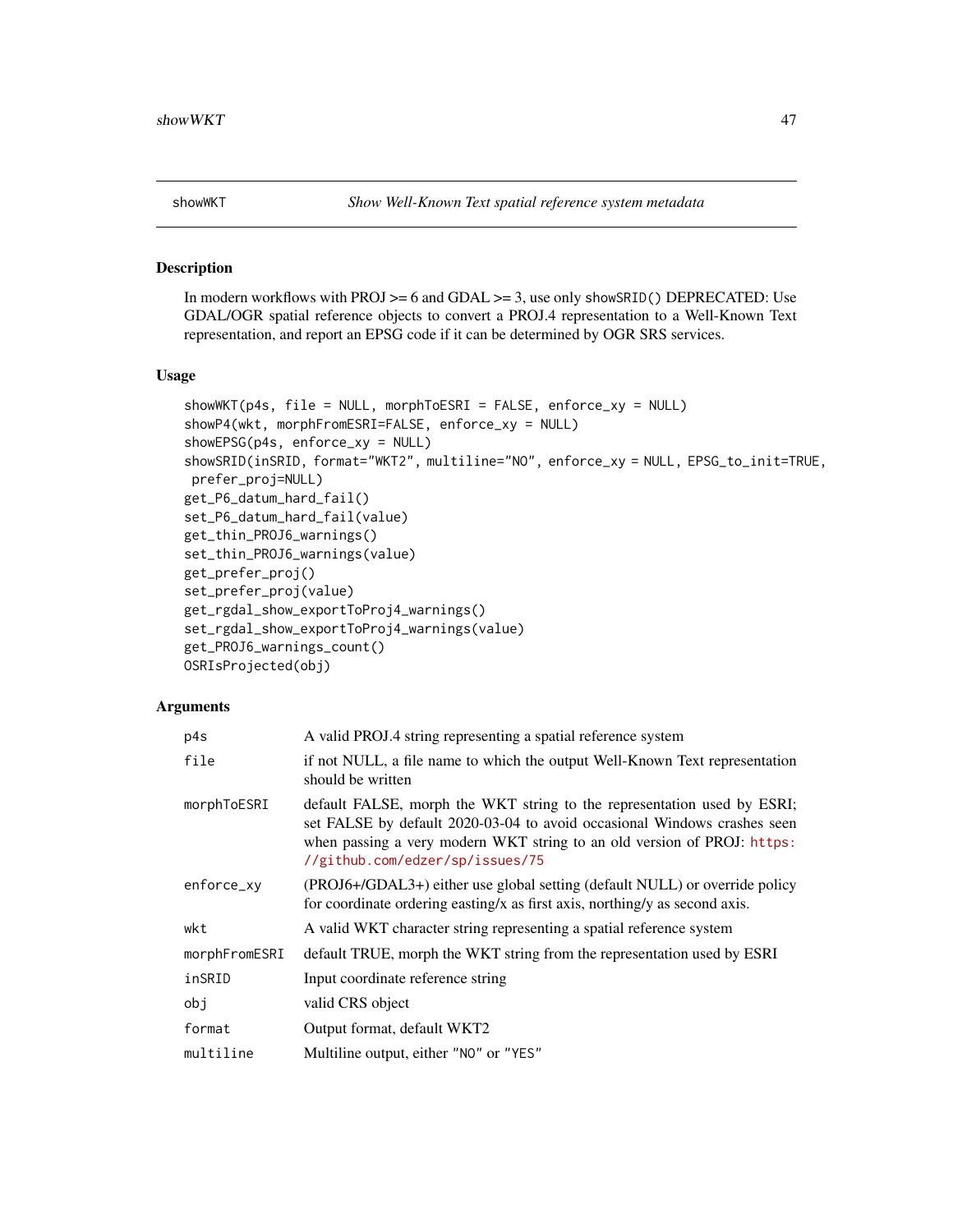## showWKT — *Show Well-Known Text spatial reference system metadata*

### Description

In modern workflows with PROJ >= 6 and GDAL >= 3, use only `showSRID()` DEPRECATED: Use GDAL/OGR spatial reference objects to convert a PROJ.4 representation to a Well-Known Text representation, and report an EPSG code if it can be determined by OGR SRS services.

### Usage

```
showWKT(p4s, file = NULL, morphToESRI = FALSE, enforce_xy = NULL)
showP4(wkt, morphFromESRI=FALSE, enforce_xy = NULL)
showEPSG(p4s, enforce_xy = NULL)
showSRID(inSRID, format="WKT2", multiline="NO", enforce_xy = NULL, EPSG_to_init=TRUE,
 prefer_proj=NULL)
get_P6_datum_hard_fail()
set_P6_datum_hard_fail(value)
get_thin_PROJ6_warnings()
set_thin_PROJ6_warnings(value)
get_prefer_proj()
set_prefer_proj(value)
get_rgdal_show_exportToProj4_warnings()
set_rgdal_show_exportToProj4_warnings(value)
get_PROJ6_warnings_count()
OSRIsProjected(obj)
```

### Arguments

| | |
|---|---|
| `p4s` | A valid PROJ.4 string representing a spatial reference system |
| `file` | if not NULL, a file name to which the output Well-Known Text representation should be written |
| `morphToESRI` | default FALSE, morph the WKT string to the representation used by ESRI; set FALSE by default 2020-03-04 to avoid occasional Windows crashes seen when passing a very modern WKT string to an old version of PROJ: https://github.com/edzer/sp/issues/75 |
| `enforce_xy` | (PROJ6+/GDAL3+) either use global setting (default NULL) or override policy for coordinate ordering easting/x as first axis, northing/y as second axis. |
| `wkt` | A valid WKT character string representing a spatial reference system |
| `morphFromESRI` | default TRUE, morph the WKT string from the representation used by ESRI |
| `inSRID` | Input coordinate reference string |
| `obj` | valid CRS object |
| `format` | Output format, default WKT2 |
| `multiline` | Multiline output, either "NO" or "YES" |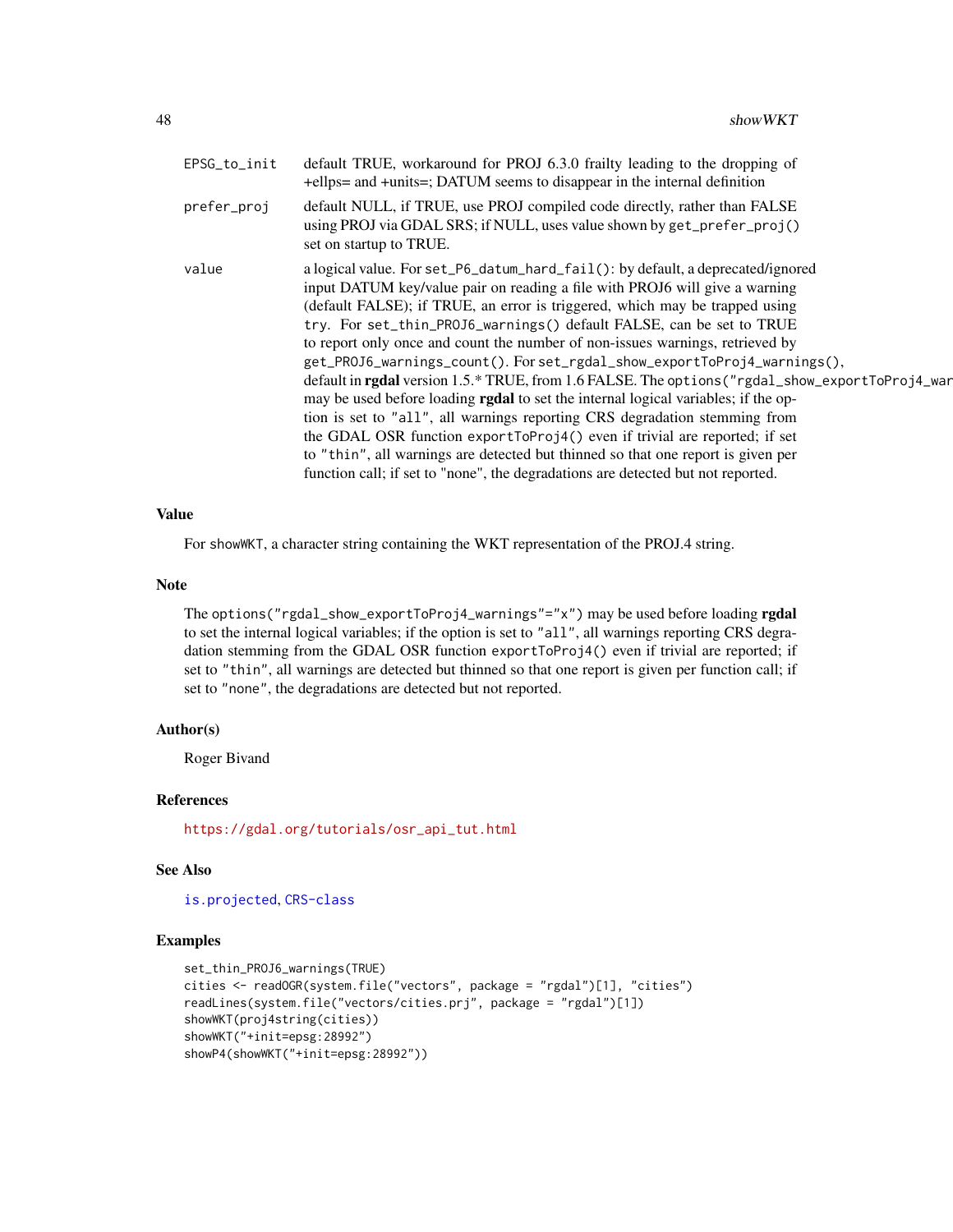| | |
|---|---|
| `EPSG_to_init` | default TRUE, workaround for PROJ 6.3.0 frailty leading to the dropping of +ellps= and +units=; DATUM seems to disappear in the internal definition |
| `prefer_proj` | default NULL, if TRUE, use PROJ compiled code directly, rather than FALSE using PROJ via GDAL SRS; if NULL, uses value shown by `get_prefer_proj()` set on startup to TRUE. |
| `value` | a logical value. For `set_P6_datum_hard_fail()`: by default, a deprecated/ignored input DATUM key/value pair on reading a file with PROJ6 will give a warning (default FALSE); if TRUE, an error is triggered, which may be trapped using `try`. For `set_thin_PROJ6_warnings()` default FALSE, can be set to TRUE to report only once and count the number of non-issues warnings, retrieved by `get_PROJ6_warnings_count()`. For `set_rgdal_show_exportToProj4_warnings()`, default in **rgdal** version 1.5.* TRUE, from 1.6 FALSE. The `options("rgdal_show_exportToProj4_war` may be used before loading **rgdal** to set the internal logical variables; if the option is set to `"all"`, all warnings reporting CRS degradation stemming from the GDAL OSR function `exportToProj4()` even if trivial are reported; if set to `"thin"`, all warnings are detected but thinned so that one report is given per function call; if set to "none", the degradations are detected but not reported. |

## Value

For `showWKT`, a character string containing the WKT representation of the PROJ.4 string.

## Note

The `options("rgdal_show_exportToProj4_warnings"="x")` may be used before loading **rgdal** to set the internal logical variables; if the option is set to `"all"`, all warnings reporting CRS degradation stemming from the GDAL OSR function `exportToProj4()` even if trivial are reported; if set to `"thin"`, all warnings are detected but thinned so that one report is given per function call; if set to `"none"`, the degradations are detected but not reported.

## Author(s)

Roger Bivand

## References

https://gdal.org/tutorials/osr_api_tut.html

## See Also

`is.projected`, `CRS-class`

## Examples

```
set_thin_PROJ6_warnings(TRUE)
cities <- readOGR(system.file("vectors", package = "rgdal")[1], "cities")
readLines(system.file("vectors/cities.prj", package = "rgdal")[1])
showWKT(proj4string(cities))
showWKT("+init=epsg:28992")
showP4(showWKT("+init=epsg:28992"))
```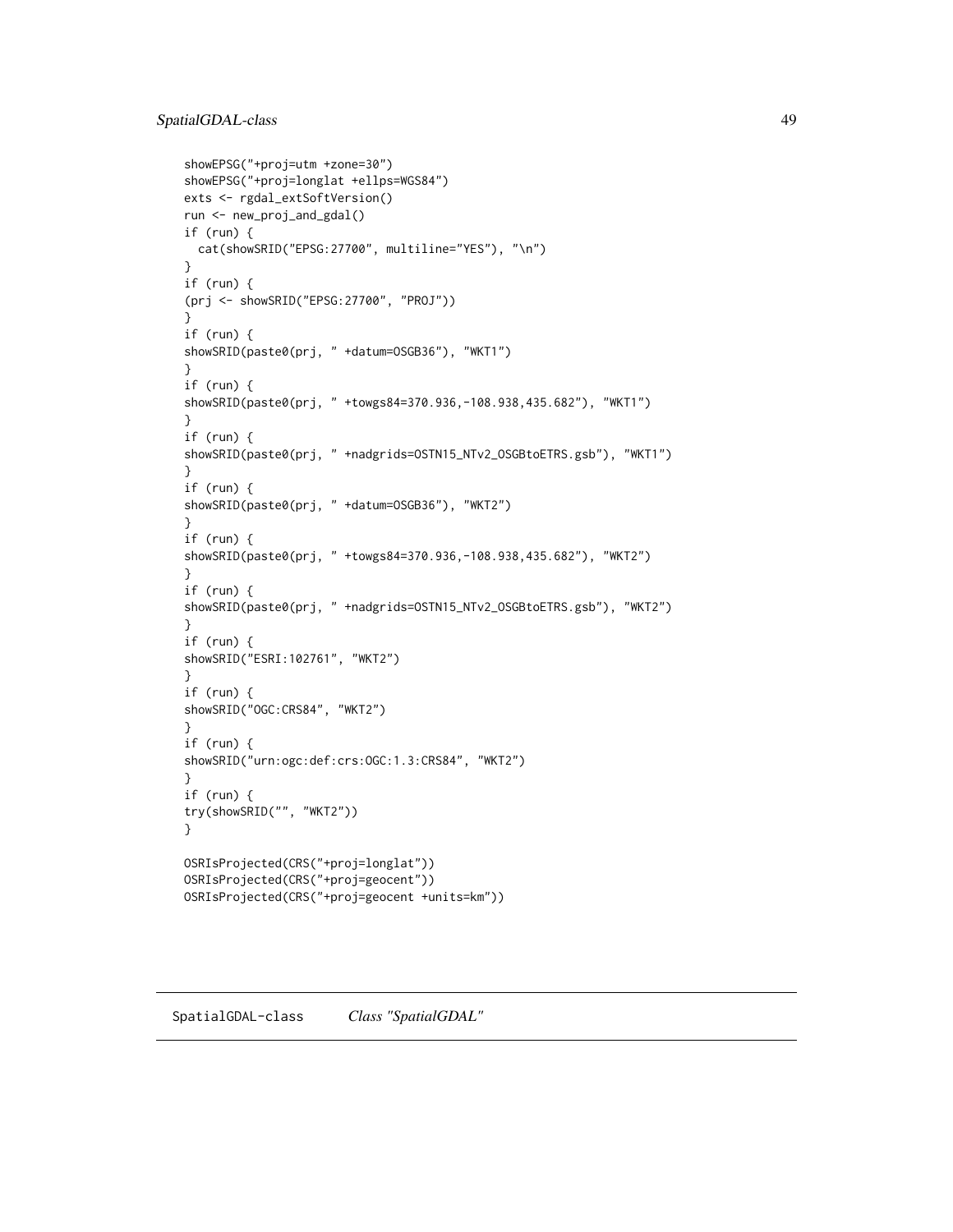```
showEPSG("+proj=utm +zone=30")
showEPSG("+proj=longlat +ellps=WGS84")
exts <- rgdal_extSoftVersion()
run <- new_proj_and_gdal()
if (run) {
  cat(showSRID("EPSG:27700", multiline="YES"), "\n")
}
if (run) {
(prj <- showSRID("EPSG:27700", "PROJ"))
}
if (run) {
showSRID(paste0(prj, " +datum=OSGB36"), "WKT1")
}
if (run) {
showSRID(paste0(prj, " +towgs84=370.936,-108.938,435.682"), "WKT1")
}
if (run) {
showSRID(paste0(prj, " +nadgrids=OSTN15_NTv2_OSGBtoETRS.gsb"), "WKT1")
}
if (run) {
showSRID(paste0(prj, " +datum=OSGB36"), "WKT2")
}
if (run) {
showSRID(paste0(prj, " +towgs84=370.936,-108.938,435.682"), "WKT2")
}
if (run) {
showSRID(paste0(prj, " +nadgrids=OSTN15_NTv2_OSGBtoETRS.gsb"), "WKT2")
}
if (run) {
showSRID("ESRI:102761", "WKT2")
}
if (run) {
showSRID("OGC:CRS84", "WKT2")
}
if (run) {
showSRID("urn:ogc:def:crs:OGC:1.3:CRS84", "WKT2")
}
if (run) {
try(showSRID("", "WKT2"))
}

OSRIsProjected(CRS("+proj=longlat"))
OSRIsProjected(CRS("+proj=geocent"))
OSRIsProjected(CRS("+proj=geocent +units=km"))
```

---

## SpatialGDAL-class    *Class "SpatialGDAL"*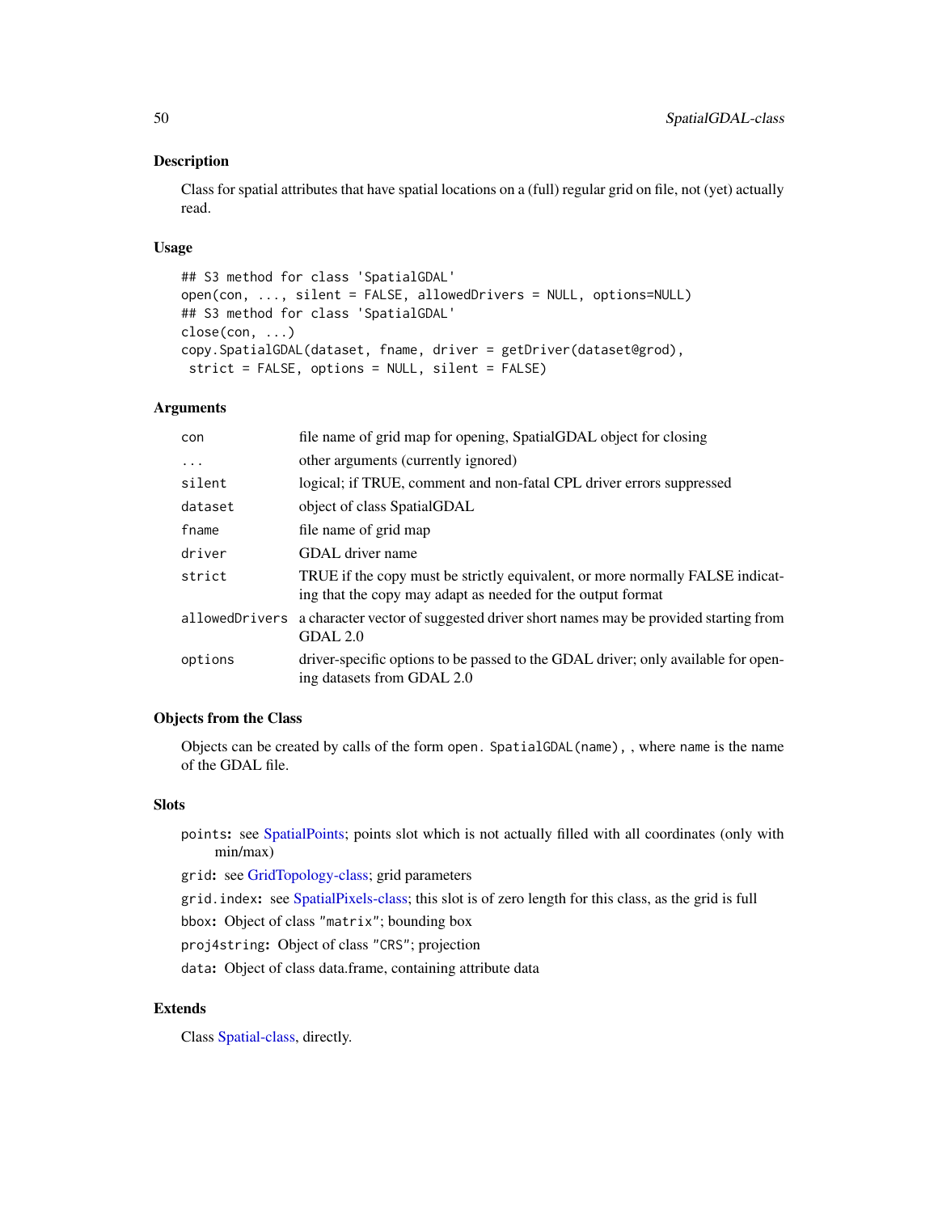## Description

Class for spatial attributes that have spatial locations on a (full) regular grid on file, not (yet) actually read.

## Usage

```
## S3 method for class 'SpatialGDAL'
open(con, ..., silent = FALSE, allowedDrivers = NULL, options=NULL)
## S3 method for class 'SpatialGDAL'
close(con, ...)
copy.SpatialGDAL(dataset, fname, driver = getDriver(dataset@grod),
 strict = FALSE, options = NULL, silent = FALSE)
```

## Arguments

| | |
|---|---|
| `con` | file name of grid map for opening, SpatialGDAL object for closing |
| `...` | other arguments (currently ignored) |
| `silent` | logical; if TRUE, comment and non-fatal CPL driver errors suppressed |
| `dataset` | object of class SpatialGDAL |
| `fname` | file name of grid map |
| `driver` | GDAL driver name |
| `strict` | TRUE if the copy must be strictly equivalent, or more normally FALSE indicating that the copy may adapt as needed for the output format |
| `allowedDrivers` | a character vector of suggested driver short names may be provided starting from GDAL 2.0 |
| `options` | driver-specific options to be passed to the GDAL driver; only available for opening datasets from GDAL 2.0 |

## Objects from the Class

Objects can be created by calls of the form `open. SpatialGDAL(name), `, where `name` is the name of the GDAL file.

## Slots

`points`: see SpatialPoints; points slot which is not actually filled with all coordinates (only with min/max)

`grid`: see GridTopology-class; grid parameters

`grid.index`: see SpatialPixels-class; this slot is of zero length for this class, as the grid is full

`bbox`: Object of class `"matrix"`; bounding box

`proj4string`: Object of class `"CRS"`; projection

`data`: Object of class data.frame, containing attribute data

## Extends

Class Spatial-class, directly.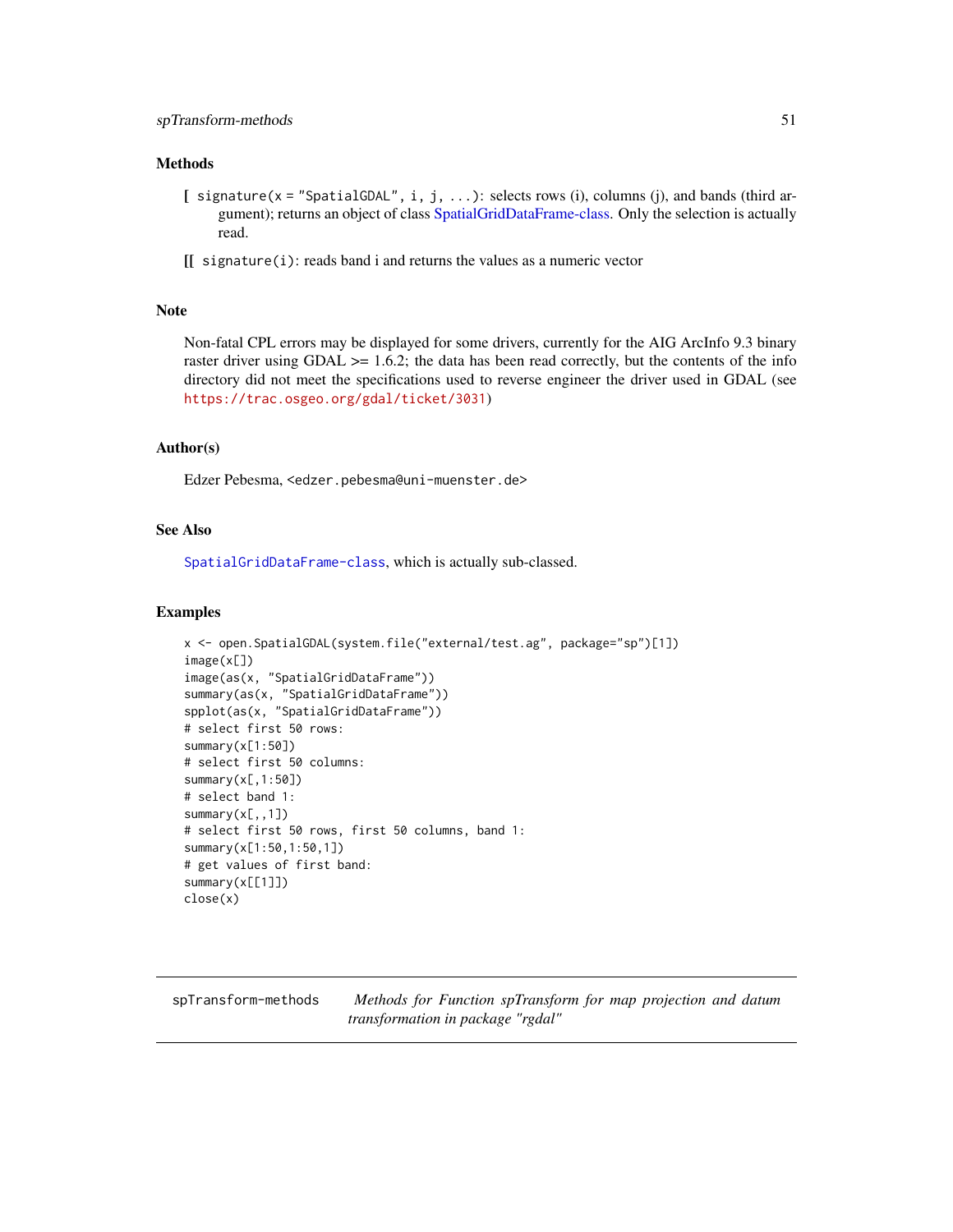## Methods

**[** `signature(x = "SpatialGDAL", i, j, ...)`: selects rows (i), columns (j), and bands (third argument); returns an object of class SpatialGridDataFrame-class. Only the selection is actually read.

**[[** `signature(i)`: reads band i and returns the values as a numeric vector

## Note

Non-fatal CPL errors may be displayed for some drivers, currently for the AIG ArcInfo 9.3 binary raster driver using GDAL >= 1.6.2; the data has been read correctly, but the contents of the info directory did not meet the specifications used to reverse engineer the driver used in GDAL (see https://trac.osgeo.org/gdal/ticket/3031)

## Author(s)

Edzer Pebesma, <edzer.pebesma@uni-muenster.de>

## See Also

SpatialGridDataFrame-class, which is actually sub-classed.

## Examples

```
x <- open.SpatialGDAL(system.file("external/test.ag", package="sp")[1])
image(x[])
image(as(x, "SpatialGridDataFrame"))
summary(as(x, "SpatialGridDataFrame"))
spplot(as(x, "SpatialGridDataFrame"))
# select first 50 rows:
summary(x[1:50])
# select first 50 columns:
summary(x[,1:50])
# select band 1:
summary(x[,,1])
# select first 50 rows, first 50 columns, band 1:
summary(x[1:50,1:50,1])
# get values of first band:
summary(x[[1]])
close(x)
```

---

`spTransform-methods` *Methods for Function spTransform for map projection and datum transformation in package "rgdal"*

---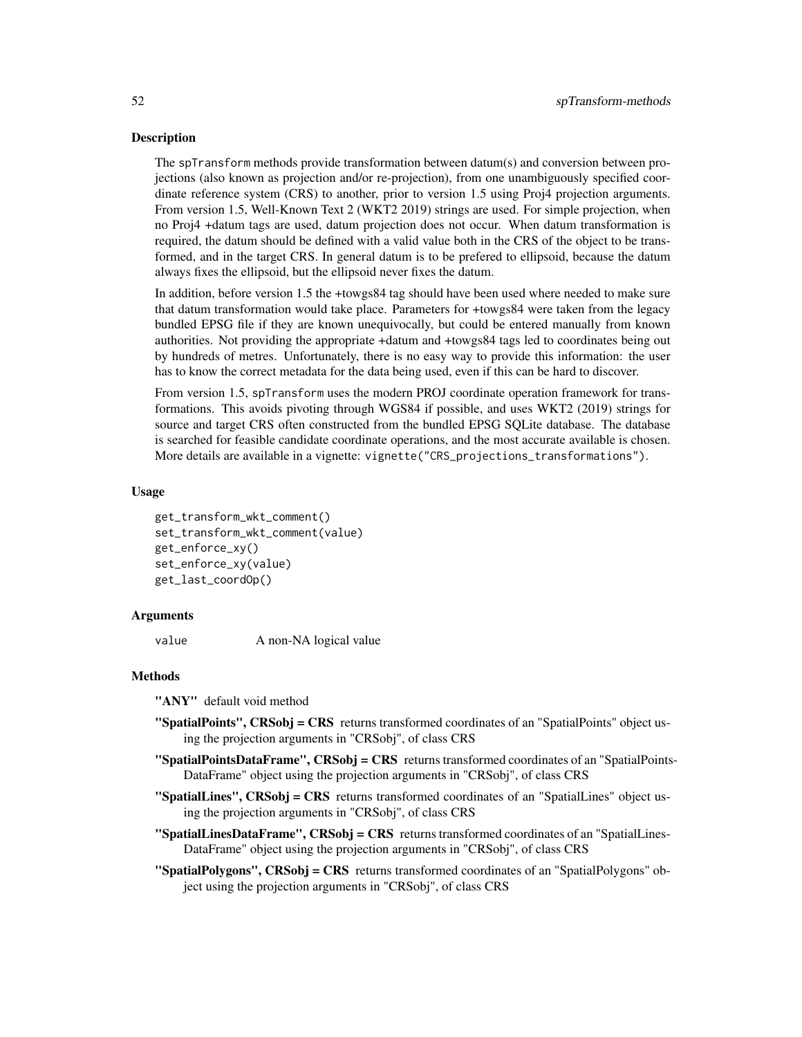## Description

The spTransform methods provide transformation between datum(s) and conversion between projections (also known as projection and/or re-projection), from one unambiguously specified coordinate reference system (CRS) to another, prior to version 1.5 using Proj4 projection arguments. From version 1.5, Well-Known Text 2 (WKT2 2019) strings are used. For simple projection, when no Proj4 +datum tags are used, datum projection does not occur. When datum transformation is required, the datum should be defined with a valid value both in the CRS of the object to be transformed, and in the target CRS. In general datum is to be prefered to ellipsoid, because the datum always fixes the ellipsoid, but the ellipsoid never fixes the datum.

In addition, before version 1.5 the +towgs84 tag should have been used where needed to make sure that datum transformation would take place. Parameters for +towgs84 were taken from the legacy bundled EPSG file if they are known unequivocally, but could be entered manually from known authorities. Not providing the appropriate +datum and +towgs84 tags led to coordinates being out by hundreds of metres. Unfortunately, there is no easy way to provide this information: the user has to know the correct metadata for the data being used, even if this can be hard to discover.

From version 1.5, spTransform uses the modern PROJ coordinate operation framework for transformations. This avoids pivoting through WGS84 if possible, and uses WKT2 (2019) strings for source and target CRS often constructed from the bundled EPSG SQLite database. The database is searched for feasible candidate coordinate operations, and the most accurate available is chosen. More details are available in a vignette: vignette("CRS_projections_transformations").

## Usage

```
get_transform_wkt_comment()
set_transform_wkt_comment(value)
get_enforce_xy()
set_enforce_xy(value)
get_last_coordOp()
```

## Arguments

value    A non-NA logical value

## Methods

**"ANY"** default void method

**"SpatialPoints", CRSobj = CRS** returns transformed coordinates of an "SpatialPoints" object using the projection arguments in "CRSobj", of class CRS

**"SpatialPointsDataFrame", CRSobj = CRS** returns transformed coordinates of an "SpatialPointsDataFrame" object using the projection arguments in "CRSobj", of class CRS

**"SpatialLines", CRSobj = CRS** returns transformed coordinates of an "SpatialLines" object using the projection arguments in "CRSobj", of class CRS

**"SpatialLinesDataFrame", CRSobj = CRS** returns transformed coordinates of an "SpatialLinesDataFrame" object using the projection arguments in "CRSobj", of class CRS

**"SpatialPolygons", CRSobj = CRS** returns transformed coordinates of an "SpatialPolygons" object using the projection arguments in "CRSobj", of class CRS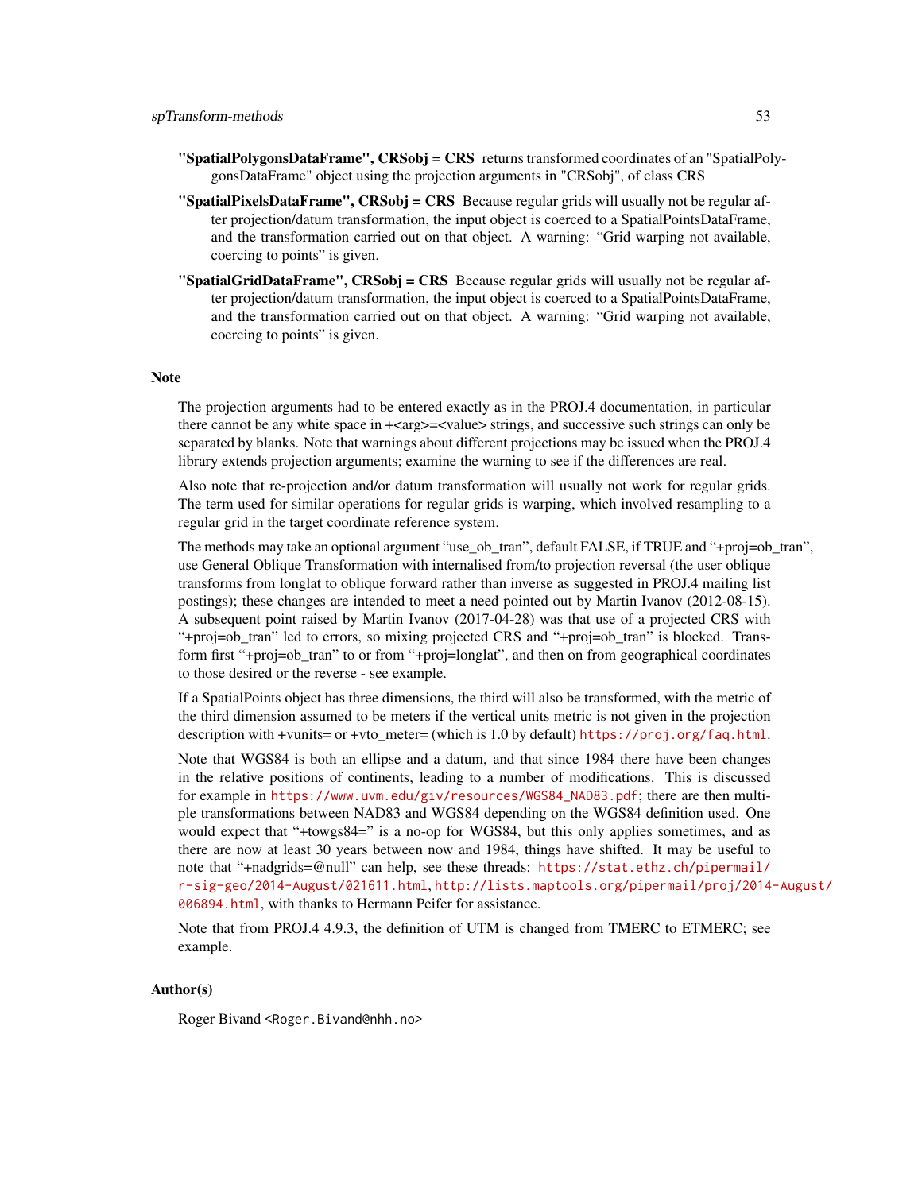**"SpatialPolygonsDataFrame", CRSobj = CRS** returns transformed coordinates of an "SpatialPolygonsDataFrame" object using the projection arguments in "CRSobj", of class CRS

**"SpatialPixelsDataFrame", CRSobj = CRS** Because regular grids will usually not be regular after projection/datum transformation, the input object is coerced to a SpatialPointsDataFrame, and the transformation carried out on that object. A warning: "Grid warping not available, coercing to points" is given.

**"SpatialGridDataFrame", CRSobj = CRS** Because regular grids will usually not be regular after projection/datum transformation, the input object is coerced to a SpatialPointsDataFrame, and the transformation carried out on that object. A warning: "Grid warping not available, coercing to points" is given.

## Note

The projection arguments had to be entered exactly as in the PROJ.4 documentation, in particular there cannot be any white space in +<arg>=<value> strings, and successive such strings can only be separated by blanks. Note that warnings about different projections may be issued when the PROJ.4 library extends projection arguments; examine the warning to see if the differences are real.

Also note that re-projection and/or datum transformation will usually not work for regular grids. The term used for similar operations for regular grids is warping, which involved resampling to a regular grid in the target coordinate reference system.

The methods may take an optional argument "use_ob_tran", default FALSE, if TRUE and "+proj=ob_tran", use General Oblique Transformation with internalised from/to projection reversal (the user oblique transforms from longlat to oblique forward rather than inverse as suggested in PROJ.4 mailing list postings); these changes are intended to meet a need pointed out by Martin Ivanov (2012-08-15). A subsequent point raised by Martin Ivanov (2017-04-28) was that use of a projected CRS with "+proj=ob_tran" led to errors, so mixing projected CRS and "+proj=ob_tran" is blocked. Transform first "+proj=ob_tran" to or from "+proj=longlat", and then on from geographical coordinates to those desired or the reverse - see example.

If a SpatialPoints object has three dimensions, the third will also be transformed, with the metric of the third dimension assumed to be meters if the vertical units metric is not given in the projection description with +vunits= or +vto_meter= (which is 1.0 by default) https://proj.org/faq.html.

Note that WGS84 is both an ellipse and a datum, and that since 1984 there have been changes in the relative positions of continents, leading to a number of modifications. This is discussed for example in https://www.uvm.edu/giv/resources/WGS84_NAD83.pdf; there are then multiple transformations between NAD83 and WGS84 depending on the WGS84 definition used. One would expect that "+towgs84=" is a no-op for WGS84, but this only applies sometimes, and as there are now at least 30 years between now and 1984, things have shifted. It may be useful to note that "+nadgrids=@null" can help, see these threads: https://stat.ethz.ch/pipermail/r-sig-geo/2014-August/021611.html, http://lists.maptools.org/pipermail/proj/2014-August/006894.html, with thanks to Hermann Peifer for assistance.

Note that from PROJ.4 4.9.3, the definition of UTM is changed from TMERC to ETMERC; see example.

## Author(s)

Roger Bivand <Roger.Bivand@nhh.no>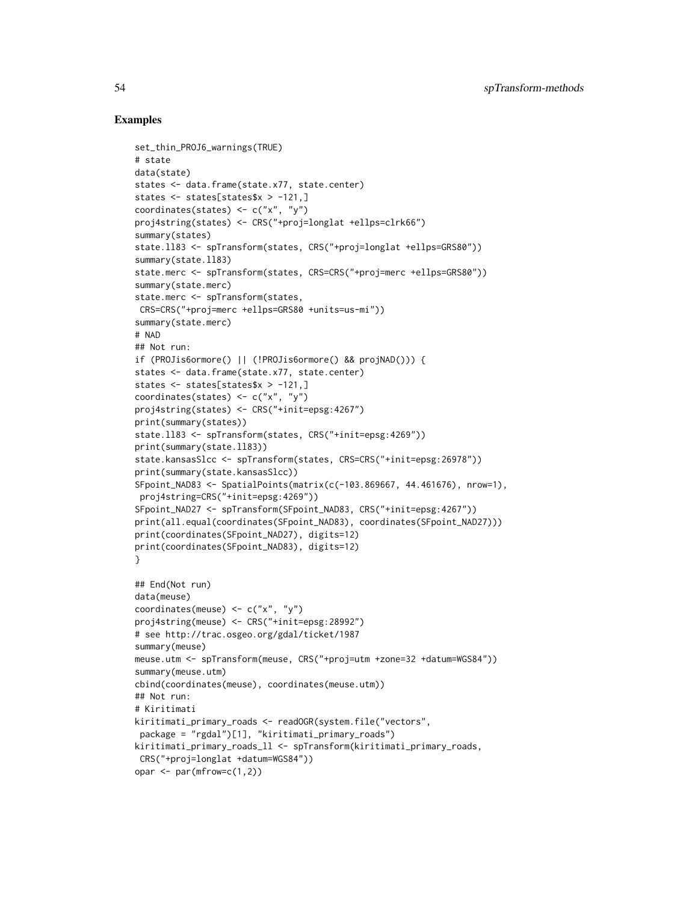## Examples

```
set_thin_PROJ6_warnings(TRUE)
# state
data(state)
states <- data.frame(state.x77, state.center)
states <- states[states$x > -121,]
coordinates(states) <- c("x", "y")
proj4string(states) <- CRS("+proj=longlat +ellps=clrk66")
summary(states)
state.ll83 <- spTransform(states, CRS("+proj=longlat +ellps=GRS80"))
summary(state.ll83)
state.merc <- spTransform(states, CRS=CRS("+proj=merc +ellps=GRS80"))
summary(state.merc)
state.merc <- spTransform(states,
 CRS=CRS("+proj=merc +ellps=GRS80 +units=us-mi"))
summary(state.merc)
# NAD
## Not run:
if (PROJis6ormore() || (!PROJis6ormore() && projNAD())) {
states <- data.frame(state.x77, state.center)
states <- states[states$x > -121,]
coordinates(states) <- c("x", "y")
proj4string(states) <- CRS("+init=epsg:4267")
print(summary(states))
state.ll83 <- spTransform(states, CRS("+init=epsg:4269"))
print(summary(state.ll83))
state.kansasSlcc <- spTransform(states, CRS=CRS("+init=epsg:26978"))
print(summary(state.kansasSlcc))
SFpoint_NAD83 <- SpatialPoints(matrix(c(-103.869667, 44.461676), nrow=1),
 proj4string=CRS("+init=epsg:4269"))
SFpoint_NAD27 <- spTransform(SFpoint_NAD83, CRS("+init=epsg:4267"))
print(all.equal(coordinates(SFpoint_NAD83), coordinates(SFpoint_NAD27)))
print(coordinates(SFpoint_NAD27), digits=12)
print(coordinates(SFpoint_NAD83), digits=12)
}

## End(Not run)
data(meuse)
coordinates(meuse) <- c("x", "y")
proj4string(meuse) <- CRS("+init=epsg:28992")
# see http://trac.osgeo.org/gdal/ticket/1987
summary(meuse)
meuse.utm <- spTransform(meuse, CRS("+proj=utm +zone=32 +datum=WGS84"))
summary(meuse.utm)
cbind(coordinates(meuse), coordinates(meuse.utm))
## Not run:
# Kiritimati
kiritimati_primary_roads <- readOGR(system.file("vectors",
 package = "rgdal")[1], "kiritimati_primary_roads")
kiritimati_primary_roads_ll <- spTransform(kiritimati_primary_roads,
 CRS("+proj=longlat +datum=WGS84"))
opar <- par(mfrow=c(1,2))
```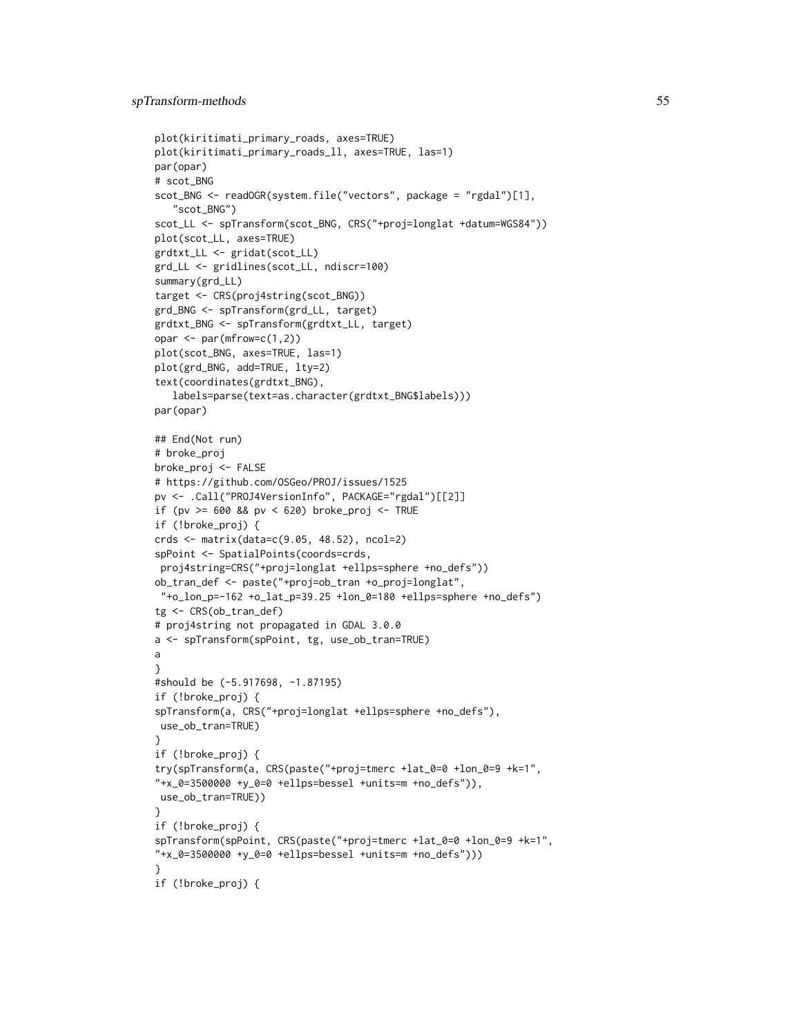```
plot(kiritimati_primary_roads, axes=TRUE)
plot(kiritimati_primary_roads_ll, axes=TRUE, las=1)
par(opar)
# scot_BNG
scot_BNG <- readOGR(system.file("vectors", package = "rgdal")[1],
   "scot_BNG")
scot_LL <- spTransform(scot_BNG, CRS("+proj=longlat +datum=WGS84"))
plot(scot_LL, axes=TRUE)
grdtxt_LL <- gridat(scot_LL)
grd_LL <- gridlines(scot_LL, ndiscr=100)
summary(grd_LL)
target <- CRS(proj4string(scot_BNG))
grd_BNG <- spTransform(grd_LL, target)
grdtxt_BNG <- spTransform(grdtxt_LL, target)
opar <- par(mfrow=c(1,2))
plot(scot_BNG, axes=TRUE, las=1)
plot(grd_BNG, add=TRUE, lty=2)
text(coordinates(grdtxt_BNG),
   labels=parse(text=as.character(grdtxt_BNG$labels)))
par(opar)

## End(Not run)
# broke_proj
broke_proj <- FALSE
# https://github.com/OSGeo/PROJ/issues/1525
pv <- .Call("PROJ4VersionInfo", PACKAGE="rgdal")[[2]]
if (pv >= 600 && pv < 620) broke_proj <- TRUE
if (!broke_proj) {
crds <- matrix(data=c(9.05, 48.52), ncol=2)
spPoint <- SpatialPoints(coords=crds,
 proj4string=CRS("+proj=longlat +ellps=sphere +no_defs"))
ob_tran_def <- paste("+proj=ob_tran +o_proj=longlat",
 "+o_lon_p=-162 +o_lat_p=39.25 +lon_0=180 +ellps=sphere +no_defs")
tg <- CRS(ob_tran_def)
# proj4string not propagated in GDAL 3.0.0
a <- spTransform(spPoint, tg, use_ob_tran=TRUE)
a
}
#should be (-5.917698, -1.87195)
if (!broke_proj) {
spTransform(a, CRS("+proj=longlat +ellps=sphere +no_defs"),
 use_ob_tran=TRUE)
}
if (!broke_proj) {
try(spTransform(a, CRS(paste("+proj=tmerc +lat_0=0 +lon_0=9 +k=1",
"+x_0=3500000 +y_0=0 +ellps=bessel +units=m +no_defs")),
 use_ob_tran=TRUE))
}
if (!broke_proj) {
spTransform(spPoint, CRS(paste("+proj=tmerc +lat_0=0 +lon_0=9 +k=1",
"+x_0=3500000 +y_0=0 +ellps=bessel +units=m +no_defs")))
}
if (!broke_proj) {
```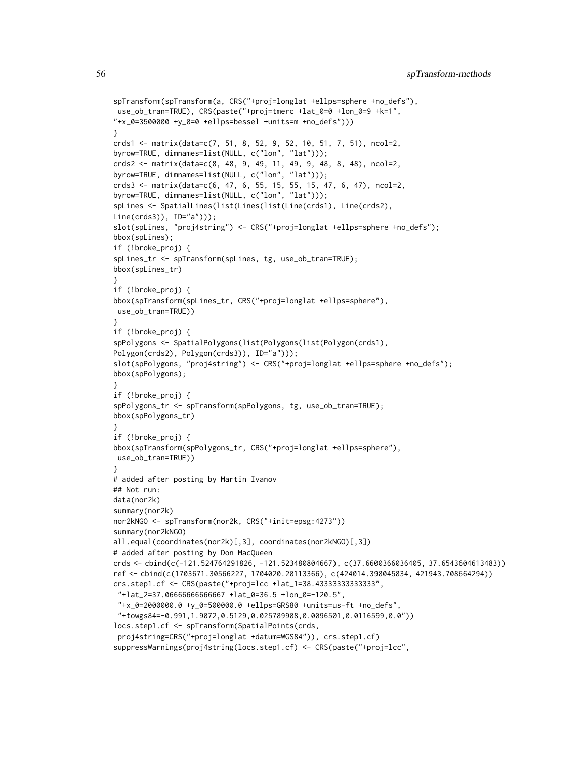```
spTransform(spTransform(a, CRS("+proj=longlat +ellps=sphere +no_defs"),
 use_ob_tran=TRUE), CRS(paste("+proj=tmerc +lat_0=0 +lon_0=9 +k=1",
"+x_0=3500000 +y_0=0 +ellps=bessel +units=m +no_defs")))
}
crds1 <- matrix(data=c(7, 51, 8, 52, 9, 52, 10, 51, 7, 51), ncol=2,
byrow=TRUE, dimnames=list(NULL, c("lon", "lat")));
crds2 <- matrix(data=c(8, 48, 9, 49, 11, 49, 9, 48, 8, 48), ncol=2,
byrow=TRUE, dimnames=list(NULL, c("lon", "lat")));
crds3 <- matrix(data=c(6, 47, 6, 55, 15, 55, 15, 47, 6, 47), ncol=2,
byrow=TRUE, dimnames=list(NULL, c("lon", "lat")));
spLines <- SpatialLines(list(Lines(list(Line(crds1), Line(crds2),
Line(crds3)), ID="a")));
slot(spLines, "proj4string") <- CRS("+proj=longlat +ellps=sphere +no_defs");
bbox(spLines);
if (!broke_proj) {
spLines_tr <- spTransform(spLines, tg, use_ob_tran=TRUE);
bbox(spLines_tr)
}
if (!broke_proj) {
bbox(spTransform(spLines_tr, CRS("+proj=longlat +ellps=sphere"),
 use_ob_tran=TRUE))
}
if (!broke_proj) {
spPolygons <- SpatialPolygons(list(Polygons(list(Polygon(crds1),
Polygon(crds2), Polygon(crds3)), ID="a")));
slot(spPolygons, "proj4string") <- CRS("+proj=longlat +ellps=sphere +no_defs");
bbox(spPolygons);
}
if (!broke_proj) {
spPolygons_tr <- spTransform(spPolygons, tg, use_ob_tran=TRUE);
bbox(spPolygons_tr)
}
if (!broke_proj) {
bbox(spTransform(spPolygons_tr, CRS("+proj=longlat +ellps=sphere"),
 use_ob_tran=TRUE))
}
# added after posting by Martin Ivanov
## Not run:
data(nor2k)
summary(nor2k)
nor2kNGO <- spTransform(nor2k, CRS("+init=epsg:4273"))
summary(nor2kNGO)
all.equal(coordinates(nor2k)[,3], coordinates(nor2kNGO)[,3])
# added after posting by Don MacQueen
crds <- cbind(c(-121.524764291826, -121.523480804667), c(37.6600366036405, 37.6543604613483))
ref <- cbind(c(1703671.30566227, 1704020.20113366), c(424014.398045834, 421943.708664294))
crs.step1.cf <- CRS(paste("+proj=lcc +lat_1=38.43333333333333",
 "+lat_2=37.06666666666667 +lat_0=36.5 +lon_0=-120.5",
 "+x_0=2000000.0 +y_0=500000.0 +ellps=GRS80 +units=us-ft +no_defs",
 "+towgs84=-0.991,1.9072,0.5129,0.025789908,0.0096501,0.0116599,0.0"))
locs.step1.cf <- spTransform(SpatialPoints(crds,
 proj4string=CRS("+proj=longlat +datum=WGS84")), crs.step1.cf)
suppressWarnings(proj4string(locs.step1.cf) <- CRS(paste("+proj=lcc",
```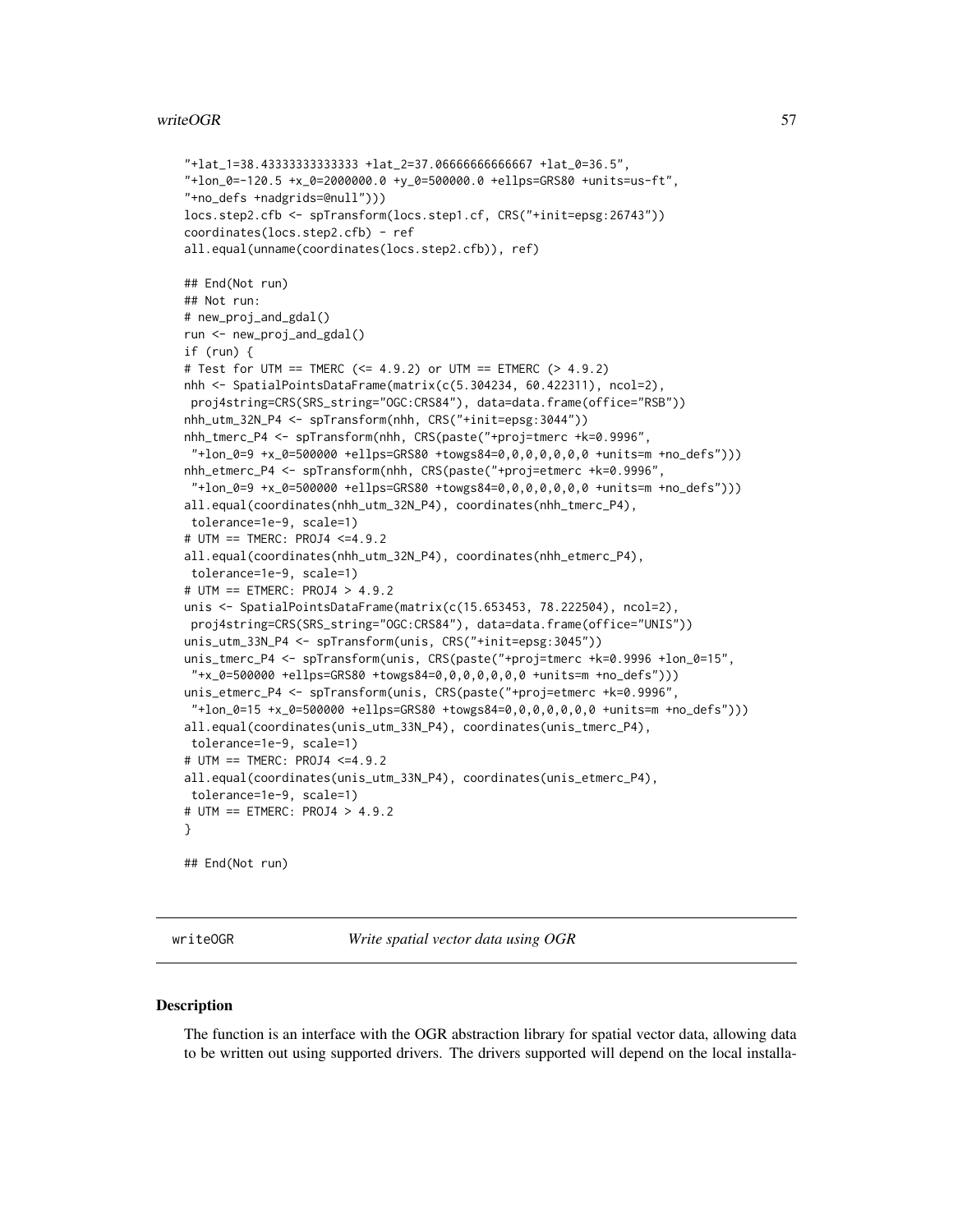```
"+lat_1=38.43333333333333 +lat_2=37.06666666666667 +lat_0=36.5",
"+lon_0=-120.5 +x_0=2000000.0 +y_0=500000.0 +ellps=GRS80 +units=us-ft",
"+no_defs +nadgrids=@null")))
locs.step2.cfb <- spTransform(locs.step1.cf, CRS("+init=epsg:26743"))
coordinates(locs.step2.cfb) - ref
all.equal(unname(coordinates(locs.step2.cfb)), ref)

## End(Not run)
## Not run:
# new_proj_and_gdal()
run <- new_proj_and_gdal()
if (run) {
# Test for UTM == TMERC (<= 4.9.2) or UTM == ETMERC (> 4.9.2)
nhh <- SpatialPointsDataFrame(matrix(c(5.304234, 60.422311), ncol=2),
 proj4string=CRS(SRS_string="OGC:CRS84"), data=data.frame(office="RSB"))
nhh_utm_32N_P4 <- spTransform(nhh, CRS("+init=epsg:3044"))
nhh_tmerc_P4 <- spTransform(nhh, CRS(paste("+proj=tmerc +k=0.9996",
 "+lon_0=9 +x_0=500000 +ellps=GRS80 +towgs84=0,0,0,0,0,0,0 +units=m +no_defs")))
nhh_etmerc_P4 <- spTransform(nhh, CRS(paste("+proj=etmerc +k=0.9996",
 "+lon_0=9 +x_0=500000 +ellps=GRS80 +towgs84=0,0,0,0,0,0,0 +units=m +no_defs")))
all.equal(coordinates(nhh_utm_32N_P4), coordinates(nhh_tmerc_P4),
 tolerance=1e-9, scale=1)
# UTM == TMERC: PROJ4 <=4.9.2
all.equal(coordinates(nhh_utm_32N_P4), coordinates(nhh_etmerc_P4),
 tolerance=1e-9, scale=1)
# UTM == ETMERC: PROJ4 > 4.9.2
unis <- SpatialPointsDataFrame(matrix(c(15.653453, 78.222504), ncol=2),
 proj4string=CRS(SRS_string="OGC:CRS84"), data=data.frame(office="UNIS"))
unis_utm_33N_P4 <- spTransform(unis, CRS("+init=epsg:3045"))
unis_tmerc_P4 <- spTransform(unis, CRS(paste("+proj=tmerc +k=0.9996 +lon_0=15",
 "+x_0=500000 +ellps=GRS80 +towgs84=0,0,0,0,0,0,0 +units=m +no_defs")))
unis_etmerc_P4 <- spTransform(unis, CRS(paste("+proj=etmerc +k=0.9996",
 "+lon_0=15 +x_0=500000 +ellps=GRS80 +towgs84=0,0,0,0,0,0,0 +units=m +no_defs")))
all.equal(coordinates(unis_utm_33N_P4), coordinates(unis_tmerc_P4),
 tolerance=1e-9, scale=1)
# UTM == TMERC: PROJ4 <=4.9.2
all.equal(coordinates(unis_utm_33N_P4), coordinates(unis_etmerc_P4),
 tolerance=1e-9, scale=1)
# UTM == ETMERC: PROJ4 > 4.9.2
}

## End(Not run)
```

## writeOGR *Write spatial vector data using OGR*

### Description

The function is an interface with the OGR abstraction library for spatial vector data, allowing data to be written out using supported drivers. The drivers supported will depend on the local installa-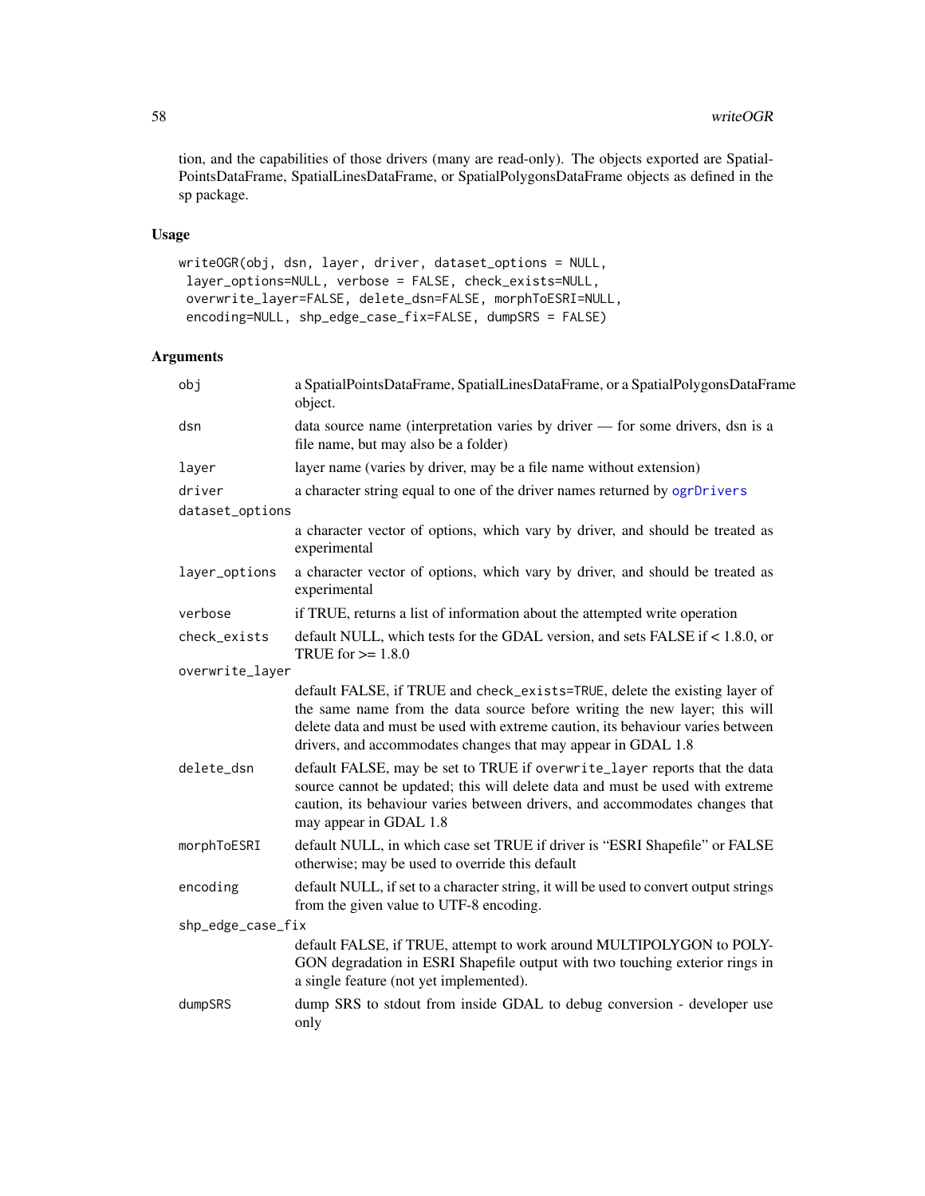tion, and the capabilities of those drivers (many are read-only). The objects exported are SpatialPointsDataFrame, SpatialLinesDataFrame, or SpatialPolygonsDataFrame objects as defined in the sp package.

## Usage

```
writeOGR(obj, dsn, layer, driver, dataset_options = NULL,
 layer_options=NULL, verbose = FALSE, check_exists=NULL,
 overwrite_layer=FALSE, delete_dsn=FALSE, morphToESRI=NULL,
 encoding=NULL, shp_edge_case_fix=FALSE, dumpSRS = FALSE)
```

## Arguments

| | |
|---|---|
| `obj` | a SpatialPointsDataFrame, SpatialLinesDataFrame, or a SpatialPolygonsDataFrame object. |
| `dsn` | data source name (interpretation varies by driver — for some drivers, dsn is a file name, but may also be a folder) |
| `layer` | layer name (varies by driver, may be a file name without extension) |
| `driver` | a character string equal to one of the driver names returned by `ogrDrivers` |
| `dataset_options` | a character vector of options, which vary by driver, and should be treated as experimental |
| `layer_options` | a character vector of options, which vary by driver, and should be treated as experimental |
| `verbose` | if TRUE, returns a list of information about the attempted write operation |
| `check_exists` | default NULL, which tests for the GDAL version, and sets FALSE if < 1.8.0, or TRUE for >= 1.8.0 |
| `overwrite_layer` | default FALSE, if TRUE and `check_exists=TRUE`, delete the existing layer of the same name from the data source before writing the new layer; this will delete data and must be used with extreme caution, its behaviour varies between drivers, and accommodates changes that may appear in GDAL 1.8 |
| `delete_dsn` | default FALSE, may be set to TRUE if `overwrite_layer` reports that the data source cannot be updated; this will delete data and must be used with extreme caution, its behaviour varies between drivers, and accommodates changes that may appear in GDAL 1.8 |
| `morphToESRI` | default NULL, in which case set TRUE if driver is "ESRI Shapefile" or FALSE otherwise; may be used to override this default |
| `encoding` | default NULL, if set to a character string, it will be used to convert output strings from the given value to UTF-8 encoding. |
| `shp_edge_case_fix` | default FALSE, if TRUE, attempt to work around MULTIPOLYGON to POLYGON degradation in ESRI Shapefile output with two touching exterior rings in a single feature (not yet implemented). |
| `dumpSRS` | dump SRS to stdout from inside GDAL to debug conversion - developer use only |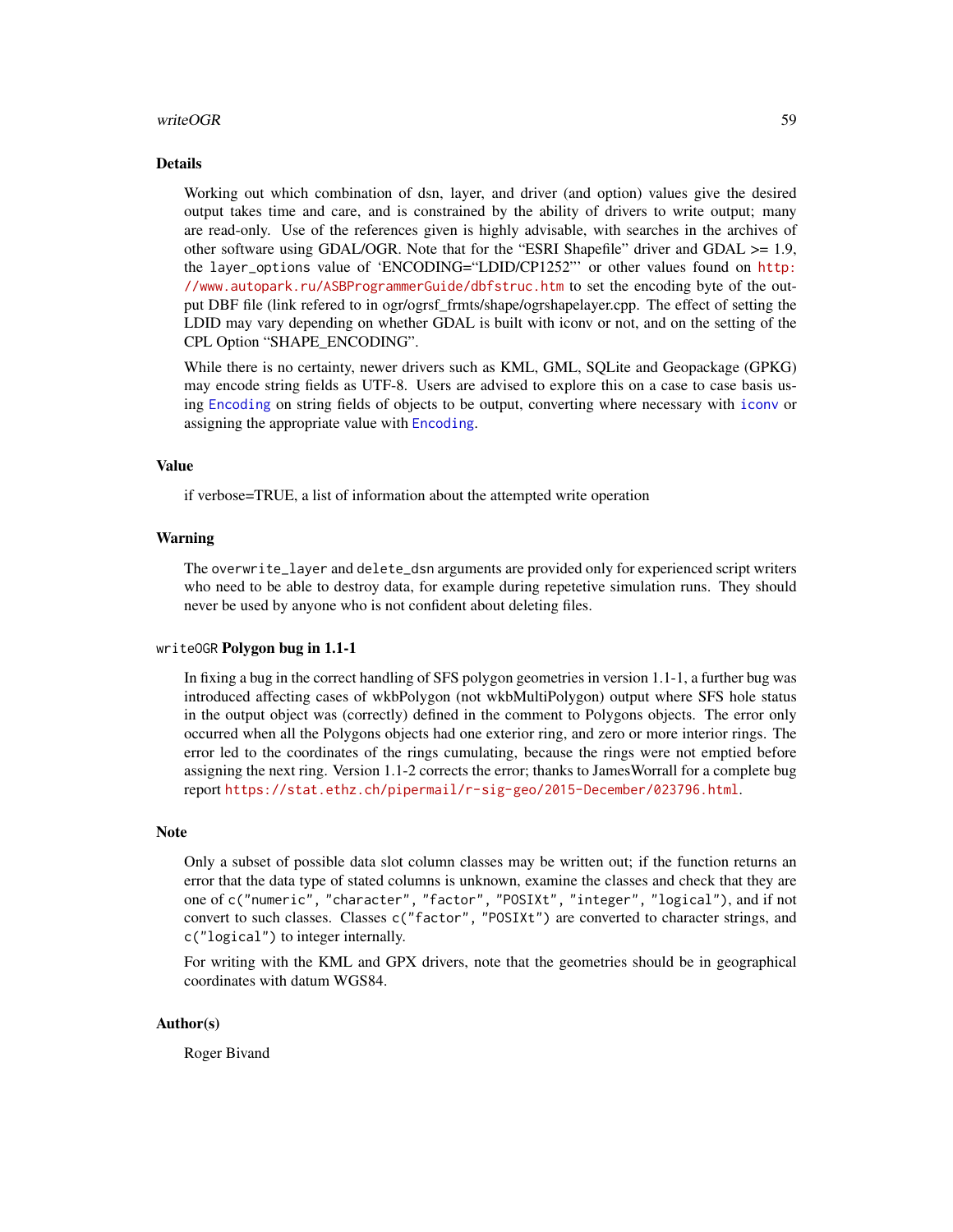## Details

Working out which combination of dsn, layer, and driver (and option) values give the desired output takes time and care, and is constrained by the ability of drivers to write output; many are read-only. Use of the references given is highly advisable, with searches in the archives of other software using GDAL/OGR. Note that for the "ESRI Shapefile" driver and GDAL >= 1.9, the `layer_options` value of 'ENCODING="LDID/CP1252"' or other values found on http://www.autopark.ru/ASBProgrammerGuide/dbfstruc.htm to set the encoding byte of the output DBF file (link refered to in ogr/ogrsf_frmts/shape/ogrshapelayer.cpp. The effect of setting the LDID may vary depending on whether GDAL is built with iconv or not, and on the setting of the CPL Option "SHAPE_ENCODING".

While there is no certainty, newer drivers such as KML, GML, SQLite and Geopackage (GPKG) may encode string fields as UTF-8. Users are advised to explore this on a case to case basis using `Encoding` on string fields of objects to be output, converting where necessary with `iconv` or assigning the appropriate value with `Encoding`.

## Value

if verbose=TRUE, a list of information about the attempted write operation

## Warning

The `overwrite_layer` and `delete_dsn` arguments are provided only for experienced script writers who need to be able to destroy data, for example during repetetive simulation runs. They should never be used by anyone who is not confident about deleting files.

## `writeOGR` Polygon bug in 1.1-1

In fixing a bug in the correct handling of SFS polygon geometries in version 1.1-1, a further bug was introduced affecting cases of wkbPolygon (not wkbMultiPolygon) output where SFS hole status in the output object was (correctly) defined in the comment to Polygons objects. The error only occurred when all the Polygons objects had one exterior ring, and zero or more interior rings. The error led to the coordinates of the rings cumulating, because the rings were not emptied before assigning the next ring. Version 1.1-2 corrects the error; thanks to JamesWorrall for a complete bug report https://stat.ethz.ch/pipermail/r-sig-geo/2015-December/023796.html.

## Note

Only a subset of possible data slot column classes may be written out; if the function returns an error that the data type of stated columns is unknown, examine the classes and check that they are one of `c("numeric", "character", "factor", "POSIXt", "integer", "logical")`, and if not convert to such classes. Classes `c("factor", "POSIXt")` are converted to character strings, and `c("logical")` to integer internally.

For writing with the KML and GPX drivers, note that the geometries should be in geographical coordinates with datum WGS84.

## Author(s)

Roger Bivand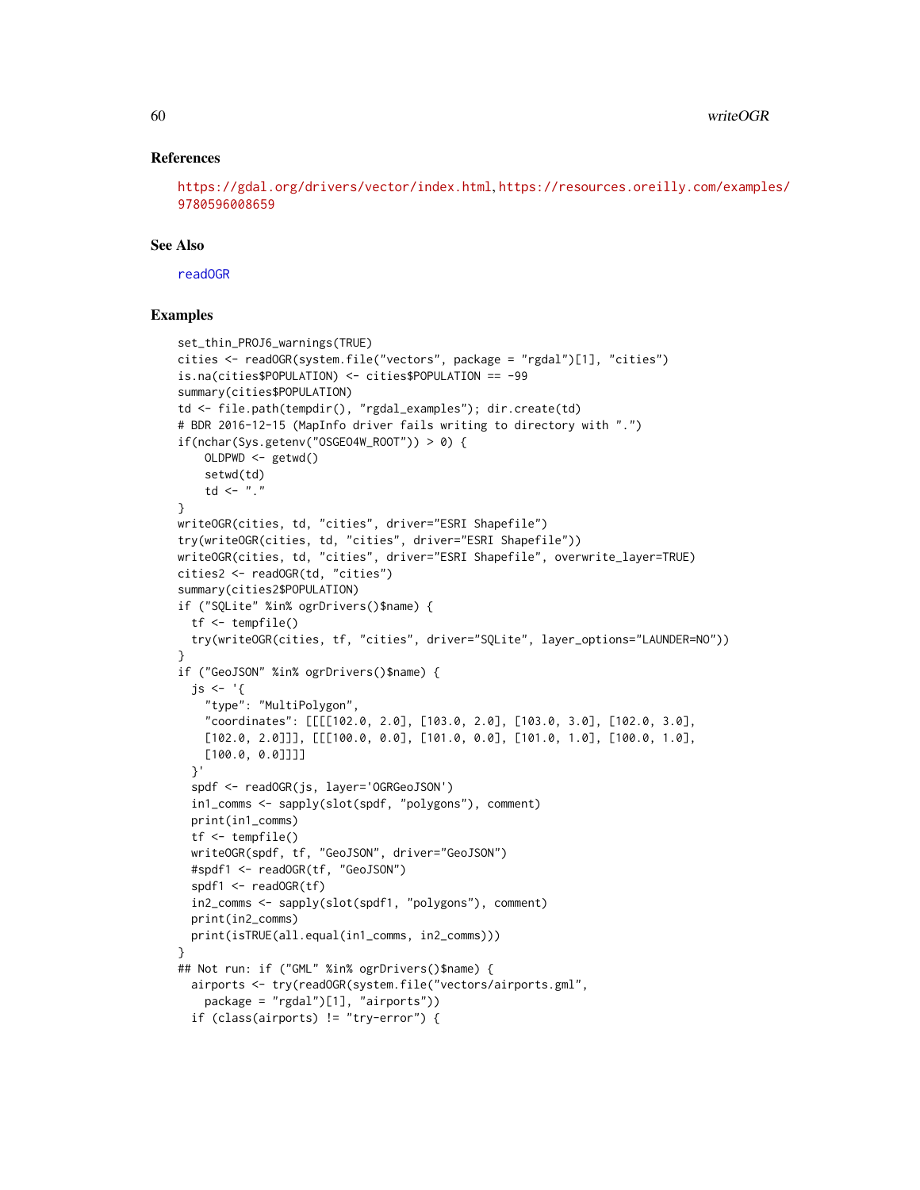### References

https://gdal.org/drivers/vector/index.html, https://resources.oreilly.com/examples/9780596008659

### See Also

readOGR

### Examples

```
set_thin_PROJ6_warnings(TRUE)
cities <- readOGR(system.file("vectors", package = "rgdal")[1], "cities")
is.na(cities$POPULATION) <- cities$POPULATION == -99
summary(cities$POPULATION)
td <- file.path(tempdir(), "rgdal_examples"); dir.create(td)
# BDR 2016-12-15 (MapInfo driver fails writing to directory with ".")
if(nchar(Sys.getenv("OSGEO4W_ROOT")) > 0) {
    OLDPWD <- getwd()
    setwd(td)
    td <- "."
}
writeOGR(cities, td, "cities", driver="ESRI Shapefile")
try(writeOGR(cities, td, "cities", driver="ESRI Shapefile"))
writeOGR(cities, td, "cities", driver="ESRI Shapefile", overwrite_layer=TRUE)
cities2 <- readOGR(td, "cities")
summary(cities2$POPULATION)
if ("SQLite" %in% ogrDrivers()$name) {
  tf <- tempfile()
  try(writeOGR(cities, tf, "cities", driver="SQLite", layer_options="LAUNDER=NO"))
}
if ("GeoJSON" %in% ogrDrivers()$name) {
  js <- '{
    "type": "MultiPolygon",
    "coordinates": [[[[102.0, 2.0], [103.0, 2.0], [103.0, 3.0], [102.0, 3.0],
    [102.0, 2.0]]], [[[100.0, 0.0], [101.0, 0.0], [101.0, 1.0], [100.0, 1.0],
    [100.0, 0.0]]]]
  }'
  spdf <- readOGR(js, layer='OGRGeoJSON')
  in1_comms <- sapply(slot(spdf, "polygons"), comment)
  print(in1_comms)
  tf <- tempfile()
  writeOGR(spdf, tf, "GeoJSON", driver="GeoJSON")
  #spdf1 <- readOGR(tf, "GeoJSON")
  spdf1 <- readOGR(tf)
  in2_comms <- sapply(slot(spdf1, "polygons"), comment)
  print(in2_comms)
  print(isTRUE(all.equal(in1_comms, in2_comms)))
}
## Not run: if ("GML" %in% ogrDrivers()$name) {
  airports <- try(readOGR(system.file("vectors/airports.gml",
    package = "rgdal")[1], "airports"))
  if (class(airports) != "try-error") {
```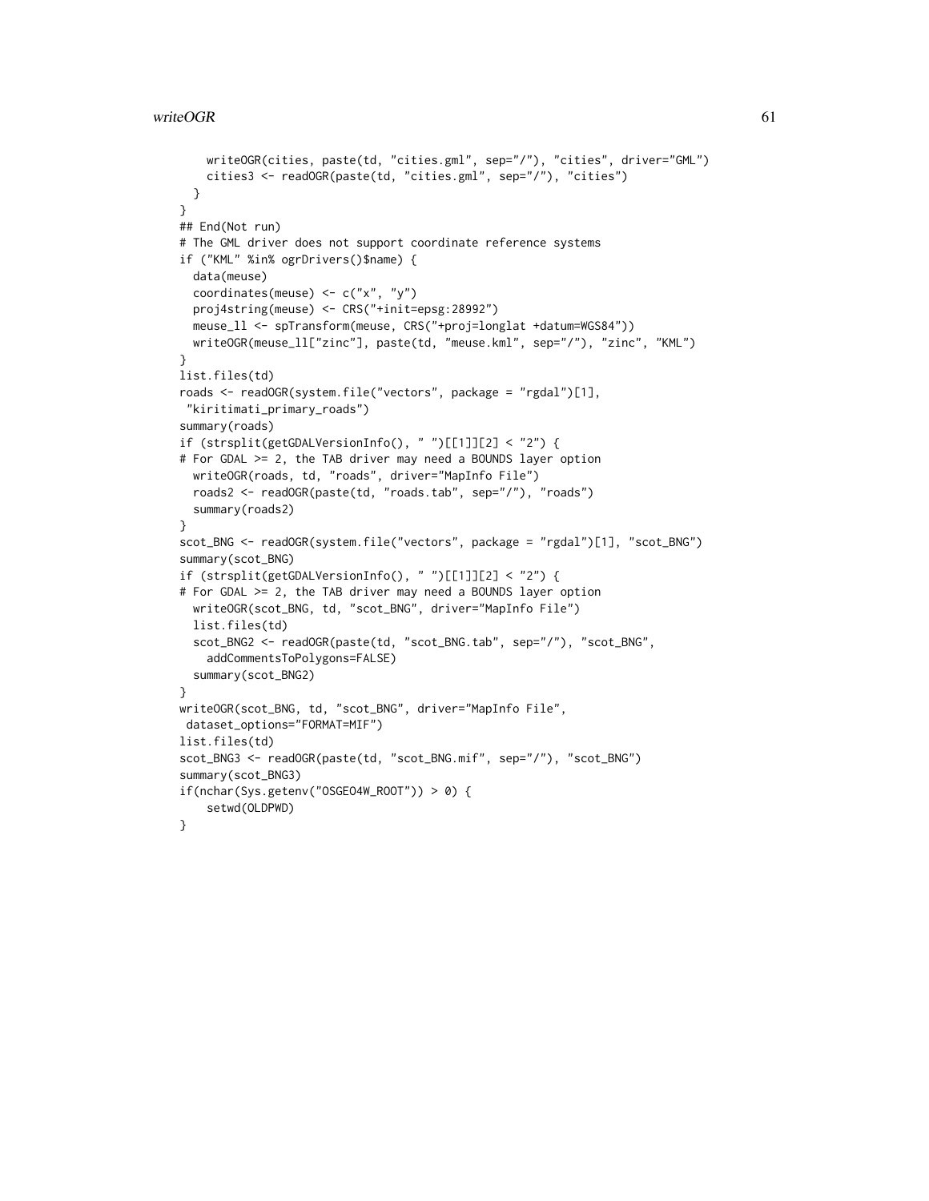```
    writeOGR(cities, paste(td, "cities.gml", sep="/"), "cities", driver="GML")
    cities3 <- readOGR(paste(td, "cities.gml", sep="/"), "cities")
  }
}
## End(Not run)
# The GML driver does not support coordinate reference systems
if ("KML" %in% ogrDrivers()$name) {
  data(meuse)
  coordinates(meuse) <- c("x", "y")
  proj4string(meuse) <- CRS("+init=epsg:28992")
  meuse_ll <- spTransform(meuse, CRS("+proj=longlat +datum=WGS84"))
  writeOGR(meuse_ll["zinc"], paste(td, "meuse.kml", sep="/"), "zinc", "KML")
}
list.files(td)
roads <- readOGR(system.file("vectors", package = "rgdal")[1],
 "kiritimati_primary_roads")
summary(roads)
if (strsplit(getGDALVersionInfo(), " ")[[1]][2] < "2") {
# For GDAL >= 2, the TAB driver may need a BOUNDS layer option
  writeOGR(roads, td, "roads", driver="MapInfo File")
  roads2 <- readOGR(paste(td, "roads.tab", sep="/"), "roads")
  summary(roads2)
}
scot_BNG <- readOGR(system.file("vectors", package = "rgdal")[1], "scot_BNG")
summary(scot_BNG)
if (strsplit(getGDALVersionInfo(), " ")[[1]][2] < "2") {
# For GDAL >= 2, the TAB driver may need a BOUNDS layer option
  writeOGR(scot_BNG, td, "scot_BNG", driver="MapInfo File")
  list.files(td)
  scot_BNG2 <- readOGR(paste(td, "scot_BNG.tab", sep="/"), "scot_BNG",
    addCommentsToPolygons=FALSE)
  summary(scot_BNG2)
}
writeOGR(scot_BNG, td, "scot_BNG", driver="MapInfo File",
 dataset_options="FORMAT=MIF")
list.files(td)
scot_BNG3 <- readOGR(paste(td, "scot_BNG.mif", sep="/"), "scot_BNG")
summary(scot_BNG3)
if(nchar(Sys.getenv("OSGEO4W_ROOT")) > 0) {
    setwd(OLDPWD)
}
```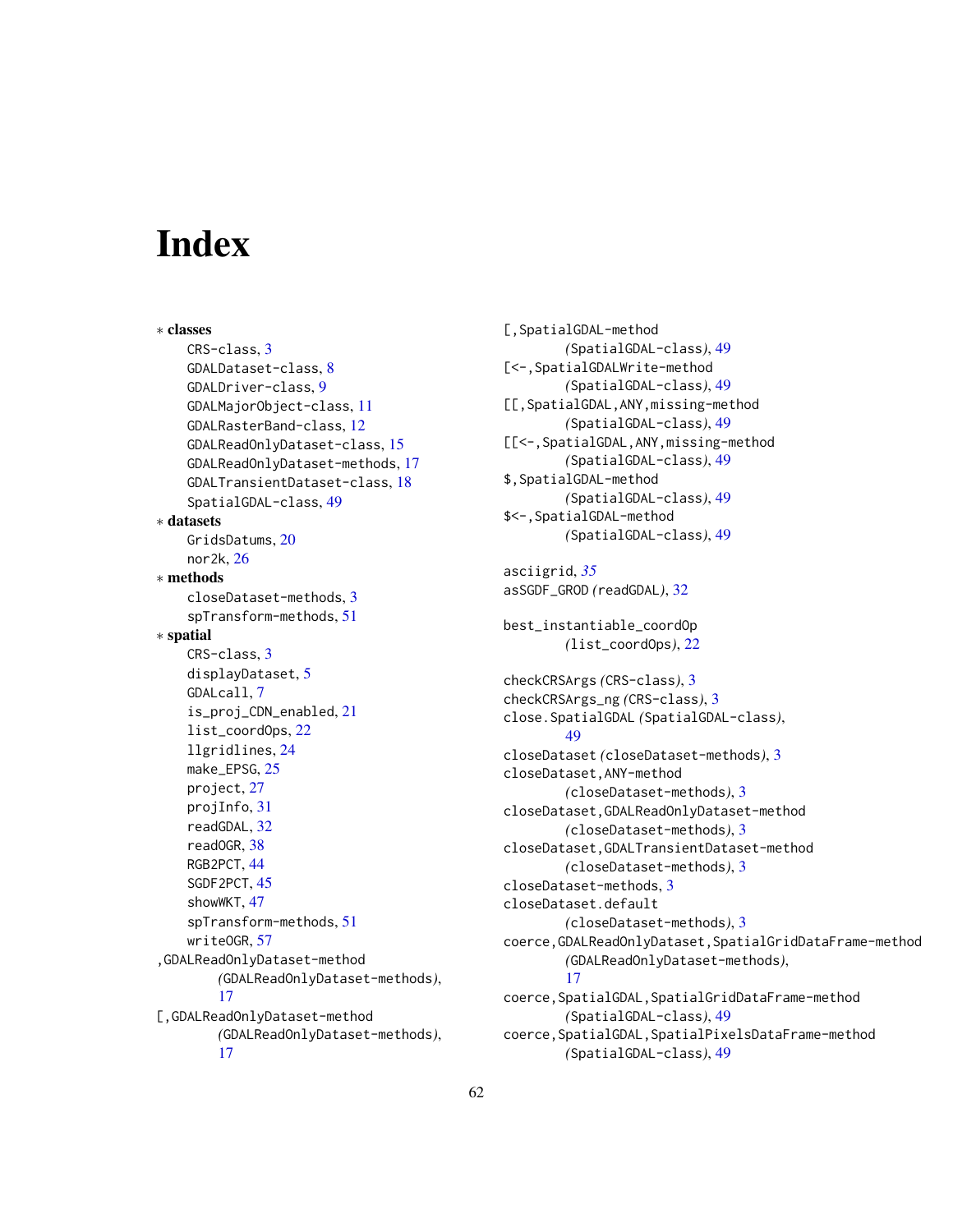# Index

∗ **classes**
- CRS-class, 3
- GDALDataset-class, 8
- GDALDriver-class, 9
- GDALMajorObject-class, 11
- GDALRasterBand-class, 12
- GDALReadOnlyDataset-class, 15
- GDALReadOnlyDataset-methods, 17
- GDALTransientDataset-class, 18
- SpatialGDAL-class, 49

∗ **datasets**
- GridsDatums, 20
- nor2k, 26

∗ **methods**
- closeDataset-methods, 3
- spTransform-methods, 51

∗ **spatial**
- CRS-class, 3
- displayDataset, 5
- GDALcall, 7
- is_proj_CDN_enabled, 21
- list_coordOps, 22
- llgridlines, 24
- make_EPSG, 25
- project, 27
- projInfo, 31
- readGDAL, 32
- readOGR, 38
- RGB2PCT, 44
- SGDF2PCT, 45
- showWKT, 47
- spTransform-methods, 51
- writeOGR, 57

,GDALReadOnlyDataset-method *(GDALReadOnlyDataset-methods)*, 17
[,GDALReadOnlyDataset-method *(GDALReadOnlyDataset-methods)*, 17
[,SpatialGDAL-method *(SpatialGDAL-class)*, 49
[<-,SpatialGDALWrite-method *(SpatialGDAL-class)*, 49
[[,SpatialGDAL,ANY,missing-method *(SpatialGDAL-class)*, 49
[[<-,SpatialGDAL,ANY,missing-method *(SpatialGDAL-class)*, 49
$,SpatialGDAL-method *(SpatialGDAL-class)*, 49
$<-,SpatialGDAL-method *(SpatialGDAL-class)*, 49

asciigrid, *35*
asSGDF_GROD *(readGDAL)*, 32

best_instantiable_coordOp *(list_coordOps)*, 22

checkCRSArgs *(CRS-class)*, 3
checkCRSArgs_ng *(CRS-class)*, 3
close.SpatialGDAL *(SpatialGDAL-class)*, 49
closeDataset *(closeDataset-methods)*, 3
closeDataset,ANY-method *(closeDataset-methods)*, 3
closeDataset,GDALReadOnlyDataset-method *(closeDataset-methods)*, 3
closeDataset,GDALTransientDataset-method *(closeDataset-methods)*, 3
closeDataset-methods, 3
closeDataset.default *(closeDataset-methods)*, 3
coerce,GDALReadOnlyDataset,SpatialGridDataFrame-method *(GDALReadOnlyDataset-methods)*, 17
coerce,SpatialGDAL,SpatialGridDataFrame-method *(SpatialGDAL-class)*, 49
coerce,SpatialGDAL,SpatialPixelsDataFrame-method *(SpatialGDAL-class)*, 49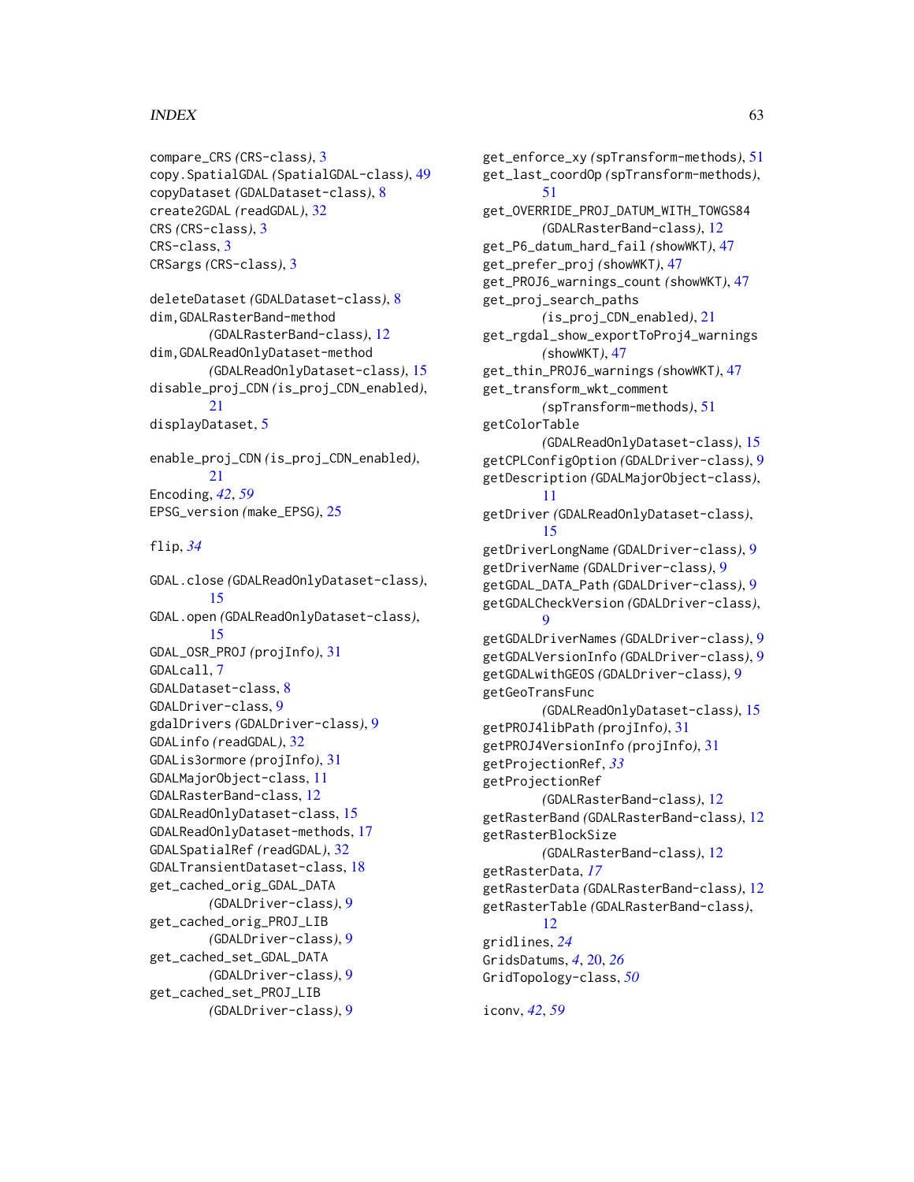compare_CRS *(CRS-class)*, 3
copy.SpatialGDAL *(SpatialGDAL-class)*, 49
copyDataset *(GDALDataset-class)*, 8
create2GDAL *(readGDAL)*, 32
CRS *(CRS-class)*, 3
CRS-class, 3
CRSargs *(CRS-class)*, 3

deleteDataset *(GDALDataset-class)*, 8
dim,GDALRasterBand-method *(GDALRasterBand-class)*, 12
dim,GDALReadOnlyDataset-method *(GDALReadOnlyDataset-class)*, 15
disable_proj_CDN *(is_proj_CDN_enabled)*, 21
displayDataset, 5

enable_proj_CDN *(is_proj_CDN_enabled)*, 21
Encoding, *42*, *59*
EPSG_version *(make_EPSG)*, 25

flip, *34*

GDAL.close *(GDALReadOnlyDataset-class)*, 15
GDAL.open *(GDALReadOnlyDataset-class)*, 15
GDAL_OSR_PROJ *(projInfo)*, 31
GDALcall, 7
GDALDataset-class, 8
GDALDriver-class, 9
gdalDrivers *(GDALDriver-class)*, 9
GDALinfo *(readGDAL)*, 32
GDALis3ormore *(projInfo)*, 31
GDALMajorObject-class, 11
GDALRasterBand-class, 12
GDALReadOnlyDataset-class, 15
GDALReadOnlyDataset-methods, 17
GDALSpatialRef *(readGDAL)*, 32
GDALTransientDataset-class, 18
get_cached_orig_GDAL_DATA *(GDALDriver-class)*, 9
get_cached_orig_PROJ_LIB *(GDALDriver-class)*, 9
get_cached_set_GDAL_DATA *(GDALDriver-class)*, 9
get_cached_set_PROJ_LIB *(GDALDriver-class)*, 9
get_enforce_xy *(spTransform-methods)*, 51
get_last_coordOp *(spTransform-methods)*, 51
get_OVERRIDE_PROJ_DATUM_WITH_TOWGS84 *(GDALRasterBand-class)*, 12
get_P6_datum_hard_fail *(showWKT)*, 47
get_prefer_proj *(showWKT)*, 47
get_PROJ6_warnings_count *(showWKT)*, 47
get_proj_search_paths *(is_proj_CDN_enabled)*, 21
get_rgdal_show_exportToProj4_warnings *(showWKT)*, 47
get_thin_PROJ6_warnings *(showWKT)*, 47
get_transform_wkt_comment *(spTransform-methods)*, 51
getColorTable *(GDALReadOnlyDataset-class)*, 15
getCPLConfigOption *(GDALDriver-class)*, 9
getDescription *(GDALMajorObject-class)*, 11
getDriver *(GDALReadOnlyDataset-class)*, 15
getDriverLongName *(GDALDriver-class)*, 9
getDriverName *(GDALDriver-class)*, 9
getGDAL_DATA_Path *(GDALDriver-class)*, 9
getGDALCheckVersion *(GDALDriver-class)*, 9
getGDALDriverNames *(GDALDriver-class)*, 9
getGDALVersionInfo *(GDALDriver-class)*, 9
getGDALwithGEOS *(GDALDriver-class)*, 9
getGeoTransFunc *(GDALReadOnlyDataset-class)*, 15
getPROJ4libPath *(projInfo)*, 31
getPROJ4VersionInfo *(projInfo)*, 31
getProjectionRef, *33*
getProjectionRef *(GDALRasterBand-class)*, 12
getRasterBand *(GDALRasterBand-class)*, 12
getRasterBlockSize *(GDALRasterBand-class)*, 12
getRasterData, *17*
getRasterData *(GDALRasterBand-class)*, 12
getRasterTable *(GDALRasterBand-class)*, 12
gridlines, *24*
GridsDatums, *4*, 20, *26*
GridTopology-class, *50*

iconv, *42*, *59*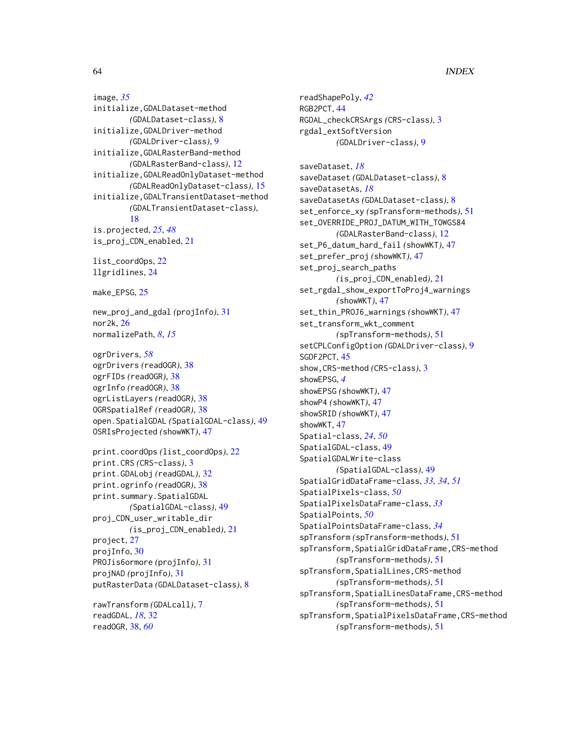image, *35*
initialize,GDALDataset-method
    *(*GDALDataset-class*)*, 8
initialize,GDALDriver-method
    *(*GDALDriver-class*)*, 9
initialize,GDALRasterBand-method
    *(*GDALRasterBand-class*)*, 12
initialize,GDALReadOnlyDataset-method
    *(*GDALReadOnlyDataset-class*)*, 15
initialize,GDALTransientDataset-method
    *(*GDALTransientDataset-class*)*,
    18
is.projected, *25*, *48*
is_proj_CDN_enabled, 21

list_coordOps, 22
llgridlines, 24

make_EPSG, 25

new_proj_and_gdal *(*projInfo*)*, 31
nor2k, 26
normalizePath, *8*, *15*

ogrDrivers, *58*
ogrDrivers *(*readOGR*)*, 38
ogrFIDs *(*readOGR*)*, 38
ogrInfo *(*readOGR*)*, 38
ogrListLayers *(*readOGR*)*, 38
OGRSpatialRef *(*readOGR*)*, 38
open.SpatialGDAL *(*SpatialGDAL-class*)*, 49
OSRIsProjected *(*showWKT*)*, 47

print.coordOps *(*list_coordOps*)*, 22
print.CRS *(*CRS-class*)*, 3
print.GDALobj *(*readGDAL*)*, 32
print.ogrinfo *(*readOGR*)*, 38
print.summary.SpatialGDAL
    *(*SpatialGDAL-class*)*, 49
proj_CDN_user_writable_dir
    *(*is_proj_CDN_enabled*)*, 21
project, 27
projInfo, 30
PROJis6ormore *(*projInfo*)*, 31
projNAD *(*projInfo*)*, 31
putRasterData *(*GDALDataset-class*)*, 8

rawTransform *(*GDALcall*)*, 7
readGDAL, *18*, 32
readOGR, 38, *60*
readShapePoly, *42*
RGB2PCT, 44
RGDAL_checkCRSArgs *(*CRS-class*)*, 3
rgdal_extSoftVersion
    *(*GDALDriver-class*)*, 9

saveDataset, *18*
saveDataset *(*GDALDataset-class*)*, 8
saveDatasetAs, *18*
saveDatasetAs *(*GDALDataset-class*)*, 8
set_enforce_xy *(*spTransform-methods*)*, 51
set_OVERRIDE_PROJ_DATUM_WITH_TOWGS84
    *(*GDALRasterBand-class*)*, 12
set_P6_datum_hard_fail *(*showWKT*)*, 47
set_prefer_proj *(*showWKT*)*, 47
set_proj_search_paths
    *(*is_proj_CDN_enabled*)*, 21
set_rgdal_show_exportToProj4_warnings
    *(*showWKT*)*, 47
set_thin_PROJ6_warnings *(*showWKT*)*, 47
set_transform_wkt_comment
    *(*spTransform-methods*)*, 51
setCPLConfigOption *(*GDALDriver-class*)*, 9
SGDF2PCT, 45
show,CRS-method *(*CRS-class*)*, 3
showEPSG, *4*
showEPSG *(*showWKT*)*, 47
showP4 *(*showWKT*)*, 47
showSRID *(*showWKT*)*, 47
showWKT, 47
Spatial-class, *24*, *50*
SpatialGDAL-class, 49
SpatialGDALWrite-class
    *(*SpatialGDAL-class*)*, 49
SpatialGridDataFrame-class, *33*, *34*, *51*
SpatialPixels-class, *50*
SpatialPixelsDataFrame-class, *33*
SpatialPoints, *50*
SpatialPointsDataFrame-class, *34*
spTransform *(*spTransform-methods*)*, 51
spTransform,SpatialGridDataFrame,CRS-method
    *(*spTransform-methods*)*, 51
spTransform,SpatialLines,CRS-method
    *(*spTransform-methods*)*, 51
spTransform,SpatialLinesDataFrame,CRS-method
    *(*spTransform-methods*)*, 51
spTransform,SpatialPixelsDataFrame,CRS-method
    *(*spTransform-methods*)*, 51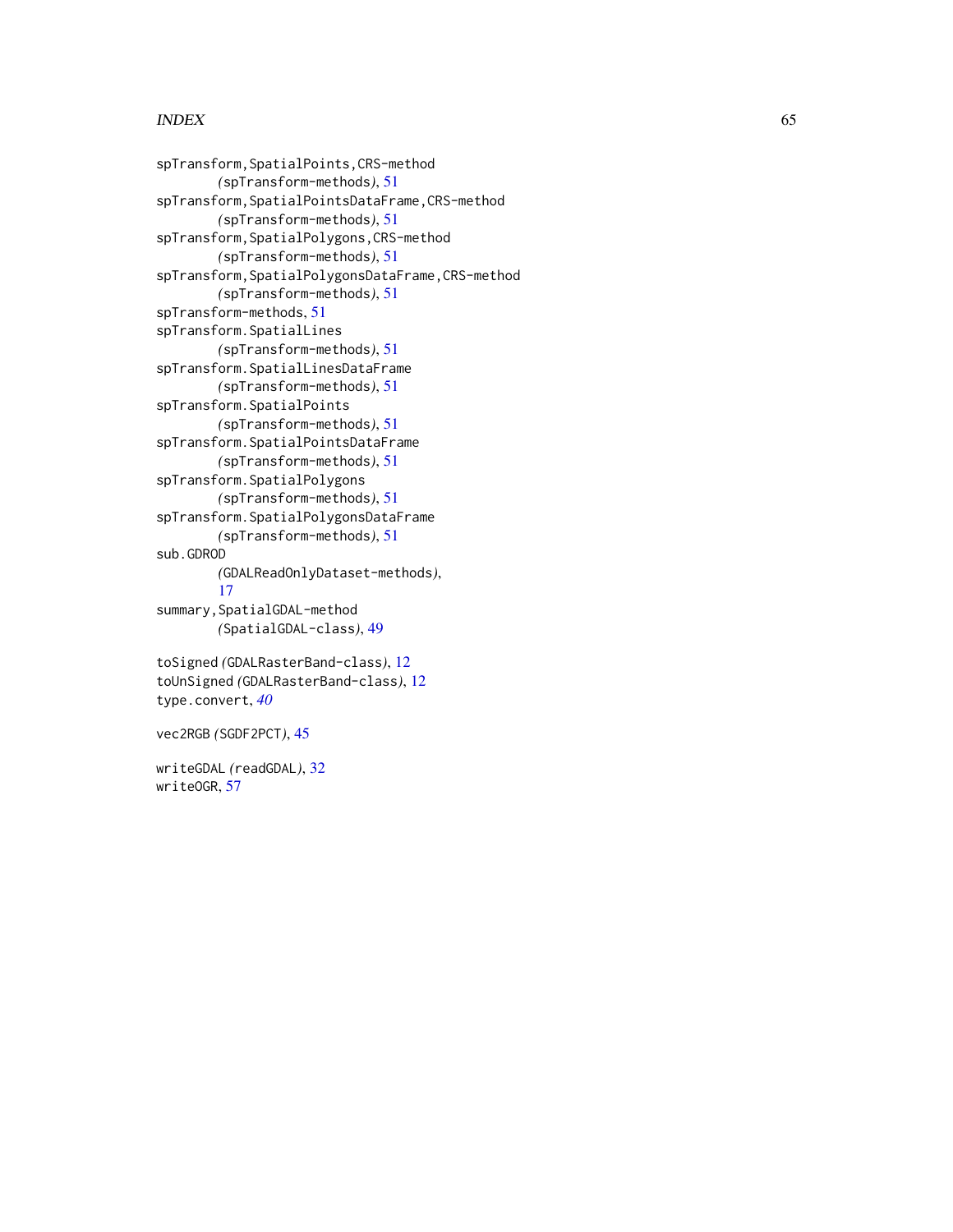spTransform,SpatialPoints,CRS-method
        *(spTransform-methods)*, 51
spTransform,SpatialPointsDataFrame,CRS-method
        *(spTransform-methods)*, 51
spTransform,SpatialPolygons,CRS-method
        *(spTransform-methods)*, 51
spTransform,SpatialPolygonsDataFrame,CRS-method
        *(spTransform-methods)*, 51
spTransform-methods, 51
spTransform.SpatialLines
        *(spTransform-methods)*, 51
spTransform.SpatialLinesDataFrame
        *(spTransform-methods)*, 51
spTransform.SpatialPoints
        *(spTransform-methods)*, 51
spTransform.SpatialPointsDataFrame
        *(spTransform-methods)*, 51
spTransform.SpatialPolygons
        *(spTransform-methods)*, 51
spTransform.SpatialPolygonsDataFrame
        *(spTransform-methods)*, 51
sub.GDROD
        *(GDALReadOnlyDataset-methods)*,
        17
summary,SpatialGDAL-method
        *(SpatialGDAL-class)*, 49

toSigned *(GDALRasterBand-class)*, 12
toUnSigned *(GDALRasterBand-class)*, 12
type.convert, *40*

vec2RGB *(SGDF2PCT)*, 45

writeGDAL *(readGDAL)*, 32
writeOGR, 57